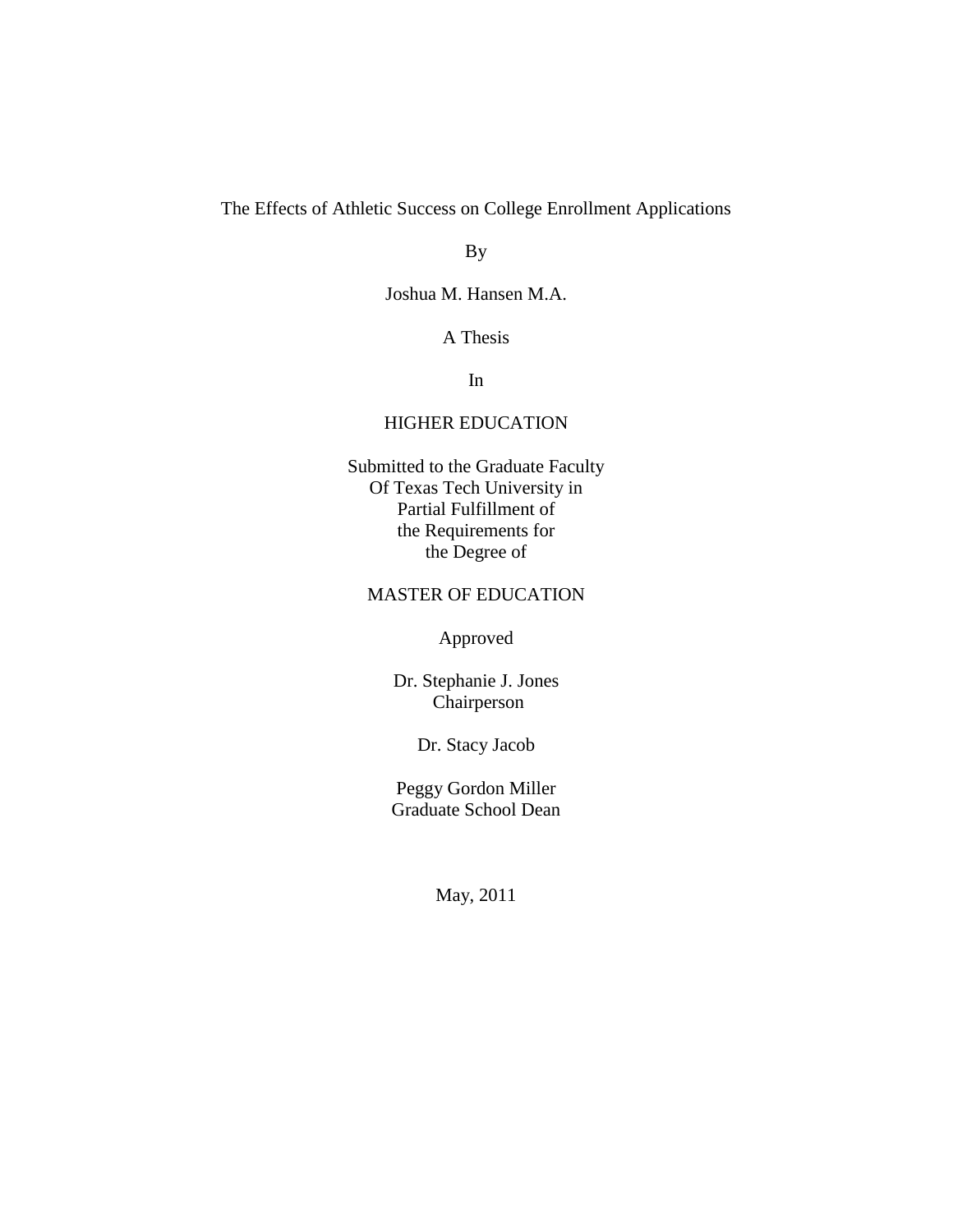# The Effects of Athletic Success on College Enrollment Applications

By

Joshua M. Hansen M.A.

A Thesis

In

HIGHER EDUCATION

Submitted to the Graduate Faculty
Of Texas Tech University in
Partial Fulfillment of
the Requirements for
the Degree of

MASTER OF EDUCATION

Approved

Dr. Stephanie J. Jones
Chairperson

Dr. Stacy Jacob

Peggy Gordon Miller
Graduate School Dean

May, 2011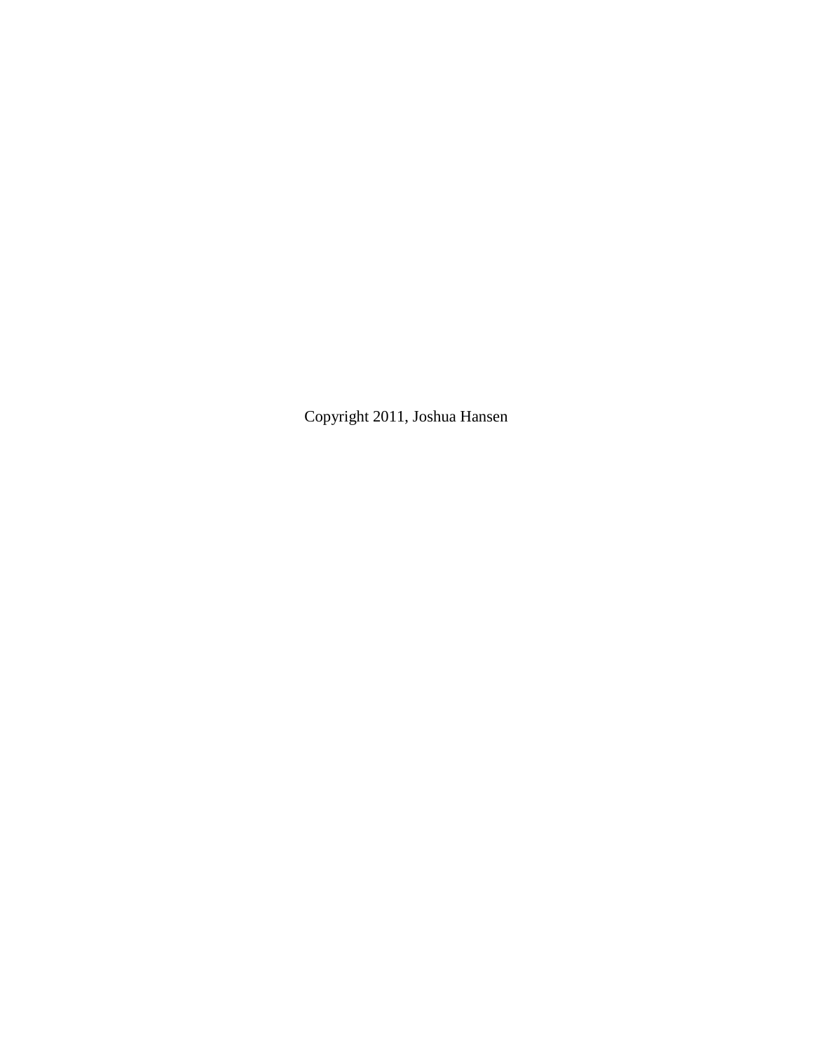Copyright 2011, Joshua Hansen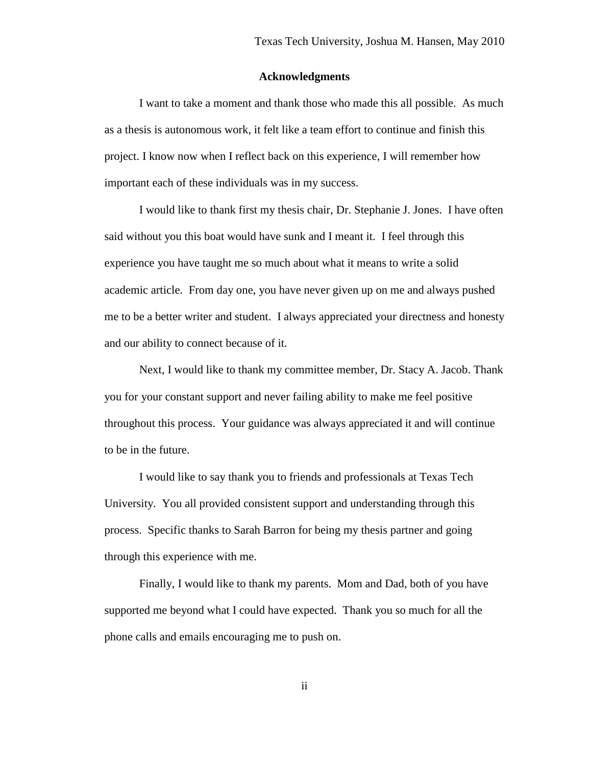## Acknowledgments

I want to take a moment and thank those who made this all possible. As much as a thesis is autonomous work, it felt like a team effort to continue and finish this project. I know now when I reflect back on this experience, I will remember how important each of these individuals was in my success.

I would like to thank first my thesis chair, Dr. Stephanie J. Jones. I have often said without you this boat would have sunk and I meant it. I feel through this experience you have taught me so much about what it means to write a solid academic article. From day one, you have never given up on me and always pushed me to be a better writer and student. I always appreciated your directness and honesty and our ability to connect because of it.

Next, I would like to thank my committee member, Dr. Stacy A. Jacob. Thank you for your constant support and never failing ability to make me feel positive throughout this process. Your guidance was always appreciated it and will continue to be in the future.

I would like to say thank you to friends and professionals at Texas Tech University. You all provided consistent support and understanding through this process. Specific thanks to Sarah Barron for being my thesis partner and going through this experience with me.

Finally, I would like to thank my parents. Mom and Dad, both of you have supported me beyond what I could have expected. Thank you so much for all the phone calls and emails encouraging me to push on.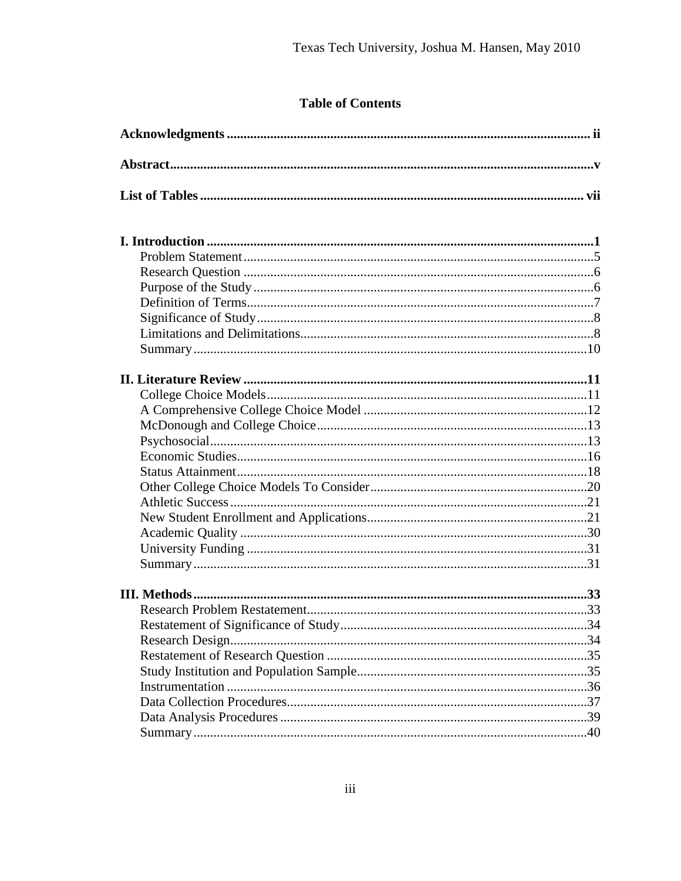## Table of Contents

**Acknowledgments** ........................................................ ii

**Abstract** ........................................................ v

**List of Tables** ........................................................ vii

**I. Introduction** ........................................................ 1
- Problem Statement ........................................................ 5
- Research Question ........................................................ 6
- Purpose of the Study ........................................................ 6
- Definition of Terms ........................................................ 7
- Significance of Study ........................................................ 8
- Limitations and Delimitations ........................................................ 8
- Summary ........................................................ 10

**II. Literature Review** ........................................................ 11
- College Choice Models ........................................................ 11
- A Comprehensive College Choice Model ........................................................ 12
- McDonough and College Choice ........................................................ 13
- Psychosocial ........................................................ 13
- Economic Studies ........................................................ 16
- Status Attainment ........................................................ 18
- Other College Choice Models To Consider ........................................................ 20
- Athletic Success ........................................................ 21
- New Student Enrollment and Applications ........................................................ 21
- Academic Quality ........................................................ 30
- University Funding ........................................................ 31
- Summary ........................................................ 31

**III. Methods** ........................................................ 33
- Research Problem Restatement ........................................................ 33
- Restatement of Significance of Study ........................................................ 34
- Research Design ........................................................ 34
- Restatement of Research Question ........................................................ 35
- Study Institution and Population Sample ........................................................ 35
- Instrumentation ........................................................ 36
- Data Collection Procedures ........................................................ 37
- Data Analysis Procedures ........................................................ 39
- Summary ........................................................ 40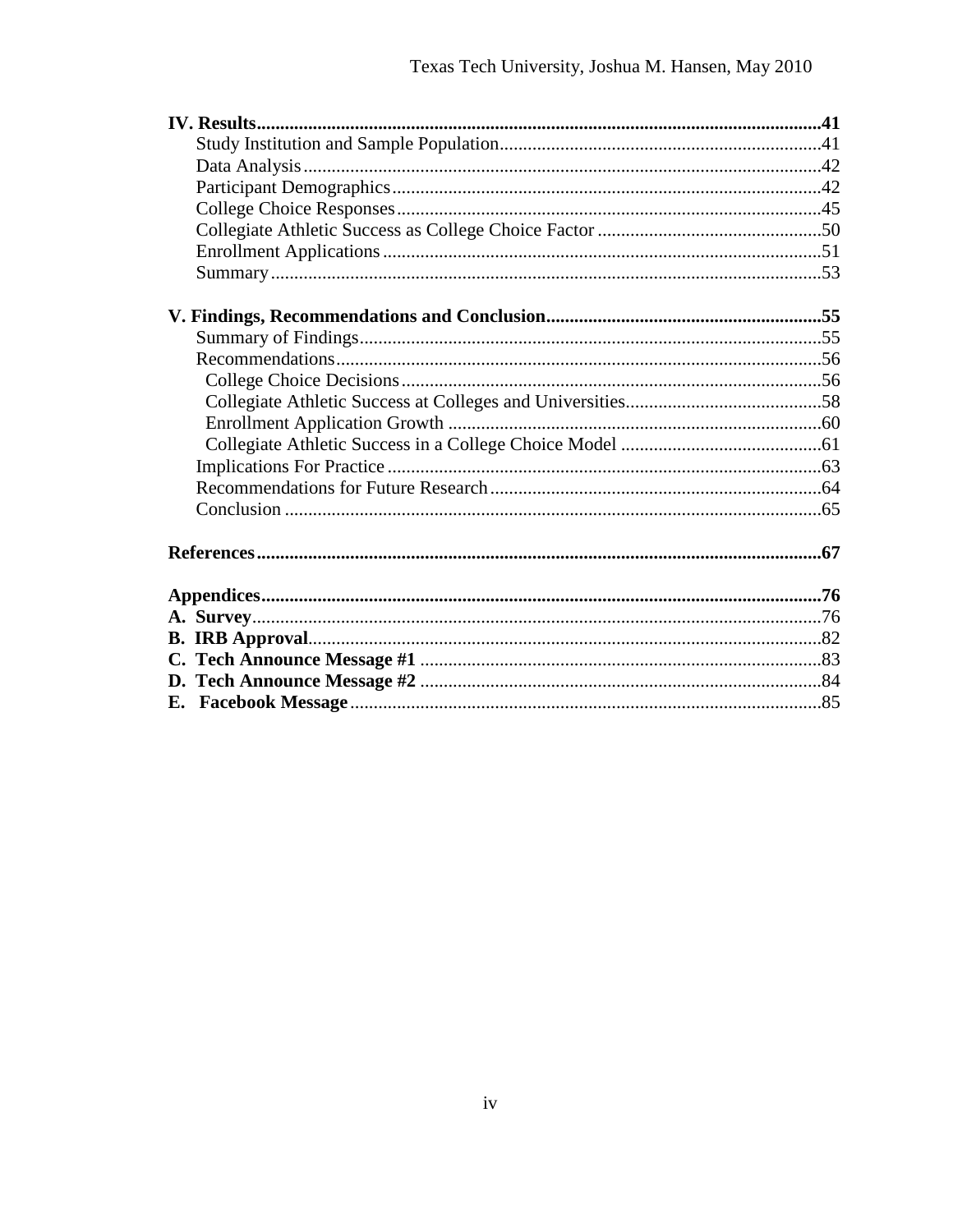**IV. Results**..........................................................................................................................41

Study Institution and Sample Population...................................................................41

Data Analysis.............................................................................................................42

Participant Demographics..........................................................................................42

College Choice Responses.........................................................................................45

Collegiate Athletic Success as College Choice Factor ...............................................50

Enrollment Applications............................................................................................51

Summary....................................................................................................................53

**V. Findings, Recommendations and Conclusion**..........................................................55

Summary of Findings.................................................................................................55

Recommendations......................................................................................................56

College Choice Decisions........................................................................................56

Collegiate Athletic Success at Colleges and Universities.........................................58

Enrollment Application Growth ..............................................................................60

Collegiate Athletic Success in a College Choice Model ..........................................61

Implications For Practice ...........................................................................................63

Recommendations for Future Research......................................................................64

Conclusion .................................................................................................................65

**References**........................................................................................................................67

**Appendices**.......................................................................................................................76

**A. Survey**.........................................................................................................................76

**B. IRB Approval**.............................................................................................................82

**C. Tech Announce Message #1** .....................................................................................83

**D. Tech Announce Message #2** .....................................................................................84

**E. Facebook Message**....................................................................................................85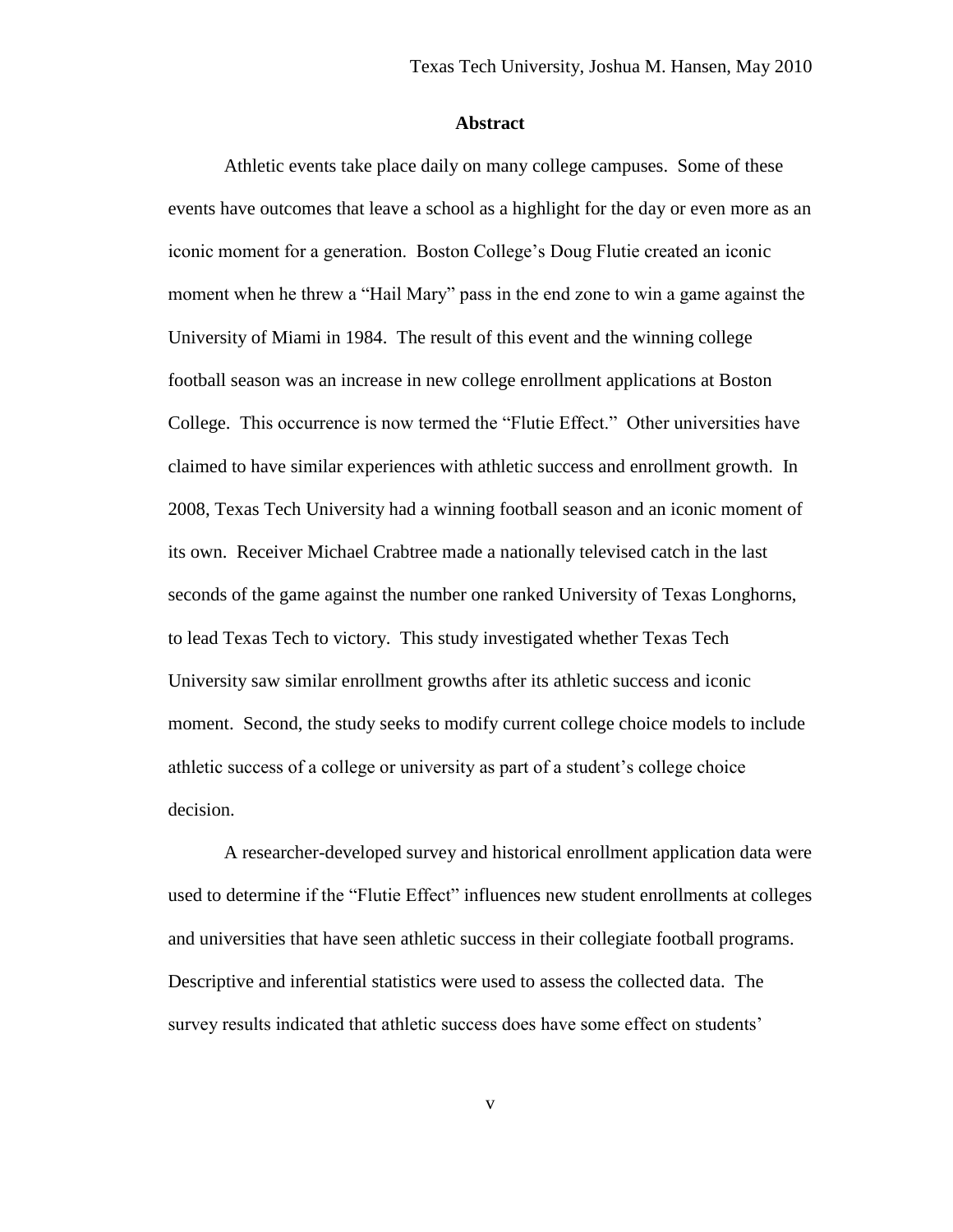## Abstract

Athletic events take place daily on many college campuses. Some of these events have outcomes that leave a school as a highlight for the day or even more as an iconic moment for a generation. Boston College's Doug Flutie created an iconic moment when he threw a "Hail Mary" pass in the end zone to win a game against the University of Miami in 1984. The result of this event and the winning college football season was an increase in new college enrollment applications at Boston College. This occurrence is now termed the "Flutie Effect." Other universities have claimed to have similar experiences with athletic success and enrollment growth. In 2008, Texas Tech University had a winning football season and an iconic moment of its own. Receiver Michael Crabtree made a nationally televised catch in the last seconds of the game against the number one ranked University of Texas Longhorns, to lead Texas Tech to victory. This study investigated whether Texas Tech University saw similar enrollment growths after its athletic success and iconic moment. Second, the study seeks to modify current college choice models to include athletic success of a college or university as part of a student's college choice decision.

A researcher-developed survey and historical enrollment application data were used to determine if the "Flutie Effect" influences new student enrollments at colleges and universities that have seen athletic success in their collegiate football programs. Descriptive and inferential statistics were used to assess the collected data. The survey results indicated that athletic success does have some effect on students'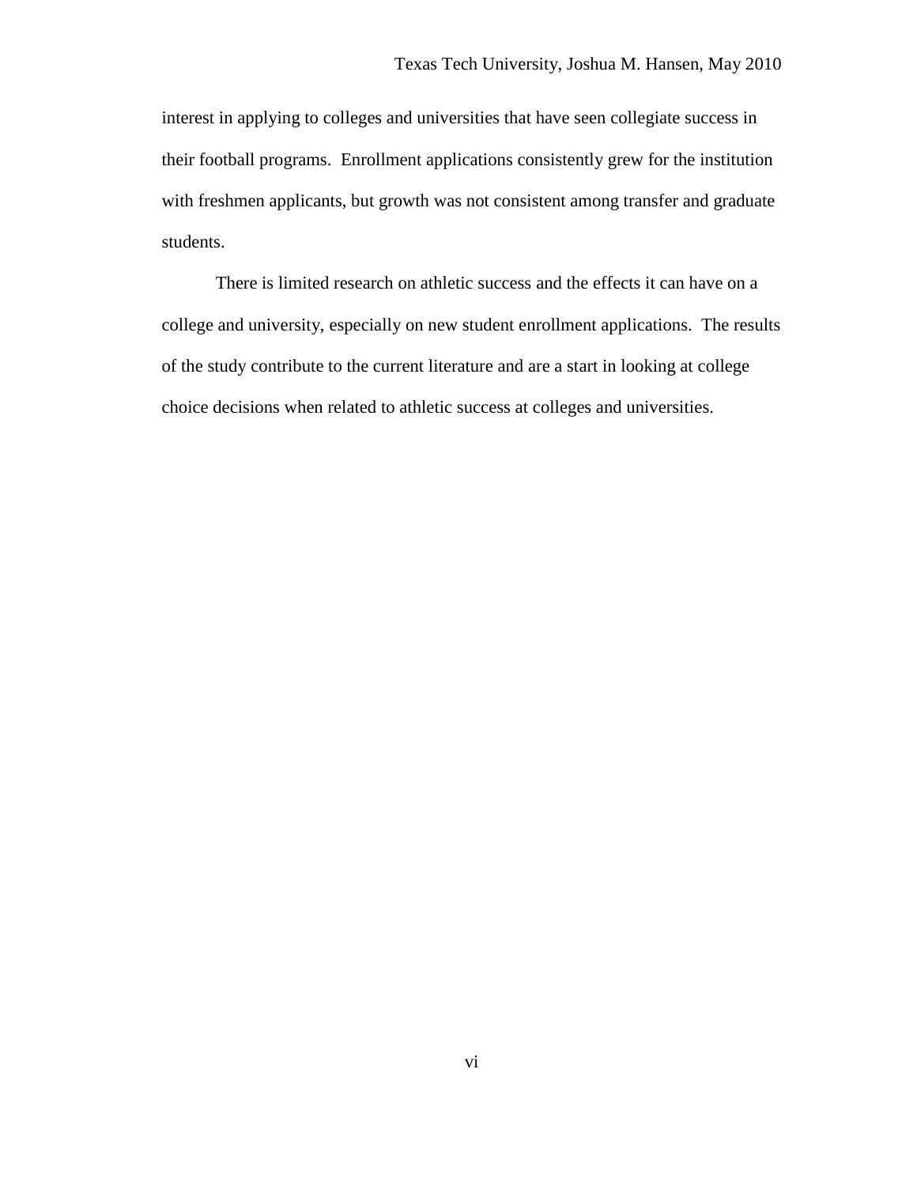interest in applying to colleges and universities that have seen collegiate success in their football programs. Enrollment applications consistently grew for the institution with freshmen applicants, but growth was not consistent among transfer and graduate students.

There is limited research on athletic success and the effects it can have on a college and university, especially on new student enrollment applications. The results of the study contribute to the current literature and are a start in looking at college choice decisions when related to athletic success at colleges and universities.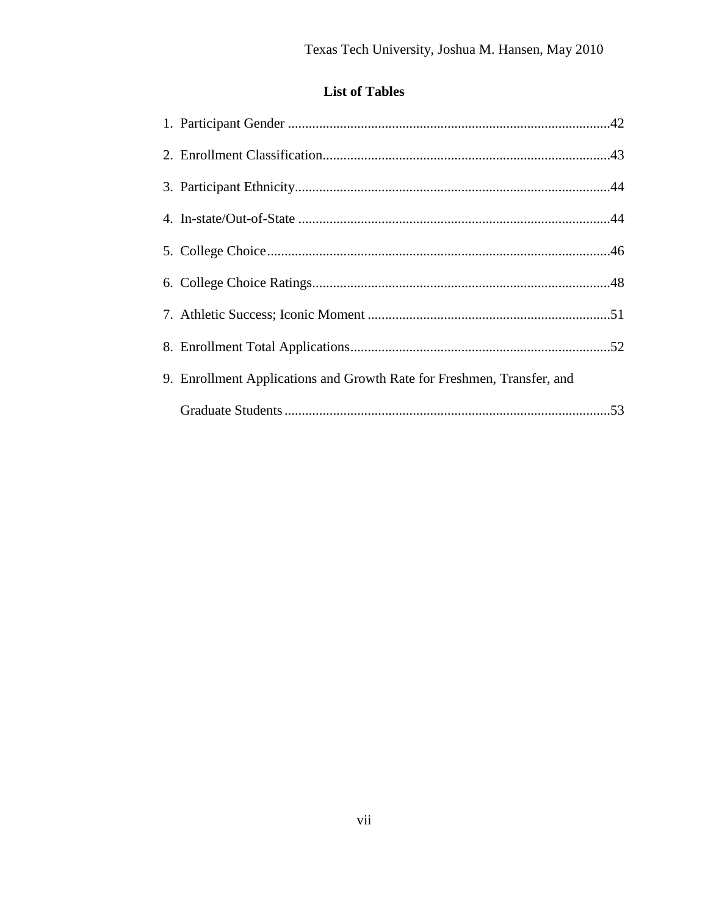## List of Tables

1. Participant Gender ........................................................................................42
2. Enrollment Classification..............................................................................43
3. Participant Ethnicity......................................................................................44
4. In-state/Out-of-State .....................................................................................44
5. College Choice..............................................................................................46
6. College Choice Ratings.................................................................................48
7. Athletic Success; Iconic Moment .................................................................51
8. Enrollment Total Applications......................................................................52
9. Enrollment Applications and Growth Rate for Freshmen, Transfer, and Graduate Students ..........................................................................................53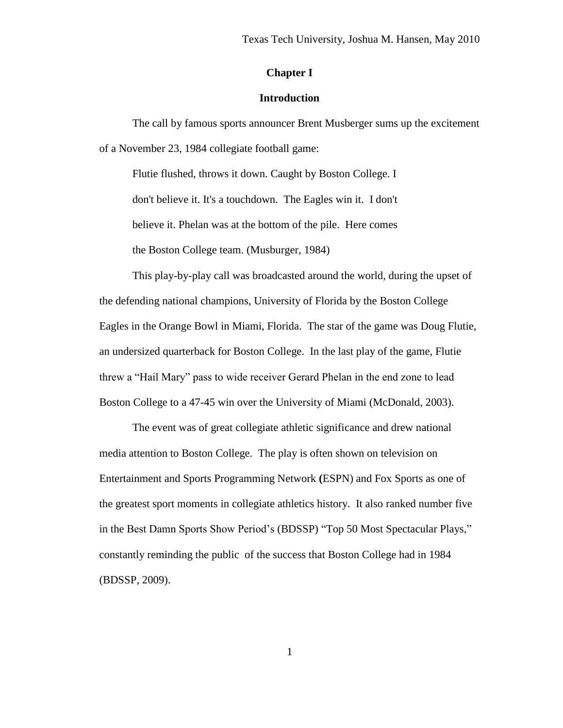# Chapter I

## Introduction

The call by famous sports announcer Brent Musberger sums up the excitement of a November 23, 1984 collegiate football game:

> Flutie flushed, throws it down. Caught by Boston College. I don't believe it. It's a touchdown. The Eagles win it. I don't believe it. Phelan was at the bottom of the pile. Here comes the Boston College team. (Musburger, 1984)

This play-by-play call was broadcasted around the world, during the upset of the defending national champions, University of Florida by the Boston College Eagles in the Orange Bowl in Miami, Florida. The star of the game was Doug Flutie, an undersized quarterback for Boston College. In the last play of the game, Flutie threw a "Hail Mary" pass to wide receiver Gerard Phelan in the end zone to lead Boston College to a 47-45 win over the University of Miami (McDonald, 2003).

The event was of great collegiate athletic significance and drew national media attention to Boston College. The play is often shown on television on Entertainment and Sports Programming Network **(**ESPN) and Fox Sports as one of the greatest sport moments in collegiate athletics history. It also ranked number five in the Best Damn Sports Show Period's (BDSSP) "Top 50 Most Spectacular Plays," constantly reminding the public of the success that Boston College had in 1984 (BDSSP, 2009).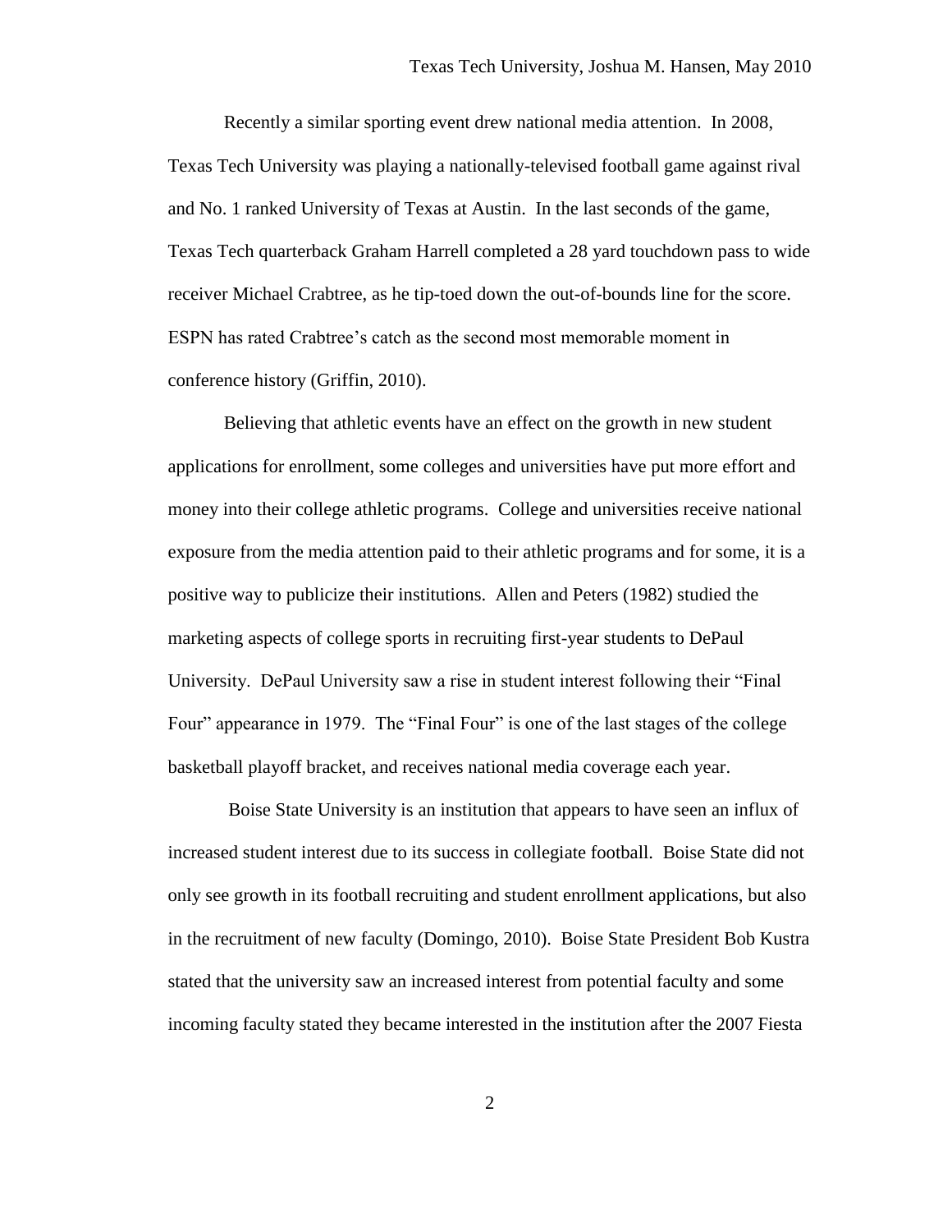Recently a similar sporting event drew national media attention. In 2008, Texas Tech University was playing a nationally-televised football game against rival and No. 1 ranked University of Texas at Austin. In the last seconds of the game, Texas Tech quarterback Graham Harrell completed a 28 yard touchdown pass to wide receiver Michael Crabtree, as he tip-toed down the out-of-bounds line for the score. ESPN has rated Crabtree's catch as the second most memorable moment in conference history (Griffin, 2010).

Believing that athletic events have an effect on the growth in new student applications for enrollment, some colleges and universities have put more effort and money into their college athletic programs. College and universities receive national exposure from the media attention paid to their athletic programs and for some, it is a positive way to publicize their institutions. Allen and Peters (1982) studied the marketing aspects of college sports in recruiting first-year students to DePaul University. DePaul University saw a rise in student interest following their "Final Four" appearance in 1979. The "Final Four" is one of the last stages of the college basketball playoff bracket, and receives national media coverage each year.

Boise State University is an institution that appears to have seen an influx of increased student interest due to its success in collegiate football. Boise State did not only see growth in its football recruiting and student enrollment applications, but also in the recruitment of new faculty (Domingo, 2010). Boise State President Bob Kustra stated that the university saw an increased interest from potential faculty and some incoming faculty stated they became interested in the institution after the 2007 Fiesta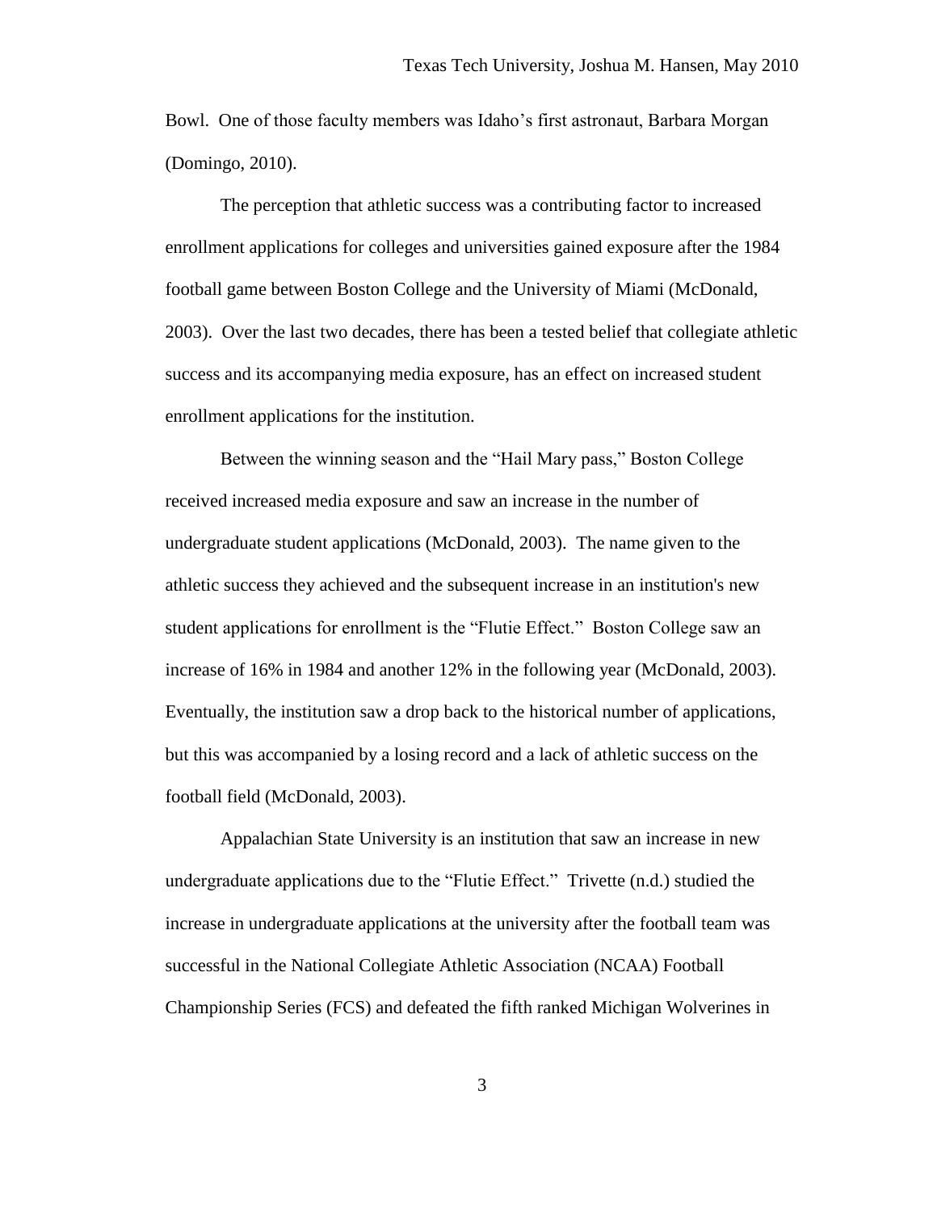Bowl. One of those faculty members was Idaho's first astronaut, Barbara Morgan (Domingo, 2010).

The perception that athletic success was a contributing factor to increased enrollment applications for colleges and universities gained exposure after the 1984 football game between Boston College and the University of Miami (McDonald, 2003). Over the last two decades, there has been a tested belief that collegiate athletic success and its accompanying media exposure, has an effect on increased student enrollment applications for the institution.

Between the winning season and the "Hail Mary pass," Boston College received increased media exposure and saw an increase in the number of undergraduate student applications (McDonald, 2003). The name given to the athletic success they achieved and the subsequent increase in an institution's new student applications for enrollment is the "Flutie Effect." Boston College saw an increase of 16% in 1984 and another 12% in the following year (McDonald, 2003). Eventually, the institution saw a drop back to the historical number of applications, but this was accompanied by a losing record and a lack of athletic success on the football field (McDonald, 2003).

Appalachian State University is an institution that saw an increase in new undergraduate applications due to the "Flutie Effect." Trivette (n.d.) studied the increase in undergraduate applications at the university after the football team was successful in the National Collegiate Athletic Association (NCAA) Football Championship Series (FCS) and defeated the fifth ranked Michigan Wolverines in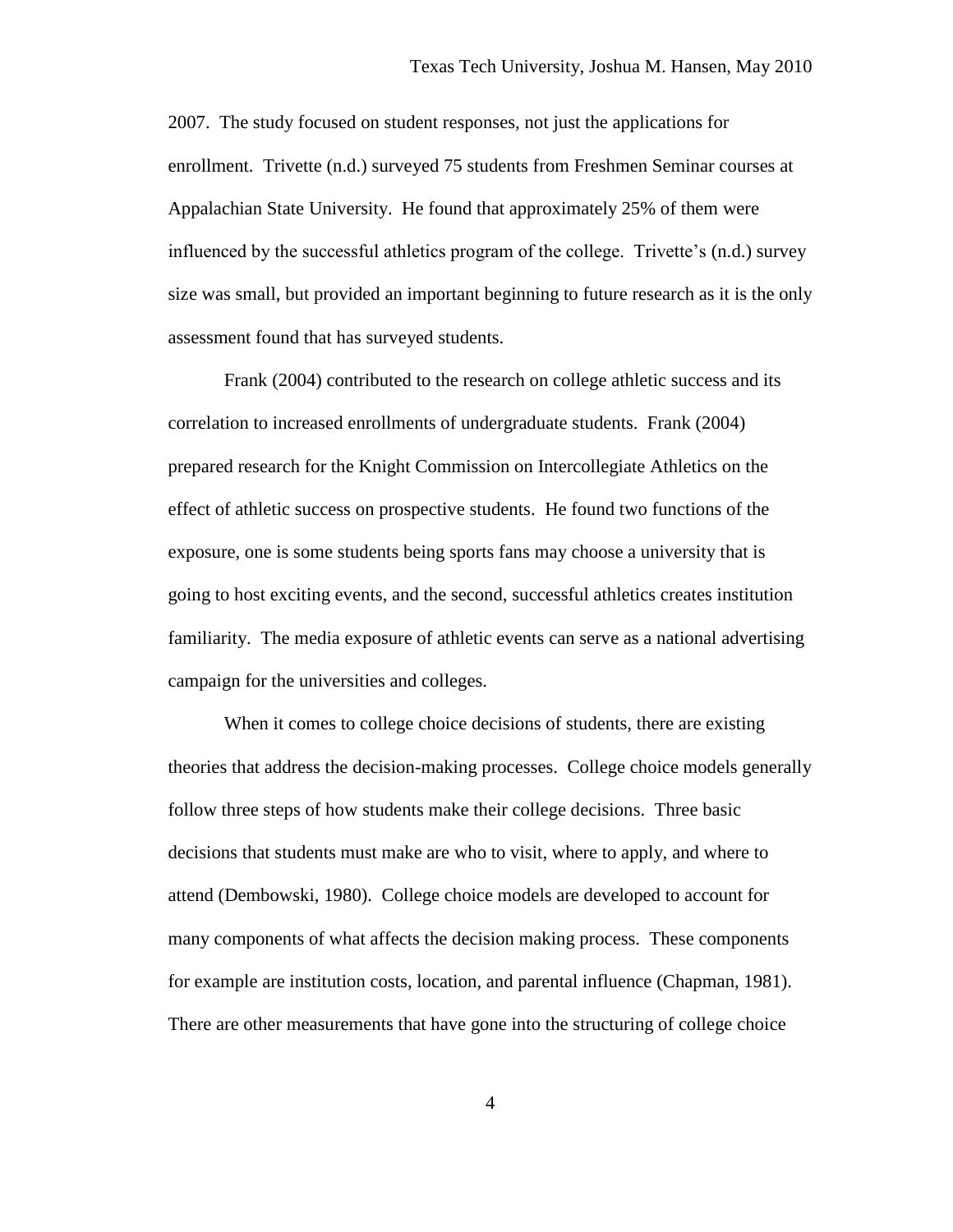2007. The study focused on student responses, not just the applications for enrollment. Trivette (n.d.) surveyed 75 students from Freshmen Seminar courses at Appalachian State University. He found that approximately 25% of them were influenced by the successful athletics program of the college. Trivette's (n.d.) survey size was small, but provided an important beginning to future research as it is the only assessment found that has surveyed students.

Frank (2004) contributed to the research on college athletic success and its correlation to increased enrollments of undergraduate students. Frank (2004) prepared research for the Knight Commission on Intercollegiate Athletics on the effect of athletic success on prospective students. He found two functions of the exposure, one is some students being sports fans may choose a university that is going to host exciting events, and the second, successful athletics creates institution familiarity. The media exposure of athletic events can serve as a national advertising campaign for the universities and colleges.

When it comes to college choice decisions of students, there are existing theories that address the decision-making processes. College choice models generally follow three steps of how students make their college decisions. Three basic decisions that students must make are who to visit, where to apply, and where to attend (Dembowski, 1980). College choice models are developed to account for many components of what affects the decision making process. These components for example are institution costs, location, and parental influence (Chapman, 1981). There are other measurements that have gone into the structuring of college choice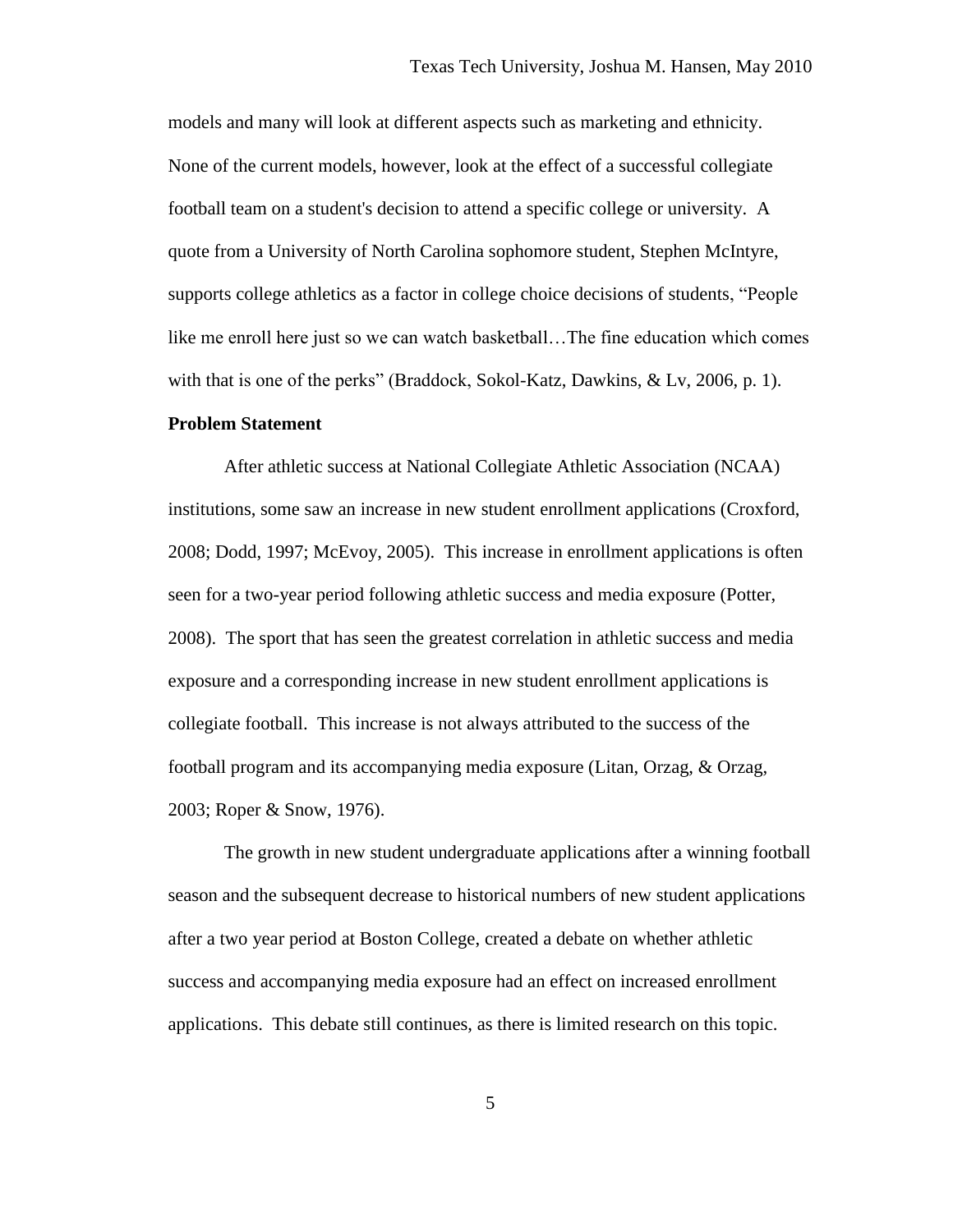models and many will look at different aspects such as marketing and ethnicity. None of the current models, however, look at the effect of a successful collegiate football team on a student's decision to attend a specific college or university. A quote from a University of North Carolina sophomore student, Stephen McIntyre, supports college athletics as a factor in college choice decisions of students, "People like me enroll here just so we can watch basketball…The fine education which comes with that is one of the perks" (Braddock, Sokol-Katz, Dawkins, & Lv, 2006, p. 1).

**Problem Statement**

After athletic success at National Collegiate Athletic Association (NCAA) institutions, some saw an increase in new student enrollment applications (Croxford, 2008; Dodd, 1997; McEvoy, 2005). This increase in enrollment applications is often seen for a two-year period following athletic success and media exposure (Potter, 2008). The sport that has seen the greatest correlation in athletic success and media exposure and a corresponding increase in new student enrollment applications is collegiate football. This increase is not always attributed to the success of the football program and its accompanying media exposure (Litan, Orzag, & Orzag, 2003; Roper & Snow, 1976).

The growth in new student undergraduate applications after a winning football season and the subsequent decrease to historical numbers of new student applications after a two year period at Boston College, created a debate on whether athletic success and accompanying media exposure had an effect on increased enrollment applications. This debate still continues, as there is limited research on this topic.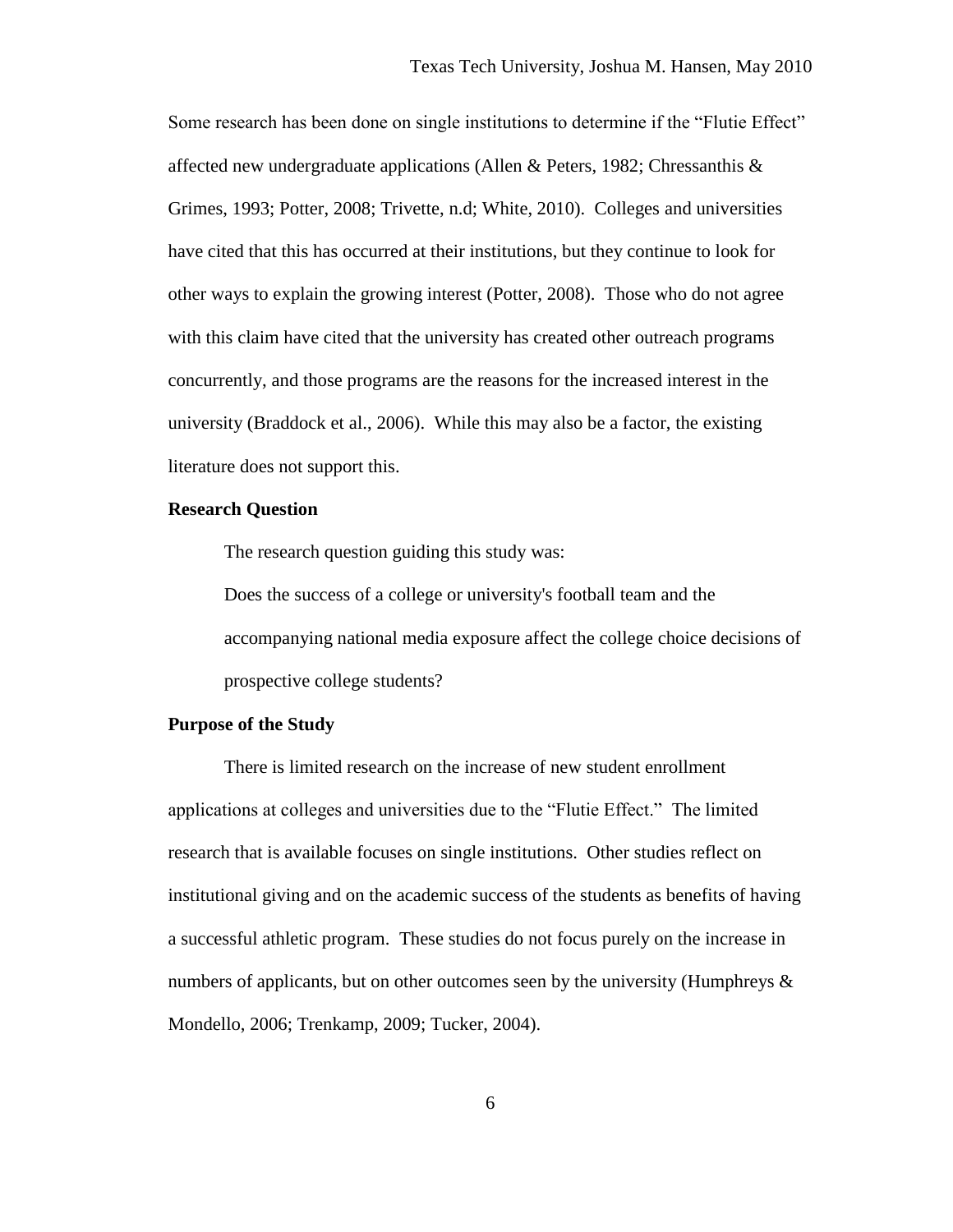Some research has been done on single institutions to determine if the "Flutie Effect" affected new undergraduate applications (Allen & Peters, 1982; Chressanthis & Grimes, 1993; Potter, 2008; Trivette, n.d; White, 2010). Colleges and universities have cited that this has occurred at their institutions, but they continue to look for other ways to explain the growing interest (Potter, 2008). Those who do not agree with this claim have cited that the university has created other outreach programs concurrently, and those programs are the reasons for the increased interest in the university (Braddock et al., 2006). While this may also be a factor, the existing literature does not support this.

**Research Question**

The research question guiding this study was:

> Does the success of a college or university's football team and the accompanying national media exposure affect the college choice decisions of prospective college students?

**Purpose of the Study**

There is limited research on the increase of new student enrollment applications at colleges and universities due to the "Flutie Effect." The limited research that is available focuses on single institutions. Other studies reflect on institutional giving and on the academic success of the students as benefits of having a successful athletic program. These studies do not focus purely on the increase in numbers of applicants, but on other outcomes seen by the university (Humphreys & Mondello, 2006; Trenkamp, 2009; Tucker, 2004).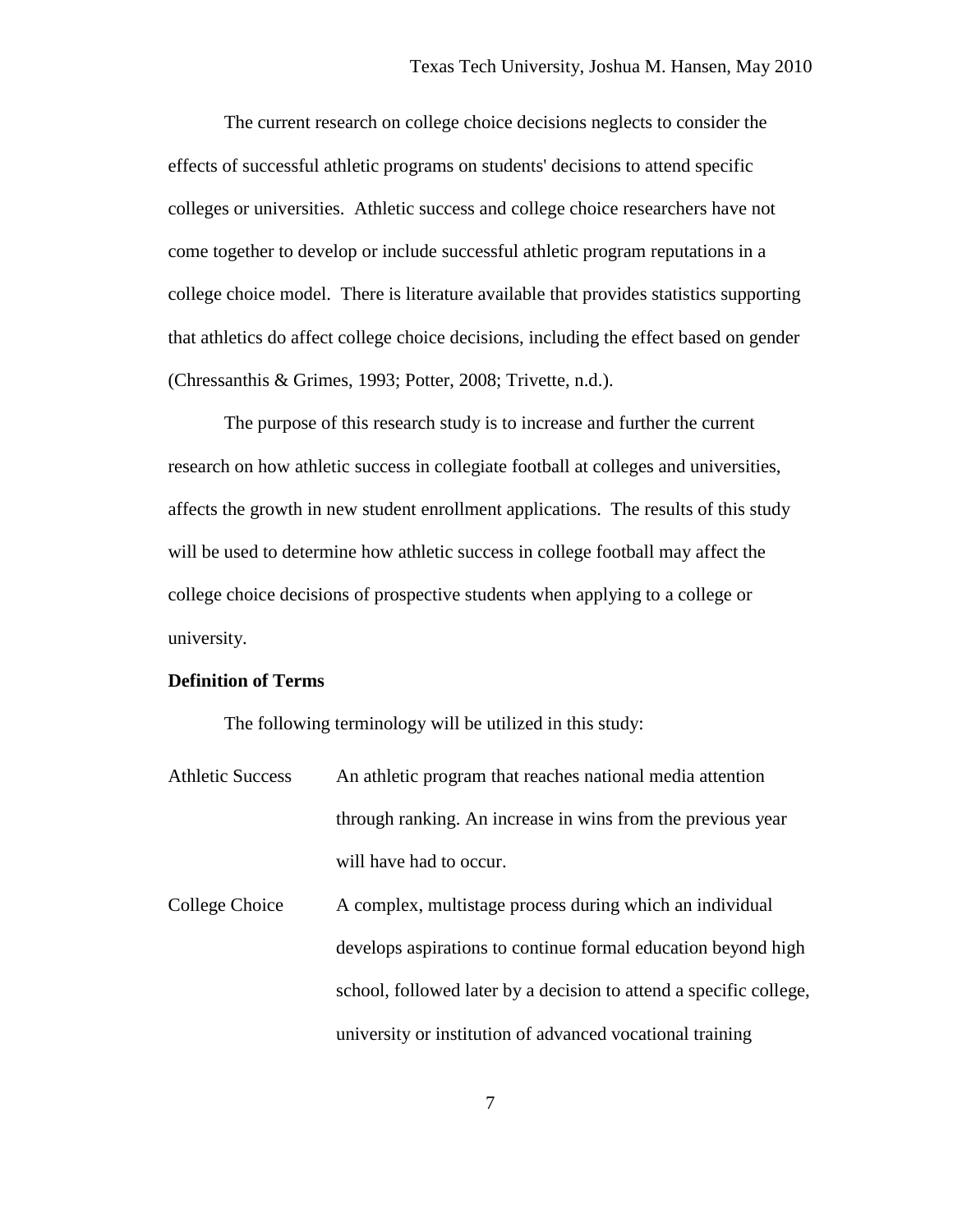The current research on college choice decisions neglects to consider the effects of successful athletic programs on students' decisions to attend specific colleges or universities. Athletic success and college choice researchers have not come together to develop or include successful athletic program reputations in a college choice model. There is literature available that provides statistics supporting that athletics do affect college choice decisions, including the effect based on gender (Chressanthis & Grimes, 1993; Potter, 2008; Trivette, n.d.).

The purpose of this research study is to increase and further the current research on how athletic success in collegiate football at colleges and universities, affects the growth in new student enrollment applications. The results of this study will be used to determine how athletic success in college football may affect the college choice decisions of prospective students when applying to a college or university.

**Definition of Terms**

The following terminology will be utilized in this study:

Athletic Success — An athletic program that reaches national media attention through ranking. An increase in wins from the previous year will have had to occur.

College Choice — A complex, multistage process during which an individual develops aspirations to continue formal education beyond high school, followed later by a decision to attend a specific college, university or institution of advanced vocational training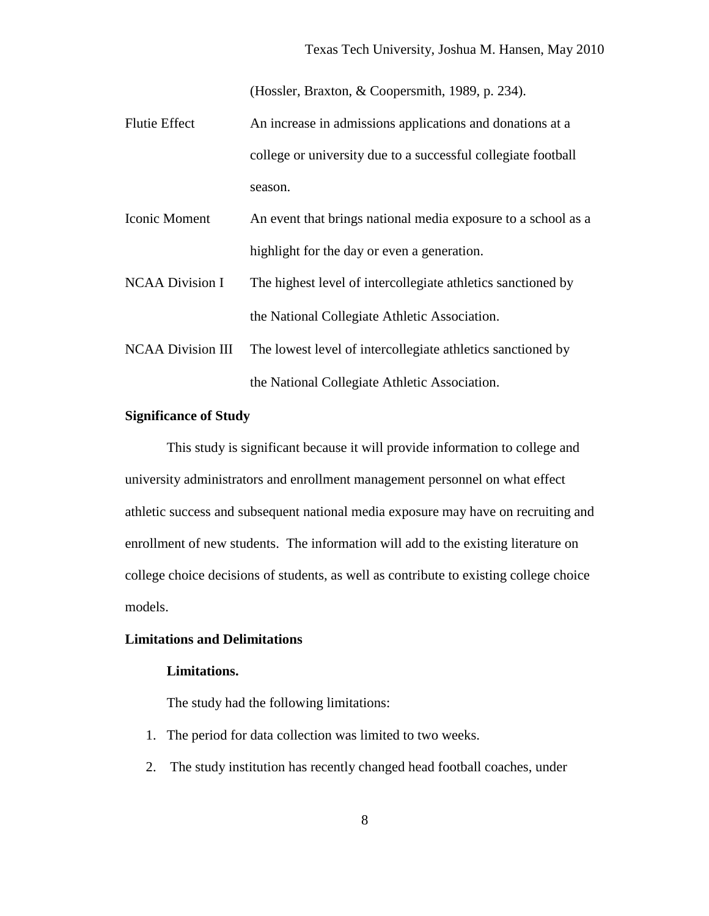(Hossler, Braxton, & Coopersmith, 1989, p. 234).

| | |
|---|---|
| Flutie Effect | An increase in admissions applications and donations at a college or university due to a successful collegiate football season. |
| Iconic Moment | An event that brings national media exposure to a school as a highlight for the day or even a generation. |
| NCAA Division I | The highest level of intercollegiate athletics sanctioned by the National Collegiate Athletic Association. |
| NCAA Division III | The lowest level of intercollegiate athletics sanctioned by the National Collegiate Athletic Association. |

## Significance of Study

This study is significant because it will provide information to college and university administrators and enrollment management personnel on what effect athletic success and subsequent national media exposure may have on recruiting and enrollment of new students. The information will add to the existing literature on college choice decisions of students, as well as contribute to existing college choice models.

## Limitations and Delimitations

### Limitations.

The study had the following limitations:

1. The period for data collection was limited to two weeks.
2. The study institution has recently changed head football coaches, under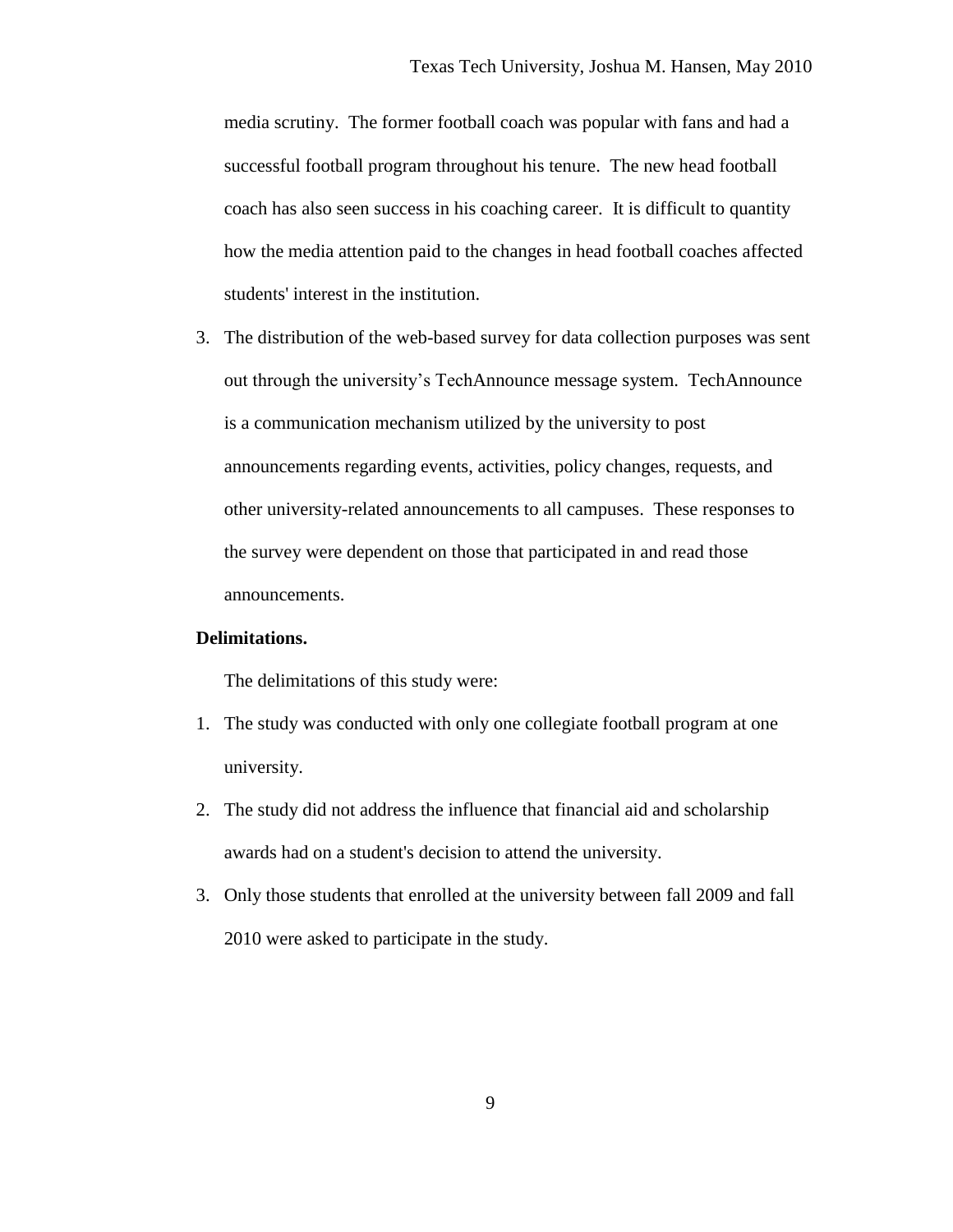media scrutiny. The former football coach was popular with fans and had a successful football program throughout his tenure. The new head football coach has also seen success in his coaching career. It is difficult to quantity how the media attention paid to the changes in head football coaches affected students' interest in the institution.

3. The distribution of the web-based survey for data collection purposes was sent out through the university's TechAnnounce message system. TechAnnounce is a communication mechanism utilized by the university to post announcements regarding events, activities, policy changes, requests, and other university-related announcements to all campuses. These responses to the survey were dependent on those that participated in and read those announcements.

**Delimitations.**

The delimitations of this study were:

1. The study was conducted with only one collegiate football program at one university.
2. The study did not address the influence that financial aid and scholarship awards had on a student's decision to attend the university.
3. Only those students that enrolled at the university between fall 2009 and fall 2010 were asked to participate in the study.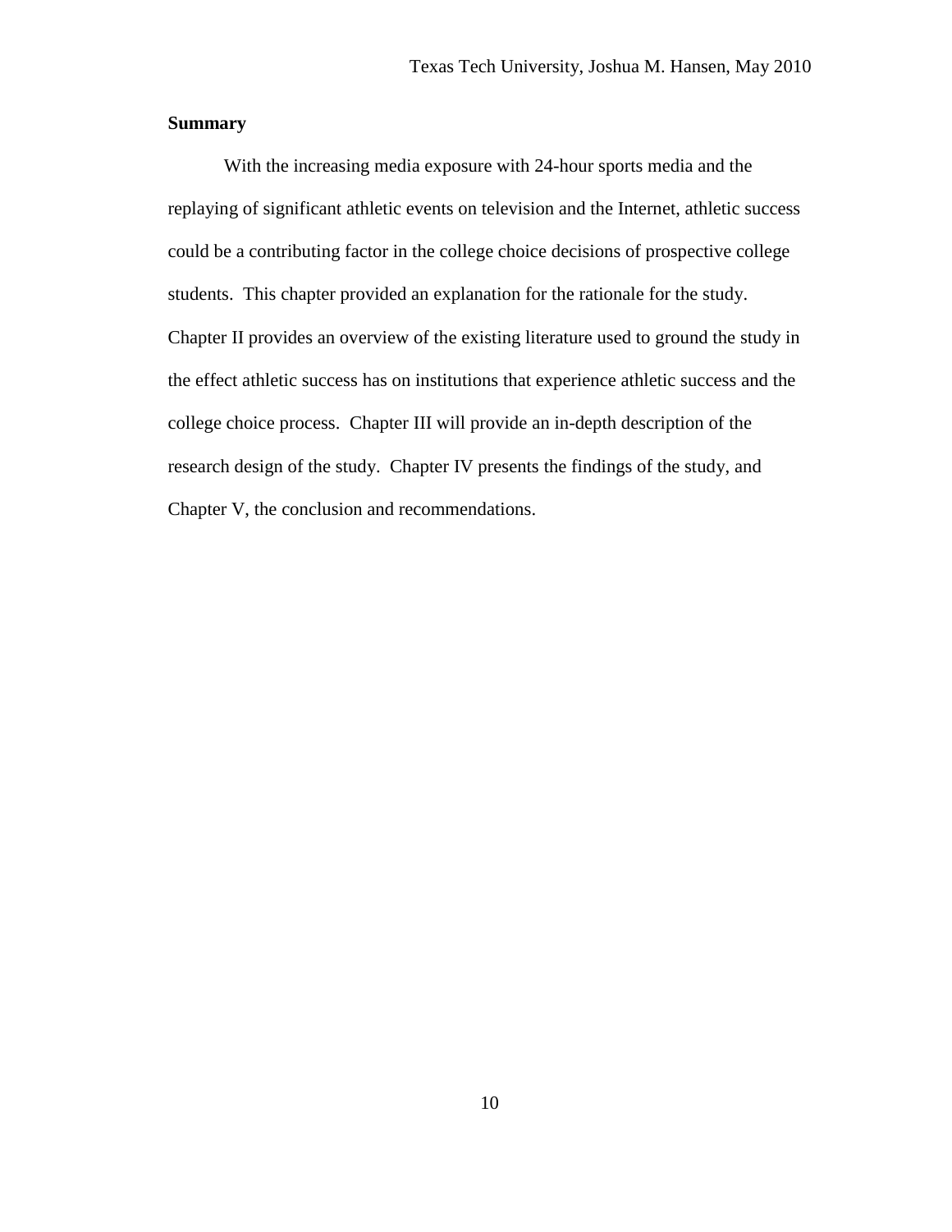## Summary

With the increasing media exposure with 24-hour sports media and the replaying of significant athletic events on television and the Internet, athletic success could be a contributing factor in the college choice decisions of prospective college students. This chapter provided an explanation for the rationale for the study. Chapter II provides an overview of the existing literature used to ground the study in the effect athletic success has on institutions that experience athletic success and the college choice process. Chapter III will provide an in-depth description of the research design of the study. Chapter IV presents the findings of the study, and Chapter V, the conclusion and recommendations.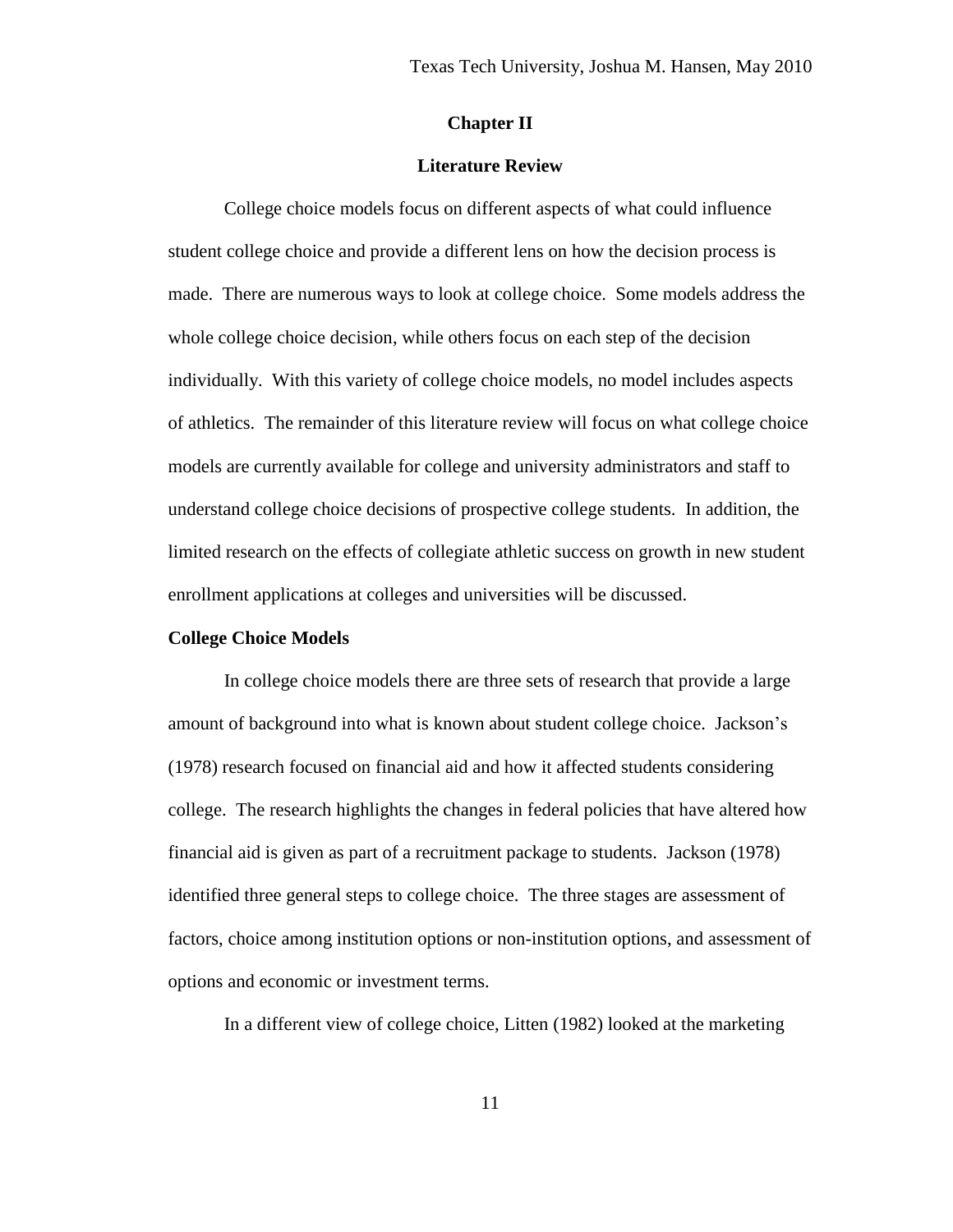## Chapter II

## Literature Review

College choice models focus on different aspects of what could influence student college choice and provide a different lens on how the decision process is made. There are numerous ways to look at college choice. Some models address the whole college choice decision, while others focus on each step of the decision individually. With this variety of college choice models, no model includes aspects of athletics. The remainder of this literature review will focus on what college choice models are currently available for college and university administrators and staff to understand college choice decisions of prospective college students. In addition, the limited research on the effects of collegiate athletic success on growth in new student enrollment applications at colleges and universities will be discussed.

### College Choice Models

In college choice models there are three sets of research that provide a large amount of background into what is known about student college choice. Jackson's (1978) research focused on financial aid and how it affected students considering college. The research highlights the changes in federal policies that have altered how financial aid is given as part of a recruitment package to students. Jackson (1978) identified three general steps to college choice. The three stages are assessment of factors, choice among institution options or non-institution options, and assessment of options and economic or investment terms.

In a different view of college choice, Litten (1982) looked at the marketing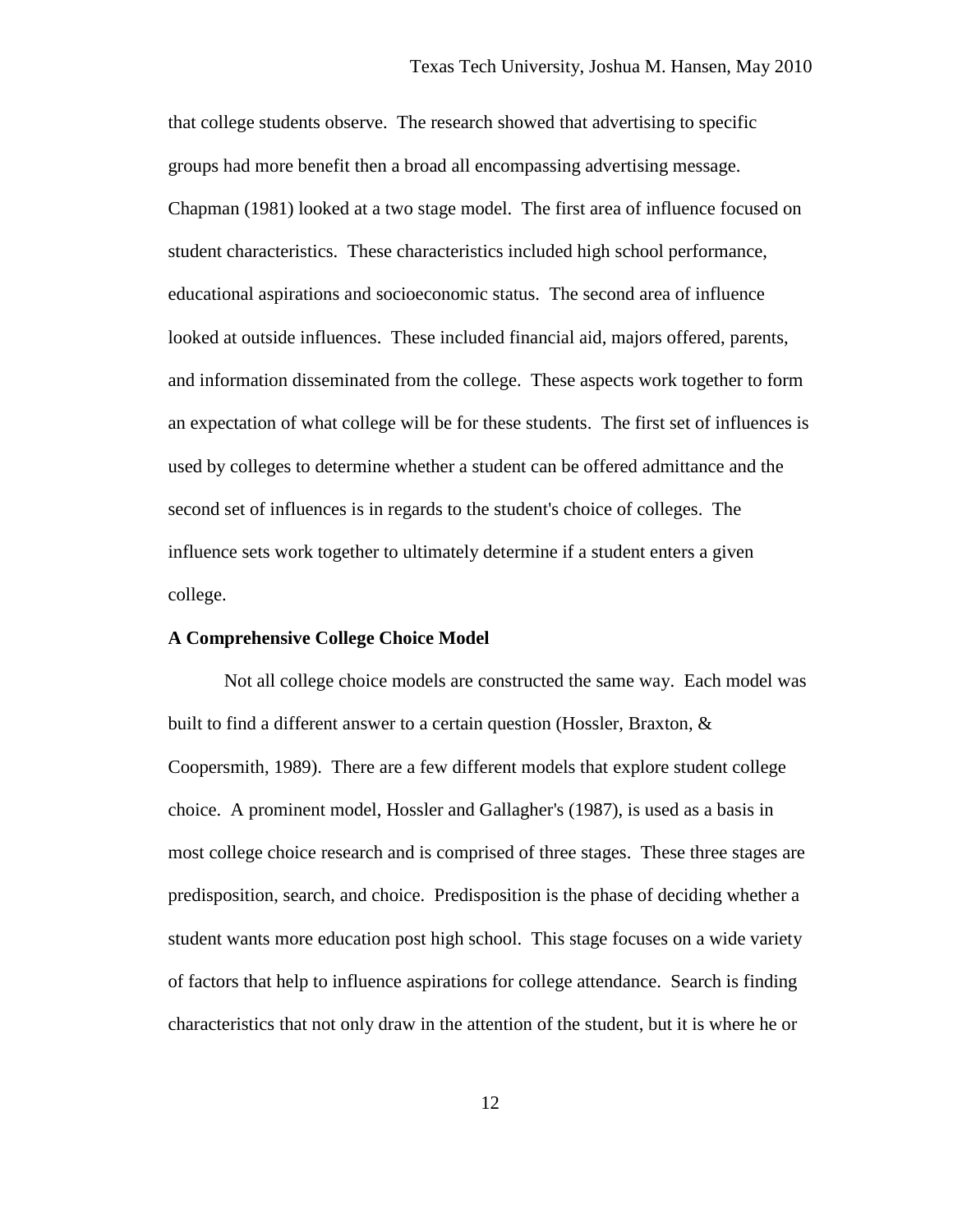that college students observe. The research showed that advertising to specific groups had more benefit then a broad all encompassing advertising message. Chapman (1981) looked at a two stage model. The first area of influence focused on student characteristics. These characteristics included high school performance, educational aspirations and socioeconomic status. The second area of influence looked at outside influences. These included financial aid, majors offered, parents, and information disseminated from the college. These aspects work together to form an expectation of what college will be for these students. The first set of influences is used by colleges to determine whether a student can be offered admittance and the second set of influences is in regards to the student's choice of colleges. The influence sets work together to ultimately determine if a student enters a given college.

**A Comprehensive College Choice Model**

Not all college choice models are constructed the same way. Each model was built to find a different answer to a certain question (Hossler, Braxton, & Coopersmith, 1989). There are a few different models that explore student college choice. A prominent model, Hossler and Gallagher's (1987), is used as a basis in most college choice research and is comprised of three stages. These three stages are predisposition, search, and choice. Predisposition is the phase of deciding whether a student wants more education post high school. This stage focuses on a wide variety of factors that help to influence aspirations for college attendance. Search is finding characteristics that not only draw in the attention of the student, but it is where he or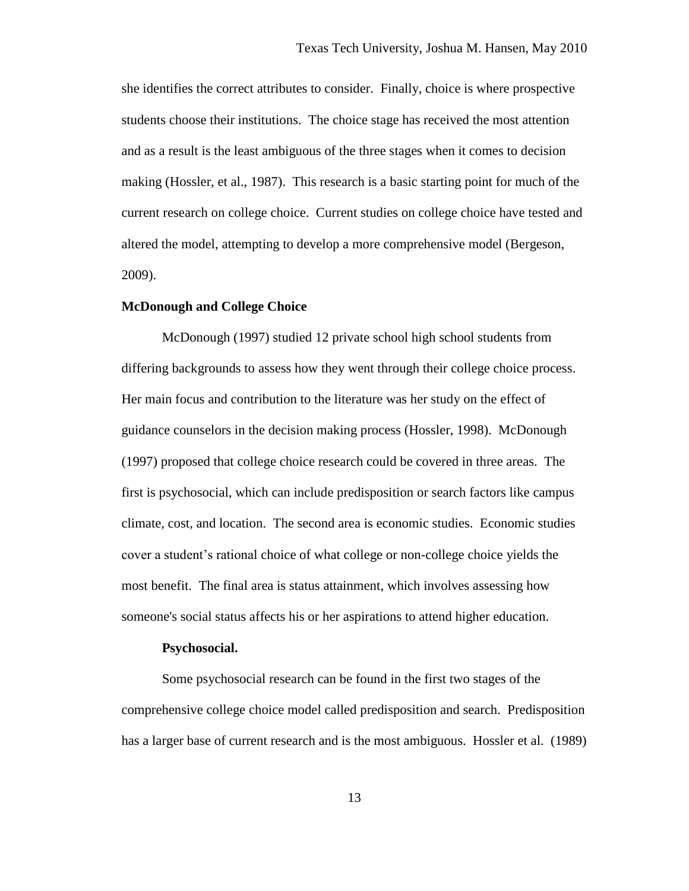she identifies the correct attributes to consider. Finally, choice is where prospective students choose their institutions. The choice stage has received the most attention and as a result is the least ambiguous of the three stages when it comes to decision making (Hossler, et al., 1987). This research is a basic starting point for much of the current research on college choice. Current studies on college choice have tested and altered the model, attempting to develop a more comprehensive model (Bergeson, 2009).

## McDonough and College Choice

McDonough (1997) studied 12 private school high school students from differing backgrounds to assess how they went through their college choice process. Her main focus and contribution to the literature was her study on the effect of guidance counselors in the decision making process (Hossler, 1998). McDonough (1997) proposed that college choice research could be covered in three areas. The first is psychosocial, which can include predisposition or search factors like campus climate, cost, and location. The second area is economic studies. Economic studies cover a student's rational choice of what college or non-college choice yields the most benefit. The final area is status attainment, which involves assessing how someone's social status affects his or her aspirations to attend higher education.

### Psychosocial.

Some psychosocial research can be found in the first two stages of the comprehensive college choice model called predisposition and search. Predisposition has a larger base of current research and is the most ambiguous. Hossler et al. (1989)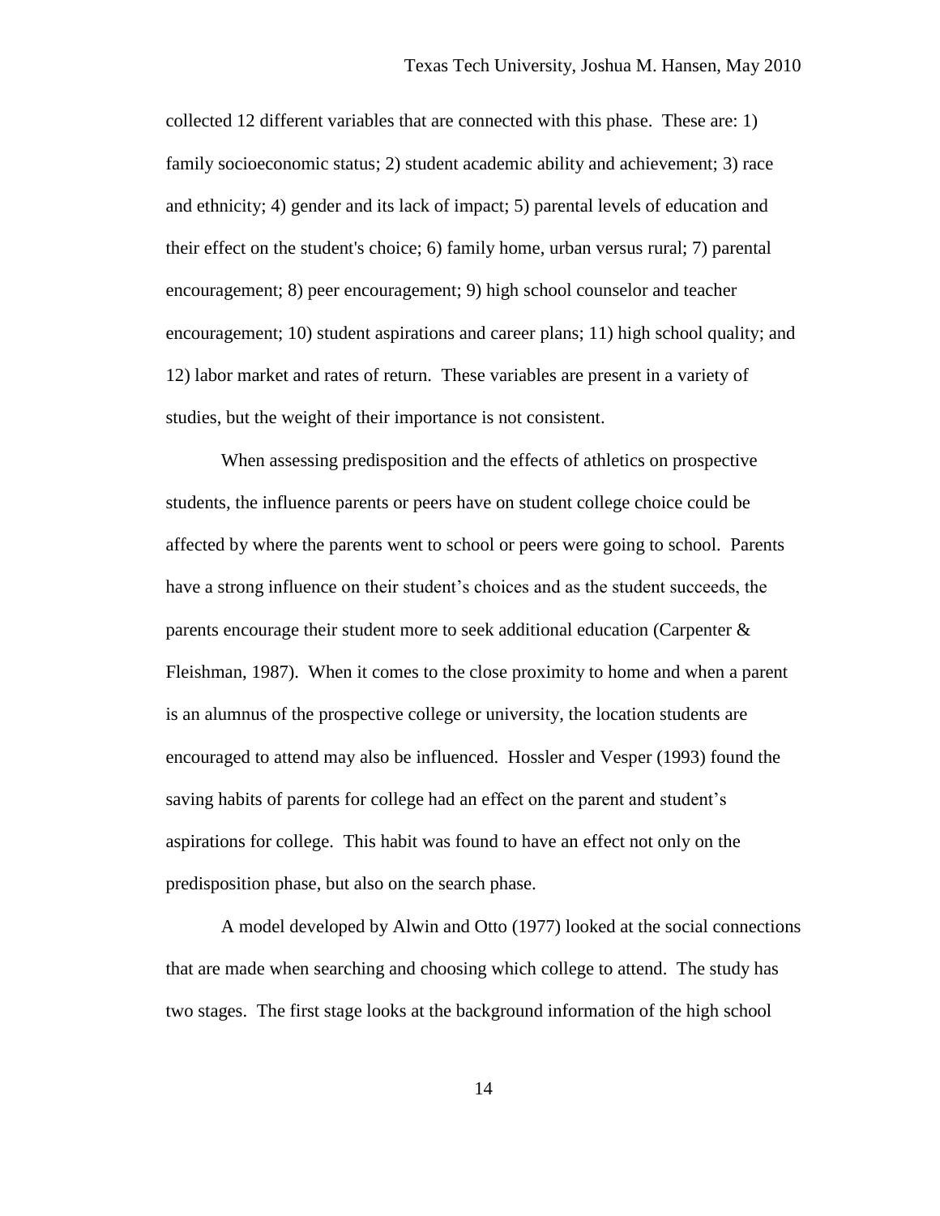collected 12 different variables that are connected with this phase. These are: 1) family socioeconomic status; 2) student academic ability and achievement; 3) race and ethnicity; 4) gender and its lack of impact; 5) parental levels of education and their effect on the student's choice; 6) family home, urban versus rural; 7) parental encouragement; 8) peer encouragement; 9) high school counselor and teacher encouragement; 10) student aspirations and career plans; 11) high school quality; and 12) labor market and rates of return. These variables are present in a variety of studies, but the weight of their importance is not consistent.

When assessing predisposition and the effects of athletics on prospective students, the influence parents or peers have on student college choice could be affected by where the parents went to school or peers were going to school. Parents have a strong influence on their student's choices and as the student succeeds, the parents encourage their student more to seek additional education (Carpenter & Fleishman, 1987). When it comes to the close proximity to home and when a parent is an alumnus of the prospective college or university, the location students are encouraged to attend may also be influenced. Hossler and Vesper (1993) found the saving habits of parents for college had an effect on the parent and student's aspirations for college. This habit was found to have an effect not only on the predisposition phase, but also on the search phase.

A model developed by Alwin and Otto (1977) looked at the social connections that are made when searching and choosing which college to attend. The study has two stages. The first stage looks at the background information of the high school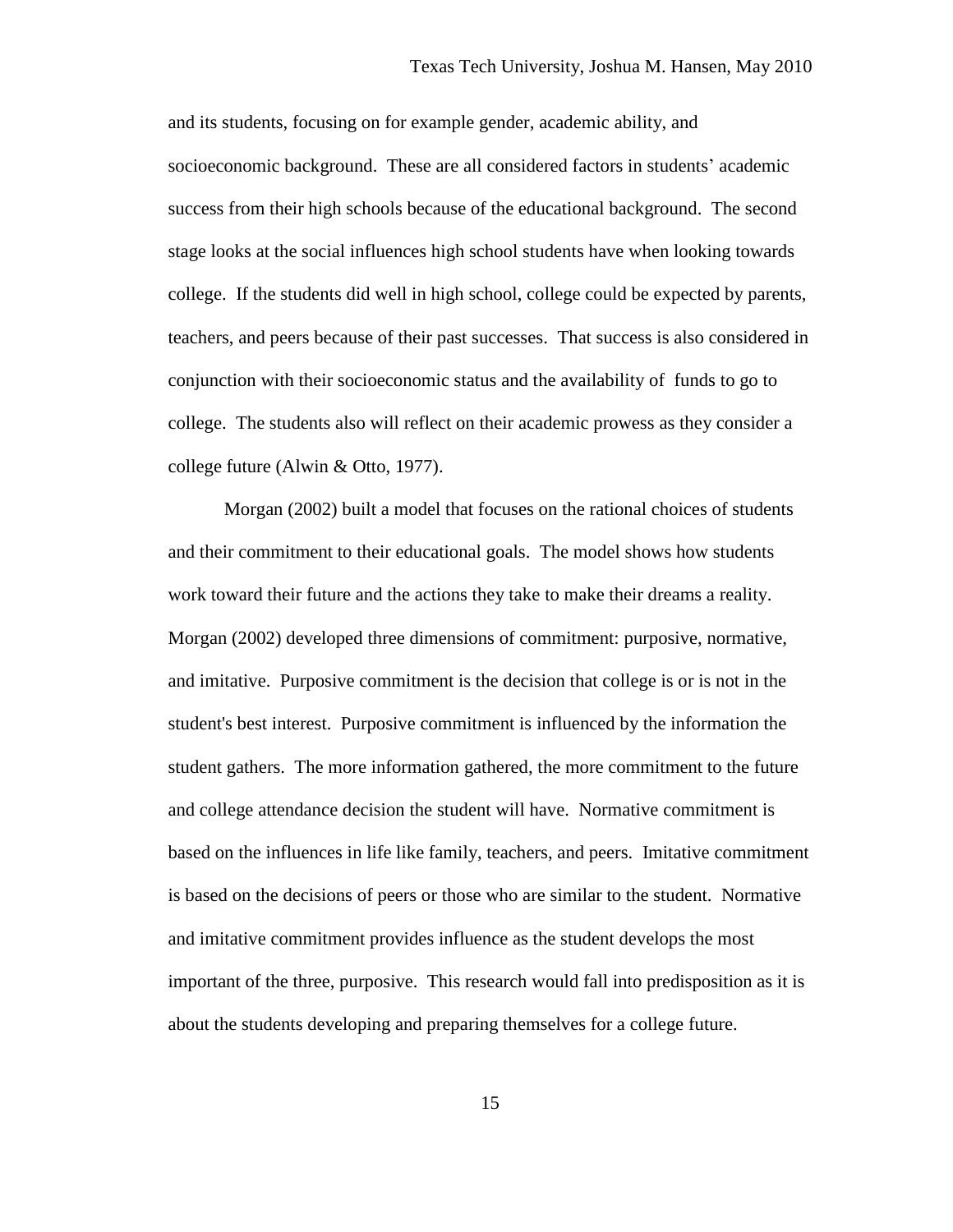and its students, focusing on for example gender, academic ability, and socioeconomic background. These are all considered factors in students' academic success from their high schools because of the educational background. The second stage looks at the social influences high school students have when looking towards college. If the students did well in high school, college could be expected by parents, teachers, and peers because of their past successes. That success is also considered in conjunction with their socioeconomic status and the availability of funds to go to college. The students also will reflect on their academic prowess as they consider a college future (Alwin & Otto, 1977).

Morgan (2002) built a model that focuses on the rational choices of students and their commitment to their educational goals. The model shows how students work toward their future and the actions they take to make their dreams a reality. Morgan (2002) developed three dimensions of commitment: purposive, normative, and imitative. Purposive commitment is the decision that college is or is not in the student's best interest. Purposive commitment is influenced by the information the student gathers. The more information gathered, the more commitment to the future and college attendance decision the student will have. Normative commitment is based on the influences in life like family, teachers, and peers. Imitative commitment is based on the decisions of peers or those who are similar to the student. Normative and imitative commitment provides influence as the student develops the most important of the three, purposive. This research would fall into predisposition as it is about the students developing and preparing themselves for a college future.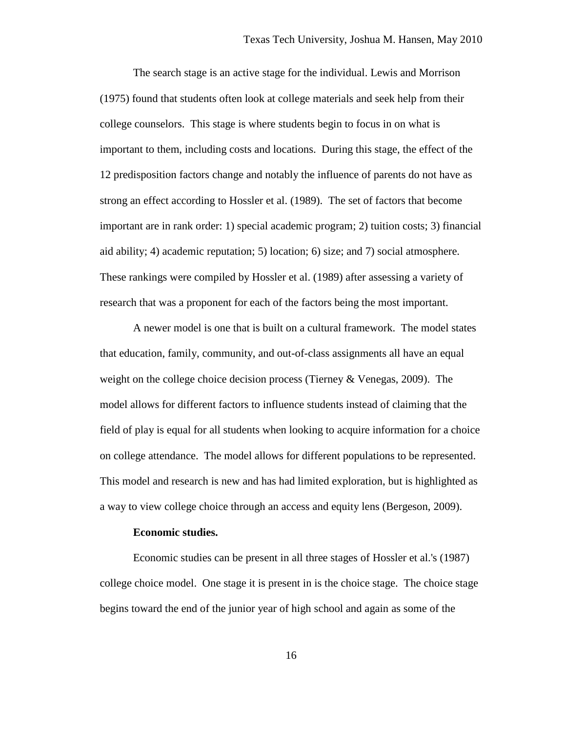The search stage is an active stage for the individual. Lewis and Morrison (1975) found that students often look at college materials and seek help from their college counselors. This stage is where students begin to focus in on what is important to them, including costs and locations. During this stage, the effect of the 12 predisposition factors change and notably the influence of parents do not have as strong an effect according to Hossler et al. (1989). The set of factors that become important are in rank order: 1) special academic program; 2) tuition costs; 3) financial aid ability; 4) academic reputation; 5) location; 6) size; and 7) social atmosphere. These rankings were compiled by Hossler et al. (1989) after assessing a variety of research that was a proponent for each of the factors being the most important.

A newer model is one that is built on a cultural framework. The model states that education, family, community, and out-of-class assignments all have an equal weight on the college choice decision process (Tierney & Venegas, 2009). The model allows for different factors to influence students instead of claiming that the field of play is equal for all students when looking to acquire information for a choice on college attendance. The model allows for different populations to be represented. This model and research is new and has had limited exploration, but is highlighted as a way to view college choice through an access and equity lens (Bergeson, 2009).

**Economic studies.**

Economic studies can be present in all three stages of Hossler et al.'s (1987) college choice model. One stage it is present in is the choice stage. The choice stage begins toward the end of the junior year of high school and again as some of the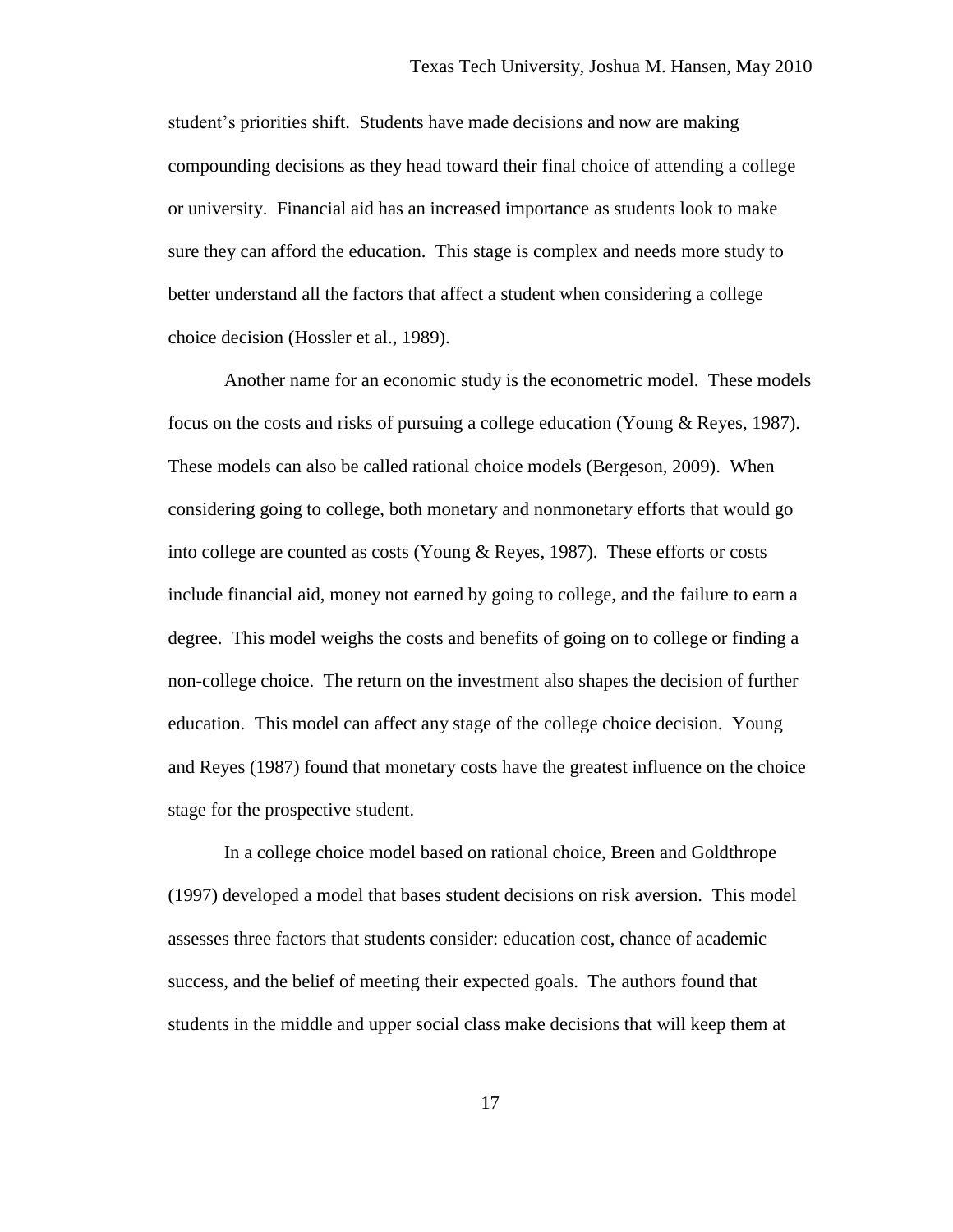student's priorities shift. Students have made decisions and now are making compounding decisions as they head toward their final choice of attending a college or university. Financial aid has an increased importance as students look to make sure they can afford the education. This stage is complex and needs more study to better understand all the factors that affect a student when considering a college choice decision (Hossler et al., 1989).

Another name for an economic study is the econometric model. These models focus on the costs and risks of pursuing a college education (Young & Reyes, 1987). These models can also be called rational choice models (Bergeson, 2009). When considering going to college, both monetary and nonmonetary efforts that would go into college are counted as costs (Young & Reyes, 1987). These efforts or costs include financial aid, money not earned by going to college, and the failure to earn a degree. This model weighs the costs and benefits of going on to college or finding a non-college choice. The return on the investment also shapes the decision of further education. This model can affect any stage of the college choice decision. Young and Reyes (1987) found that monetary costs have the greatest influence on the choice stage for the prospective student.

In a college choice model based on rational choice, Breen and Goldthrope (1997) developed a model that bases student decisions on risk aversion. This model assesses three factors that students consider: education cost, chance of academic success, and the belief of meeting their expected goals. The authors found that students in the middle and upper social class make decisions that will keep them at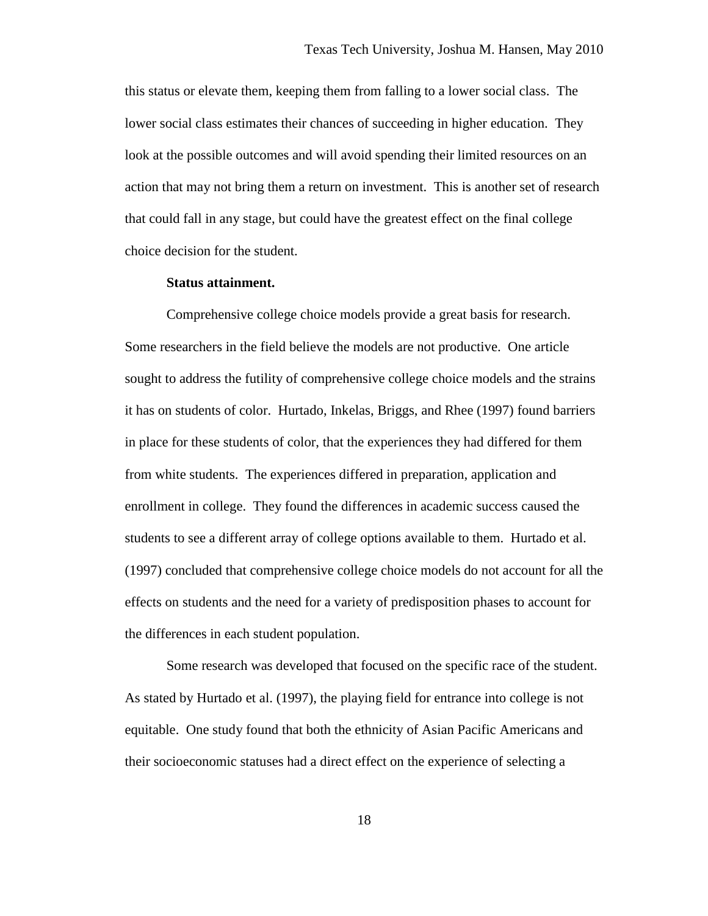this status or elevate them, keeping them from falling to a lower social class. The lower social class estimates their chances of succeeding in higher education. They look at the possible outcomes and will avoid spending their limited resources on an action that may not bring them a return on investment. This is another set of research that could fall in any stage, but could have the greatest effect on the final college choice decision for the student.

**Status attainment.**

Comprehensive college choice models provide a great basis for research. Some researchers in the field believe the models are not productive. One article sought to address the futility of comprehensive college choice models and the strains it has on students of color. Hurtado, Inkelas, Briggs, and Rhee (1997) found barriers in place for these students of color, that the experiences they had differed for them from white students. The experiences differed in preparation, application and enrollment in college. They found the differences in academic success caused the students to see a different array of college options available to them. Hurtado et al. (1997) concluded that comprehensive college choice models do not account for all the effects on students and the need for a variety of predisposition phases to account for the differences in each student population.

Some research was developed that focused on the specific race of the student. As stated by Hurtado et al. (1997), the playing field for entrance into college is not equitable. One study found that both the ethnicity of Asian Pacific Americans and their socioeconomic statuses had a direct effect on the experience of selecting a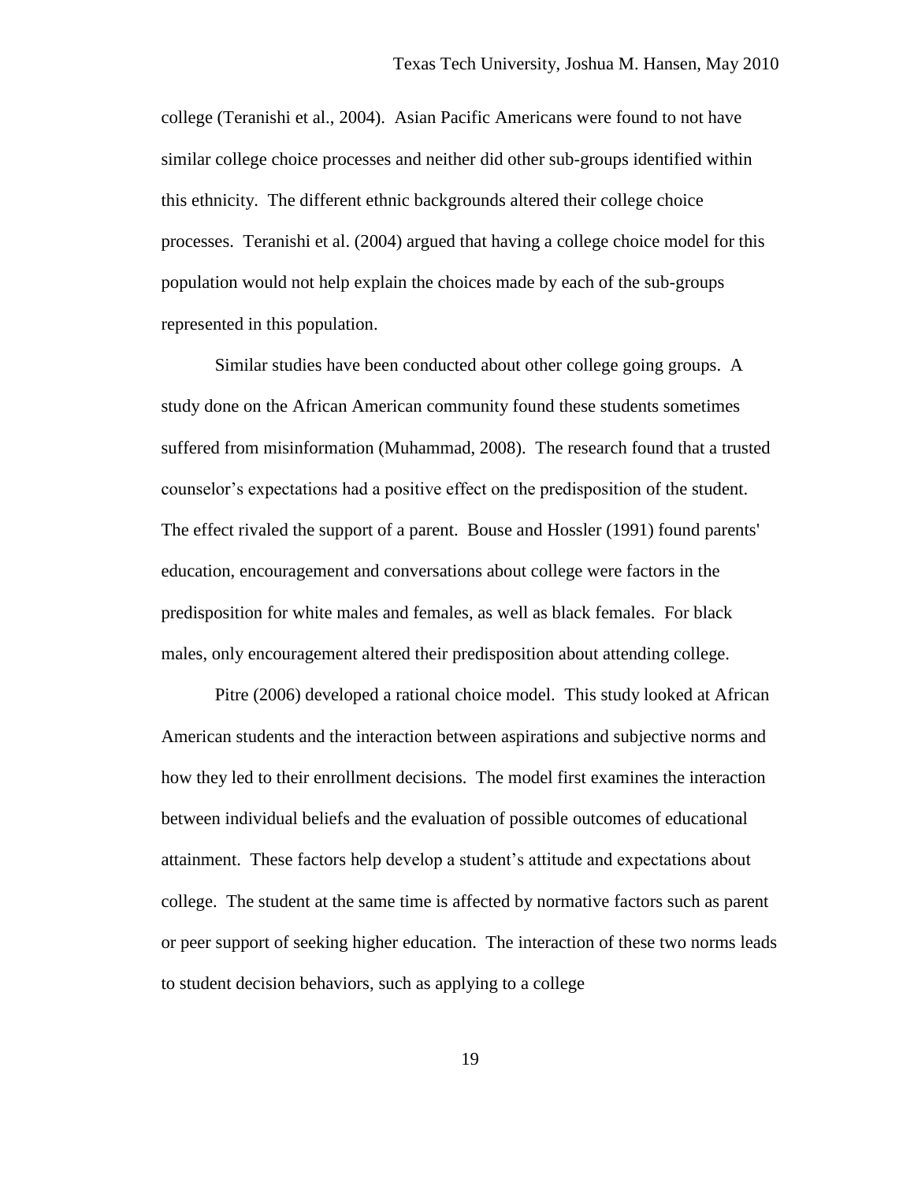college (Teranishi et al., 2004). Asian Pacific Americans were found to not have similar college choice processes and neither did other sub-groups identified within this ethnicity. The different ethnic backgrounds altered their college choice processes. Teranishi et al. (2004) argued that having a college choice model for this population would not help explain the choices made by each of the sub-groups represented in this population.

Similar studies have been conducted about other college going groups. A study done on the African American community found these students sometimes suffered from misinformation (Muhammad, 2008). The research found that a trusted counselor's expectations had a positive effect on the predisposition of the student. The effect rivaled the support of a parent. Bouse and Hossler (1991) found parents' education, encouragement and conversations about college were factors in the predisposition for white males and females, as well as black females. For black males, only encouragement altered their predisposition about attending college.

Pitre (2006) developed a rational choice model. This study looked at African American students and the interaction between aspirations and subjective norms and how they led to their enrollment decisions. The model first examines the interaction between individual beliefs and the evaluation of possible outcomes of educational attainment. These factors help develop a student's attitude and expectations about college. The student at the same time is affected by normative factors such as parent or peer support of seeking higher education. The interaction of these two norms leads to student decision behaviors, such as applying to a college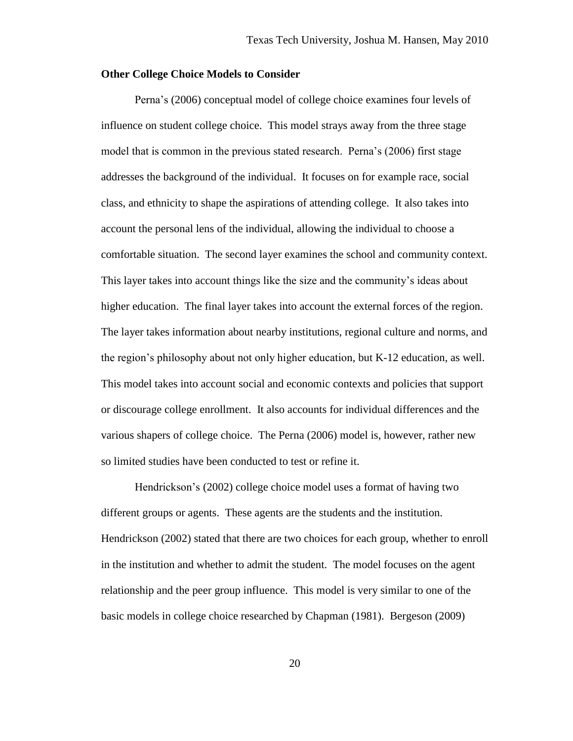### Other College Choice Models to Consider

Perna's (2006) conceptual model of college choice examines four levels of influence on student college choice. This model strays away from the three stage model that is common in the previous stated research. Perna's (2006) first stage addresses the background of the individual. It focuses on for example race, social class, and ethnicity to shape the aspirations of attending college. It also takes into account the personal lens of the individual, allowing the individual to choose a comfortable situation. The second layer examines the school and community context. This layer takes into account things like the size and the community's ideas about higher education. The final layer takes into account the external forces of the region. The layer takes information about nearby institutions, regional culture and norms, and the region's philosophy about not only higher education, but K-12 education, as well. This model takes into account social and economic contexts and policies that support or discourage college enrollment. It also accounts for individual differences and the various shapers of college choice. The Perna (2006) model is, however, rather new so limited studies have been conducted to test or refine it.

Hendrickson's (2002) college choice model uses a format of having two different groups or agents. These agents are the students and the institution. Hendrickson (2002) stated that there are two choices for each group, whether to enroll in the institution and whether to admit the student. The model focuses on the agent relationship and the peer group influence. This model is very similar to one of the basic models in college choice researched by Chapman (1981). Bergeson (2009)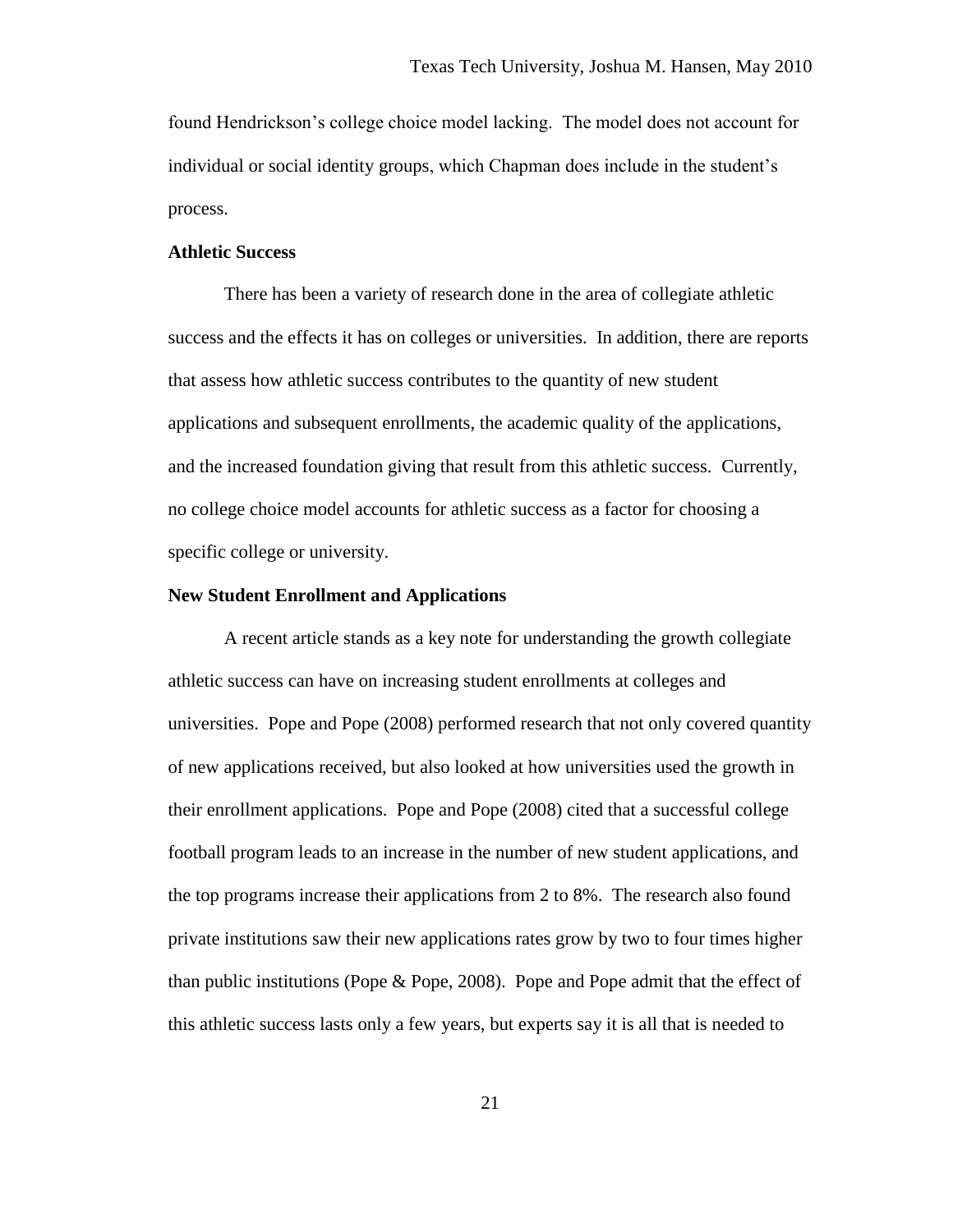found Hendrickson's college choice model lacking. The model does not account for individual or social identity groups, which Chapman does include in the student's process.

**Athletic Success**

There has been a variety of research done in the area of collegiate athletic success and the effects it has on colleges or universities. In addition, there are reports that assess how athletic success contributes to the quantity of new student applications and subsequent enrollments, the academic quality of the applications, and the increased foundation giving that result from this athletic success. Currently, no college choice model accounts for athletic success as a factor for choosing a specific college or university.

**New Student Enrollment and Applications**

A recent article stands as a key note for understanding the growth collegiate athletic success can have on increasing student enrollments at colleges and universities. Pope and Pope (2008) performed research that not only covered quantity of new applications received, but also looked at how universities used the growth in their enrollment applications. Pope and Pope (2008) cited that a successful college football program leads to an increase in the number of new student applications, and the top programs increase their applications from 2 to 8%. The research also found private institutions saw their new applications rates grow by two to four times higher than public institutions (Pope & Pope, 2008). Pope and Pope admit that the effect of this athletic success lasts only a few years, but experts say it is all that is needed to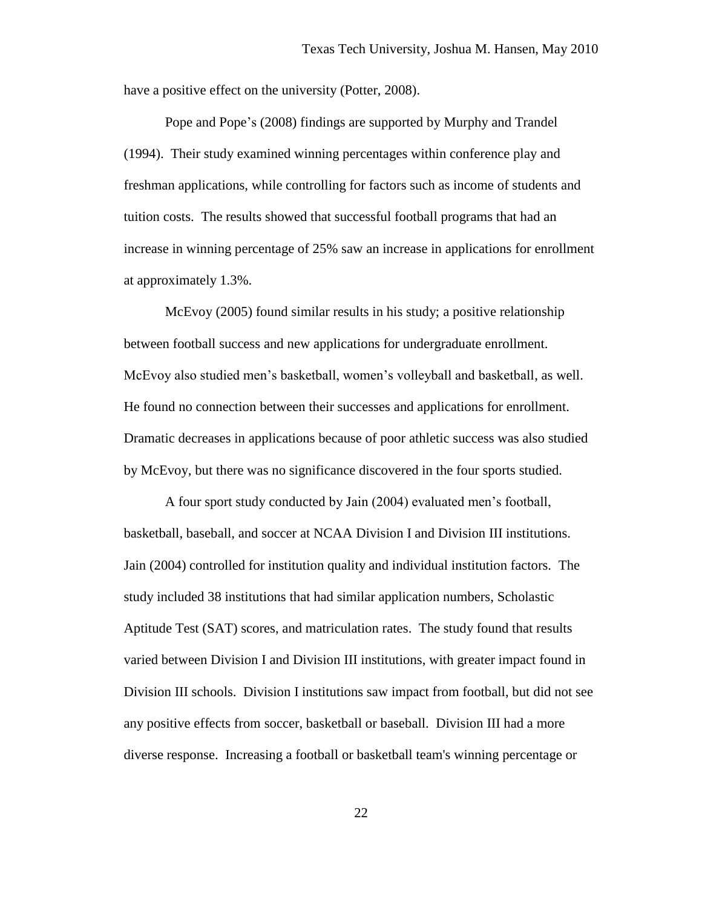have a positive effect on the university (Potter, 2008).

Pope and Pope's (2008) findings are supported by Murphy and Trandel (1994). Their study examined winning percentages within conference play and freshman applications, while controlling for factors such as income of students and tuition costs. The results showed that successful football programs that had an increase in winning percentage of 25% saw an increase in applications for enrollment at approximately 1.3%.

McEvoy (2005) found similar results in his study; a positive relationship between football success and new applications for undergraduate enrollment. McEvoy also studied men's basketball, women's volleyball and basketball, as well. He found no connection between their successes and applications for enrollment. Dramatic decreases in applications because of poor athletic success was also studied by McEvoy, but there was no significance discovered in the four sports studied.

A four sport study conducted by Jain (2004) evaluated men's football, basketball, baseball, and soccer at NCAA Division I and Division III institutions. Jain (2004) controlled for institution quality and individual institution factors. The study included 38 institutions that had similar application numbers, Scholastic Aptitude Test (SAT) scores, and matriculation rates. The study found that results varied between Division I and Division III institutions, with greater impact found in Division III schools. Division I institutions saw impact from football, but did not see any positive effects from soccer, basketball or baseball. Division III had a more diverse response. Increasing a football or basketball team's winning percentage or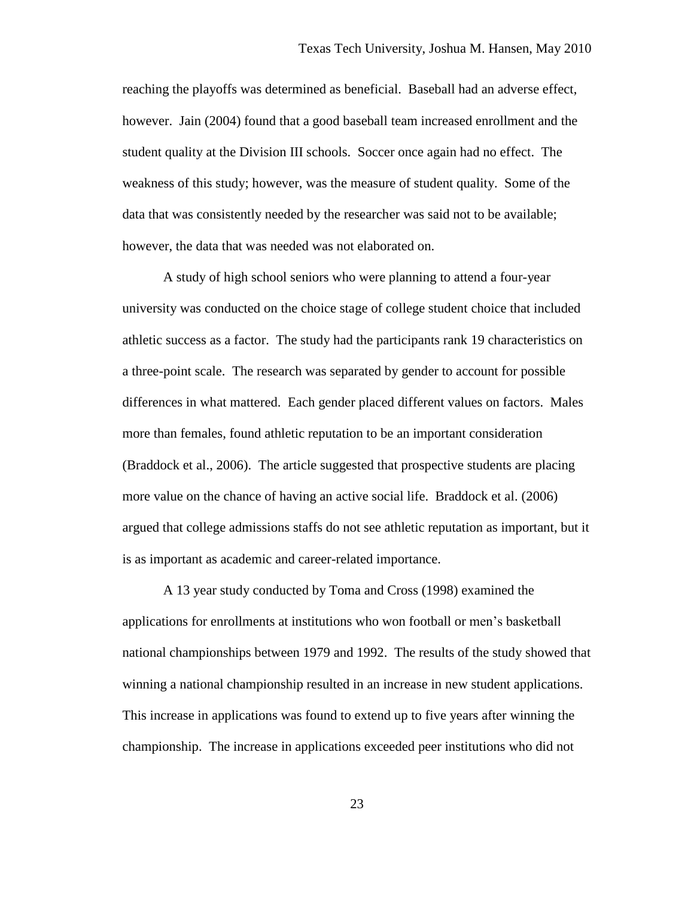reaching the playoffs was determined as beneficial. Baseball had an adverse effect, however. Jain (2004) found that a good baseball team increased enrollment and the student quality at the Division III schools. Soccer once again had no effect. The weakness of this study; however, was the measure of student quality. Some of the data that was consistently needed by the researcher was said not to be available; however, the data that was needed was not elaborated on.

A study of high school seniors who were planning to attend a four-year university was conducted on the choice stage of college student choice that included athletic success as a factor. The study had the participants rank 19 characteristics on a three-point scale. The research was separated by gender to account for possible differences in what mattered. Each gender placed different values on factors. Males more than females, found athletic reputation to be an important consideration (Braddock et al., 2006). The article suggested that prospective students are placing more value on the chance of having an active social life. Braddock et al. (2006) argued that college admissions staffs do not see athletic reputation as important, but it is as important as academic and career-related importance.

A 13 year study conducted by Toma and Cross (1998) examined the applications for enrollments at institutions who won football or men's basketball national championships between 1979 and 1992. The results of the study showed that winning a national championship resulted in an increase in new student applications. This increase in applications was found to extend up to five years after winning the championship. The increase in applications exceeded peer institutions who did not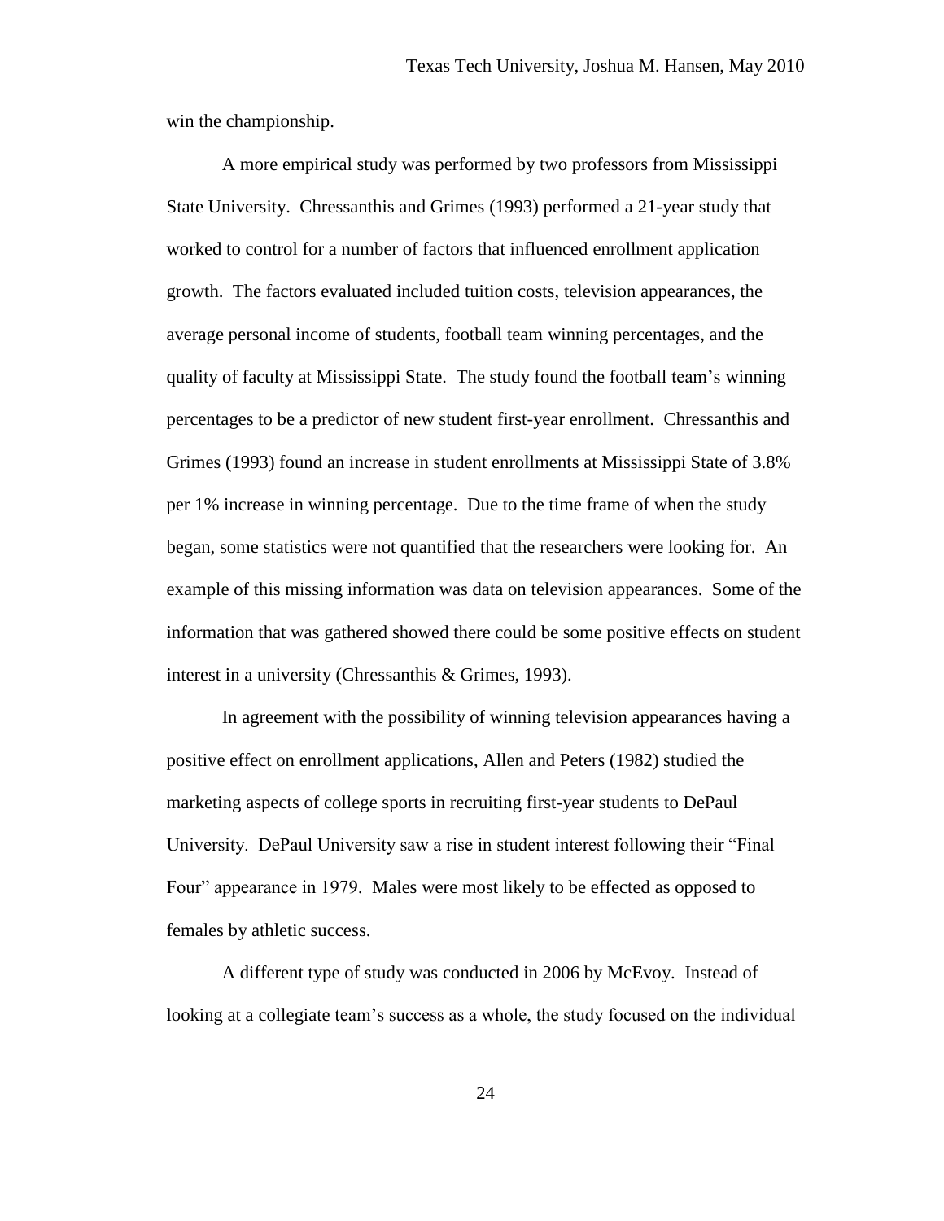win the championship.

A more empirical study was performed by two professors from Mississippi State University. Chressanthis and Grimes (1993) performed a 21-year study that worked to control for a number of factors that influenced enrollment application growth. The factors evaluated included tuition costs, television appearances, the average personal income of students, football team winning percentages, and the quality of faculty at Mississippi State. The study found the football team's winning percentages to be a predictor of new student first-year enrollment. Chressanthis and Grimes (1993) found an increase in student enrollments at Mississippi State of 3.8% per 1% increase in winning percentage. Due to the time frame of when the study began, some statistics were not quantified that the researchers were looking for. An example of this missing information was data on television appearances. Some of the information that was gathered showed there could be some positive effects on student interest in a university (Chressanthis & Grimes, 1993).

In agreement with the possibility of winning television appearances having a positive effect on enrollment applications, Allen and Peters (1982) studied the marketing aspects of college sports in recruiting first-year students to DePaul University. DePaul University saw a rise in student interest following their "Final Four" appearance in 1979. Males were most likely to be effected as opposed to females by athletic success.

A different type of study was conducted in 2006 by McEvoy. Instead of looking at a collegiate team's success as a whole, the study focused on the individual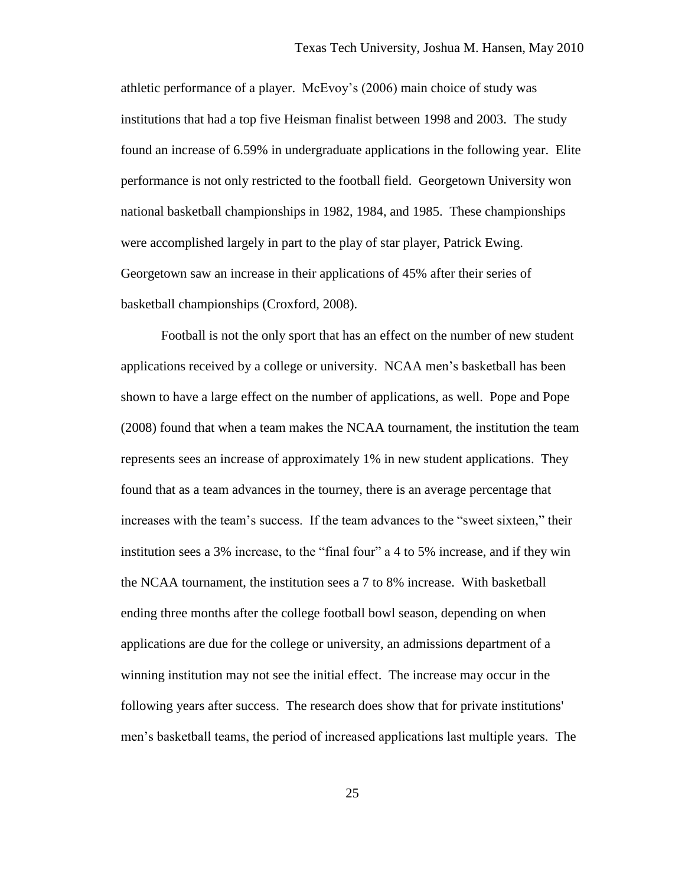athletic performance of a player. McEvoy's (2006) main choice of study was institutions that had a top five Heisman finalist between 1998 and 2003. The study found an increase of 6.59% in undergraduate applications in the following year. Elite performance is not only restricted to the football field. Georgetown University won national basketball championships in 1982, 1984, and 1985. These championships were accomplished largely in part to the play of star player, Patrick Ewing. Georgetown saw an increase in their applications of 45% after their series of basketball championships (Croxford, 2008).

Football is not the only sport that has an effect on the number of new student applications received by a college or university. NCAA men's basketball has been shown to have a large effect on the number of applications, as well. Pope and Pope (2008) found that when a team makes the NCAA tournament, the institution the team represents sees an increase of approximately 1% in new student applications. They found that as a team advances in the tourney, there is an average percentage that increases with the team's success. If the team advances to the "sweet sixteen," their institution sees a 3% increase, to the "final four" a 4 to 5% increase, and if they win the NCAA tournament, the institution sees a 7 to 8% increase. With basketball ending three months after the college football bowl season, depending on when applications are due for the college or university, an admissions department of a winning institution may not see the initial effect. The increase may occur in the following years after success. The research does show that for private institutions' men's basketball teams, the period of increased applications last multiple years. The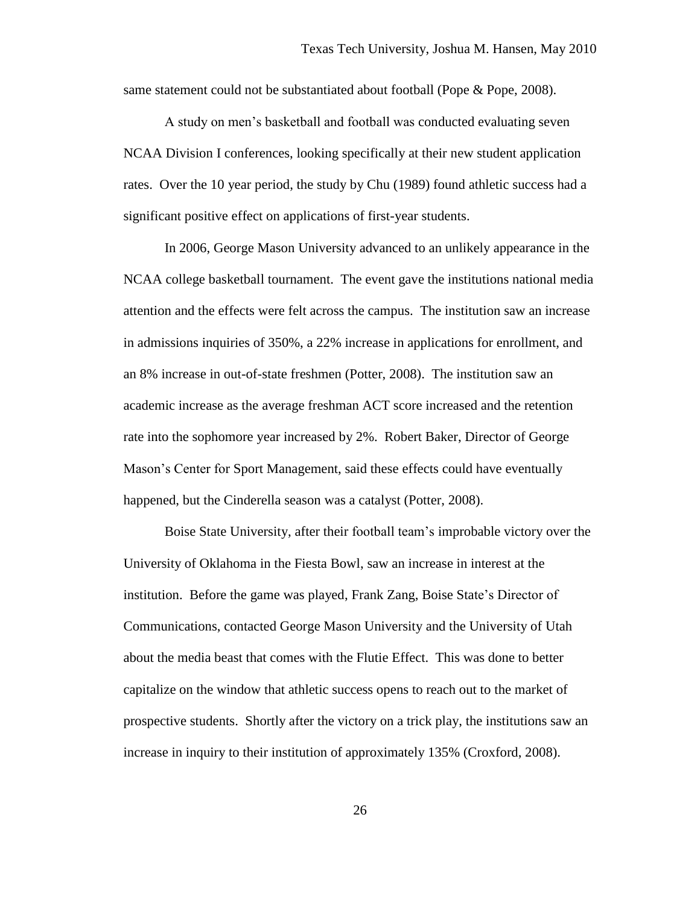same statement could not be substantiated about football (Pope & Pope, 2008).

A study on men's basketball and football was conducted evaluating seven NCAA Division I conferences, looking specifically at their new student application rates. Over the 10 year period, the study by Chu (1989) found athletic success had a significant positive effect on applications of first-year students.

In 2006, George Mason University advanced to an unlikely appearance in the NCAA college basketball tournament. The event gave the institutions national media attention and the effects were felt across the campus. The institution saw an increase in admissions inquiries of 350%, a 22% increase in applications for enrollment, and an 8% increase in out-of-state freshmen (Potter, 2008). The institution saw an academic increase as the average freshman ACT score increased and the retention rate into the sophomore year increased by 2%. Robert Baker, Director of George Mason's Center for Sport Management, said these effects could have eventually happened, but the Cinderella season was a catalyst (Potter, 2008).

Boise State University, after their football team's improbable victory over the University of Oklahoma in the Fiesta Bowl, saw an increase in interest at the institution. Before the game was played, Frank Zang, Boise State's Director of Communications, contacted George Mason University and the University of Utah about the media beast that comes with the Flutie Effect. This was done to better capitalize on the window that athletic success opens to reach out to the market of prospective students. Shortly after the victory on a trick play, the institutions saw an increase in inquiry to their institution of approximately 135% (Croxford, 2008).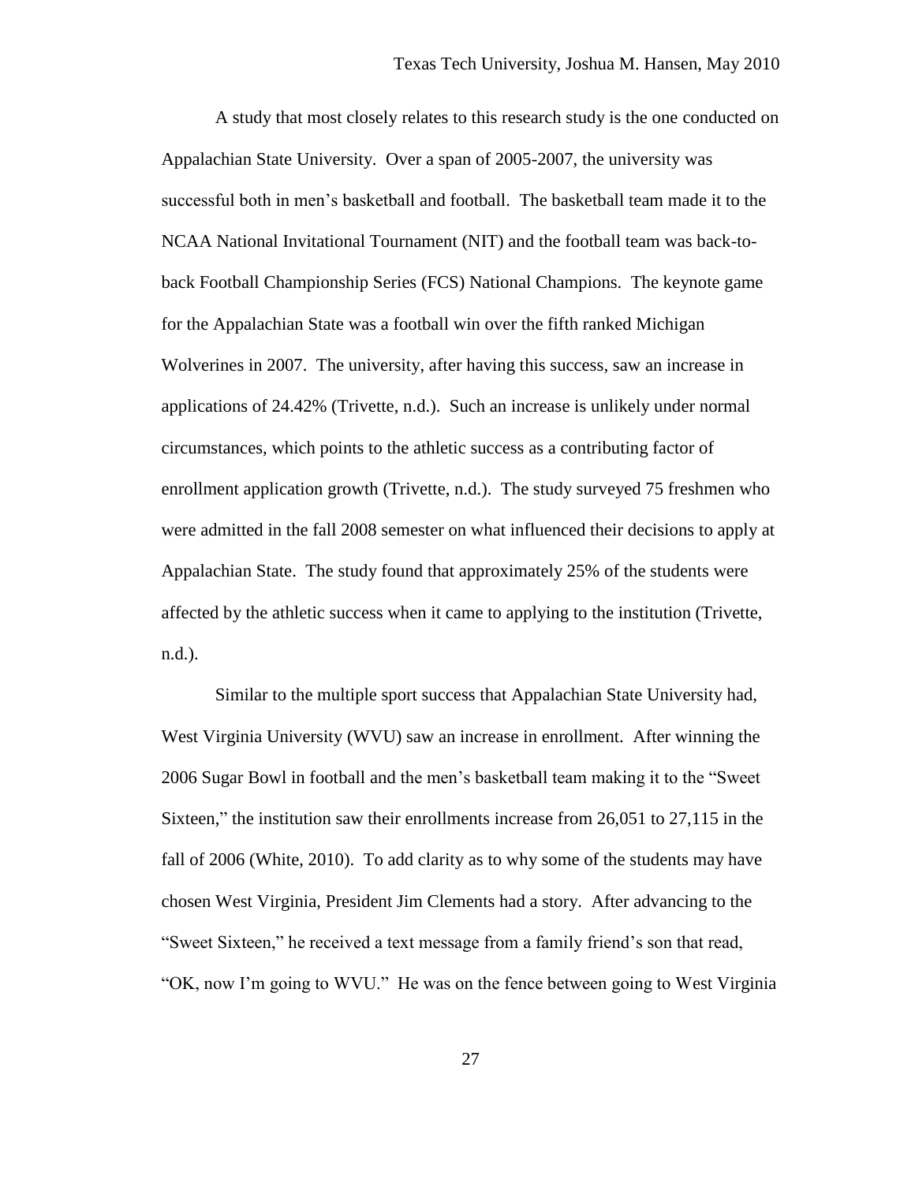A study that most closely relates to this research study is the one conducted on Appalachian State University. Over a span of 2005-2007, the university was successful both in men's basketball and football. The basketball team made it to the NCAA National Invitational Tournament (NIT) and the football team was back-to-back Football Championship Series (FCS) National Champions. The keynote game for the Appalachian State was a football win over the fifth ranked Michigan Wolverines in 2007. The university, after having this success, saw an increase in applications of 24.42% (Trivette, n.d.). Such an increase is unlikely under normal circumstances, which points to the athletic success as a contributing factor of enrollment application growth (Trivette, n.d.). The study surveyed 75 freshmen who were admitted in the fall 2008 semester on what influenced their decisions to apply at Appalachian State. The study found that approximately 25% of the students were affected by the athletic success when it came to applying to the institution (Trivette, n.d.).

Similar to the multiple sport success that Appalachian State University had, West Virginia University (WVU) saw an increase in enrollment. After winning the 2006 Sugar Bowl in football and the men's basketball team making it to the "Sweet Sixteen," the institution saw their enrollments increase from 26,051 to 27,115 in the fall of 2006 (White, 2010). To add clarity as to why some of the students may have chosen West Virginia, President Jim Clements had a story. After advancing to the "Sweet Sixteen," he received a text message from a family friend's son that read, "OK, now I'm going to WVU." He was on the fence between going to West Virginia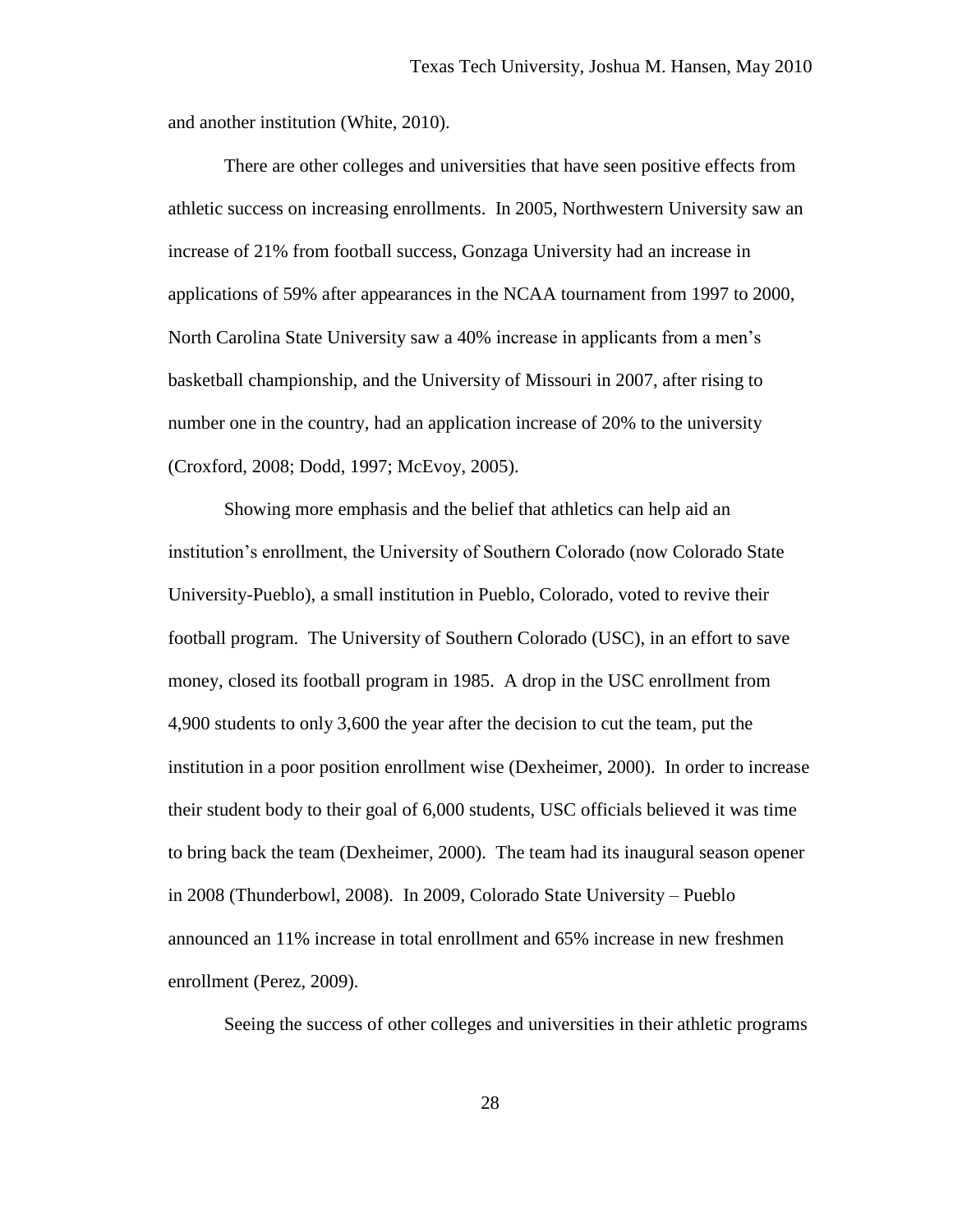and another institution (White, 2010).

There are other colleges and universities that have seen positive effects from athletic success on increasing enrollments. In 2005, Northwestern University saw an increase of 21% from football success, Gonzaga University had an increase in applications of 59% after appearances in the NCAA tournament from 1997 to 2000, North Carolina State University saw a 40% increase in applicants from a men's basketball championship, and the University of Missouri in 2007, after rising to number one in the country, had an application increase of 20% to the university (Croxford, 2008; Dodd, 1997; McEvoy, 2005).

Showing more emphasis and the belief that athletics can help aid an institution's enrollment, the University of Southern Colorado (now Colorado State University-Pueblo), a small institution in Pueblo, Colorado, voted to revive their football program. The University of Southern Colorado (USC), in an effort to save money, closed its football program in 1985. A drop in the USC enrollment from 4,900 students to only 3,600 the year after the decision to cut the team, put the institution in a poor position enrollment wise (Dexheimer, 2000). In order to increase their student body to their goal of 6,000 students, USC officials believed it was time to bring back the team (Dexheimer, 2000). The team had its inaugural season opener in 2008 (Thunderbowl, 2008). In 2009, Colorado State University – Pueblo announced an 11% increase in total enrollment and 65% increase in new freshmen enrollment (Perez, 2009).

Seeing the success of other colleges and universities in their athletic programs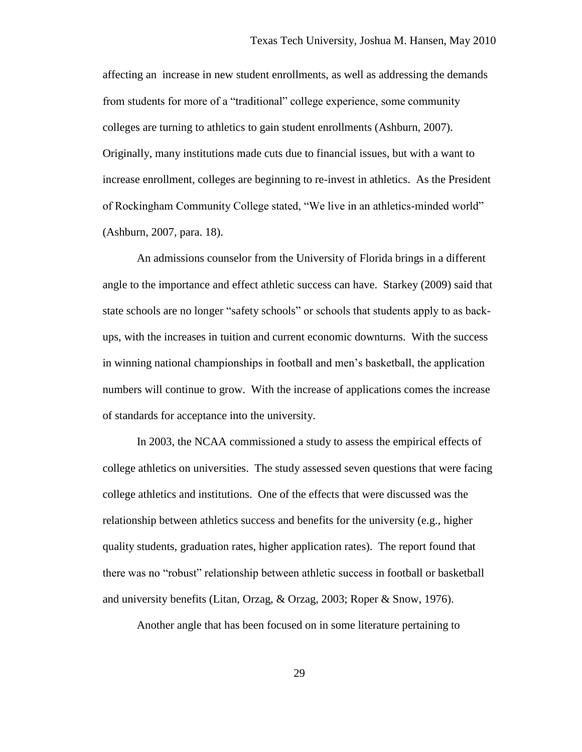affecting an  increase in new student enrollments, as well as addressing the demands from students for more of a "traditional" college experience, some community colleges are turning to athletics to gain student enrollments (Ashburn, 2007). Originally, many institutions made cuts due to financial issues, but with a want to increase enrollment, colleges are beginning to re-invest in athletics.  As the President of Rockingham Community College stated, "We live in an athletics-minded world" (Ashburn, 2007, para. 18).

An admissions counselor from the University of Florida brings in a different angle to the importance and effect athletic success can have.  Starkey (2009) said that state schools are no longer "safety schools" or schools that students apply to as back-ups, with the increases in tuition and current economic downturns.  With the success in winning national championships in football and men's basketball, the application numbers will continue to grow.  With the increase of applications comes the increase of standards for acceptance into the university.

In 2003, the NCAA commissioned a study to assess the empirical effects of college athletics on universities.  The study assessed seven questions that were facing college athletics and institutions.  One of the effects that were discussed was the relationship between athletics success and benefits for the university (e.g., higher quality students, graduation rates, higher application rates).  The report found that there was no "robust" relationship between athletic success in football or basketball and university benefits (Litan, Orzag, & Orzag, 2003; Roper & Snow, 1976).

Another angle that has been focused on in some literature pertaining to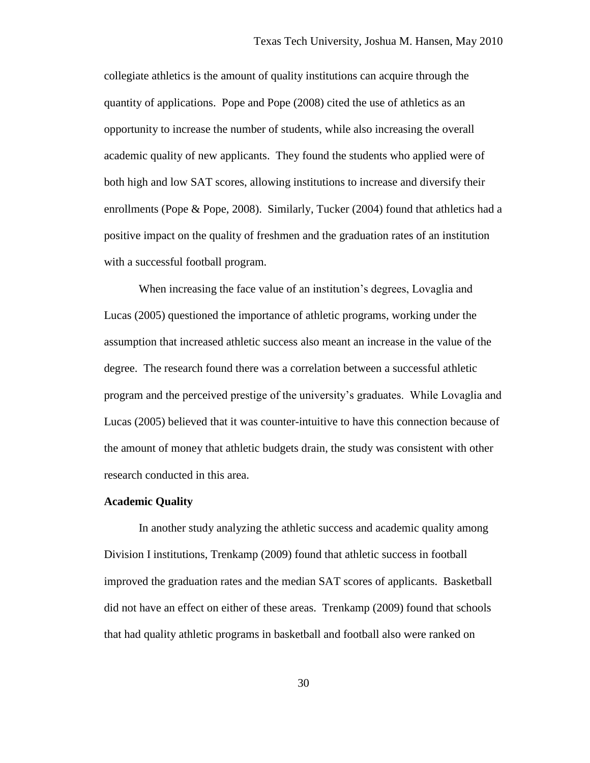collegiate athletics is the amount of quality institutions can acquire through the quantity of applications. Pope and Pope (2008) cited the use of athletics as an opportunity to increase the number of students, while also increasing the overall academic quality of new applicants. They found the students who applied were of both high and low SAT scores, allowing institutions to increase and diversify their enrollments (Pope & Pope, 2008). Similarly, Tucker (2004) found that athletics had a positive impact on the quality of freshmen and the graduation rates of an institution with a successful football program.

When increasing the face value of an institution's degrees, Lovaglia and Lucas (2005) questioned the importance of athletic programs, working under the assumption that increased athletic success also meant an increase in the value of the degree. The research found there was a correlation between a successful athletic program and the perceived prestige of the university's graduates. While Lovaglia and Lucas (2005) believed that it was counter-intuitive to have this connection because of the amount of money that athletic budgets drain, the study was consistent with other research conducted in this area.

**Academic Quality**

In another study analyzing the athletic success and academic quality among Division I institutions, Trenkamp (2009) found that athletic success in football improved the graduation rates and the median SAT scores of applicants. Basketball did not have an effect on either of these areas. Trenkamp (2009) found that schools that had quality athletic programs in basketball and football also were ranked on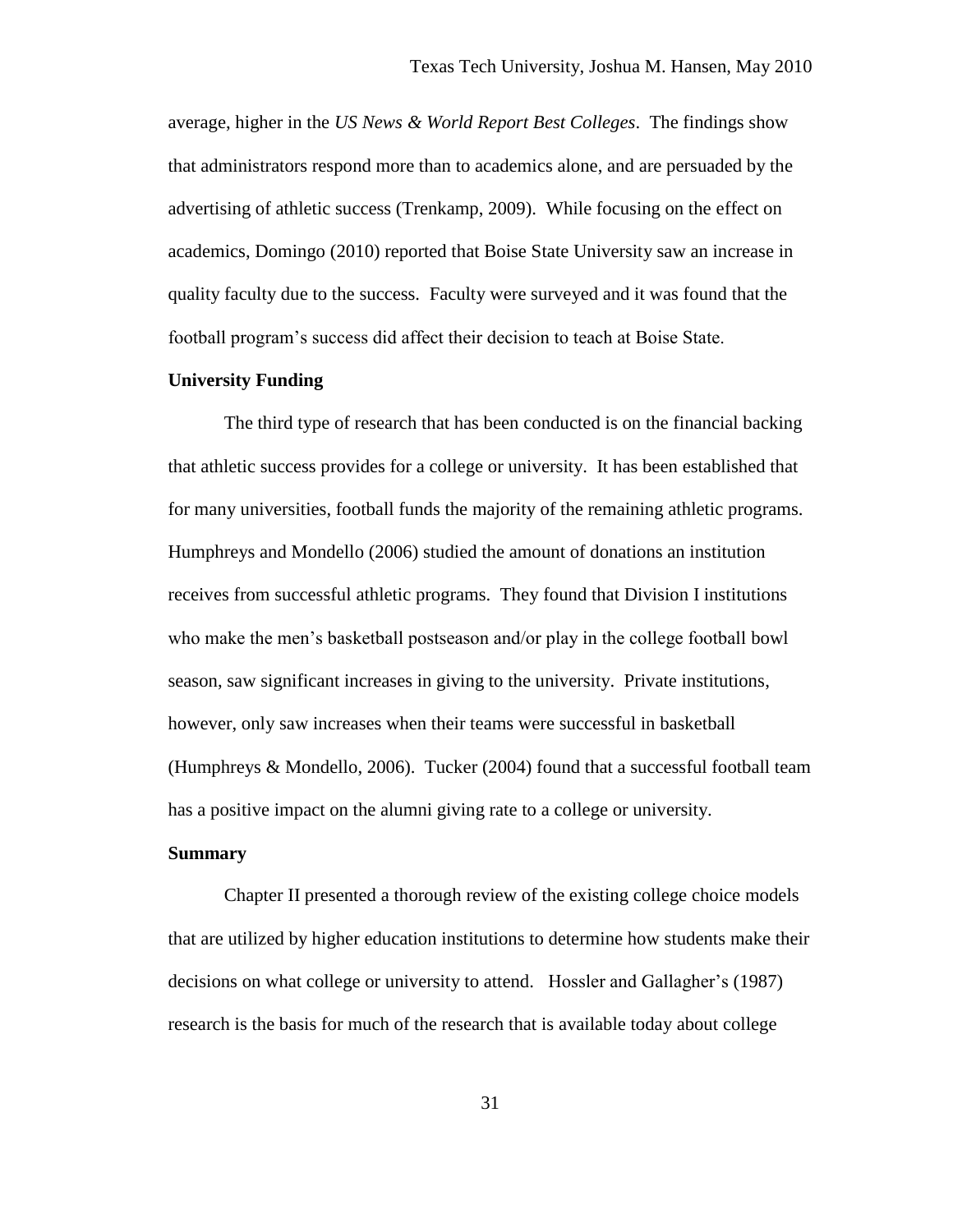average, higher in the *US News & World Report Best Colleges*. The findings show that administrators respond more than to academics alone, and are persuaded by the advertising of athletic success (Trenkamp, 2009). While focusing on the effect on academics, Domingo (2010) reported that Boise State University saw an increase in quality faculty due to the success. Faculty were surveyed and it was found that the football program's success did affect their decision to teach at Boise State.

**University Funding**

The third type of research that has been conducted is on the financial backing that athletic success provides for a college or university. It has been established that for many universities, football funds the majority of the remaining athletic programs. Humphreys and Mondello (2006) studied the amount of donations an institution receives from successful athletic programs. They found that Division I institutions who make the men's basketball postseason and/or play in the college football bowl season, saw significant increases in giving to the university. Private institutions, however, only saw increases when their teams were successful in basketball (Humphreys & Mondello, 2006). Tucker (2004) found that a successful football team has a positive impact on the alumni giving rate to a college or university.

**Summary**

Chapter II presented a thorough review of the existing college choice models that are utilized by higher education institutions to determine how students make their decisions on what college or university to attend. Hossler and Gallagher's (1987) research is the basis for much of the research that is available today about college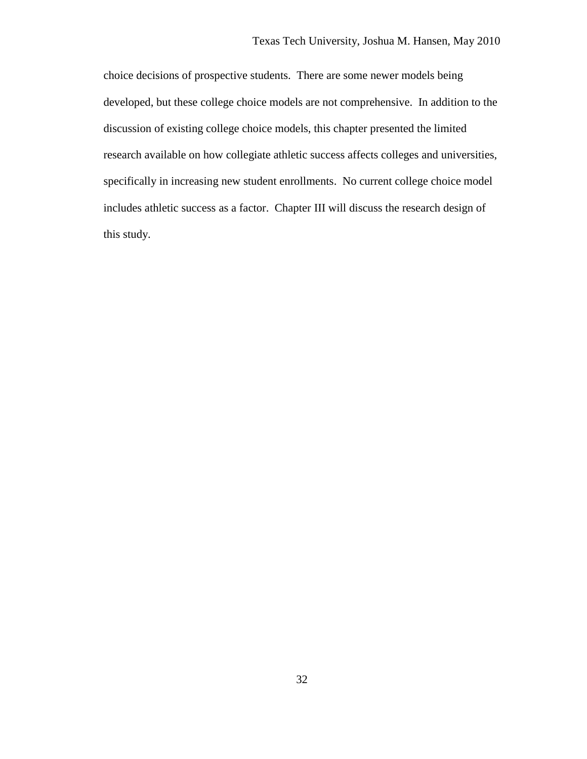choice decisions of prospective students. There are some newer models being developed, but these college choice models are not comprehensive. In addition to the discussion of existing college choice models, this chapter presented the limited research available on how collegiate athletic success affects colleges and universities, specifically in increasing new student enrollments. No current college choice model includes athletic success as a factor. Chapter III will discuss the research design of this study.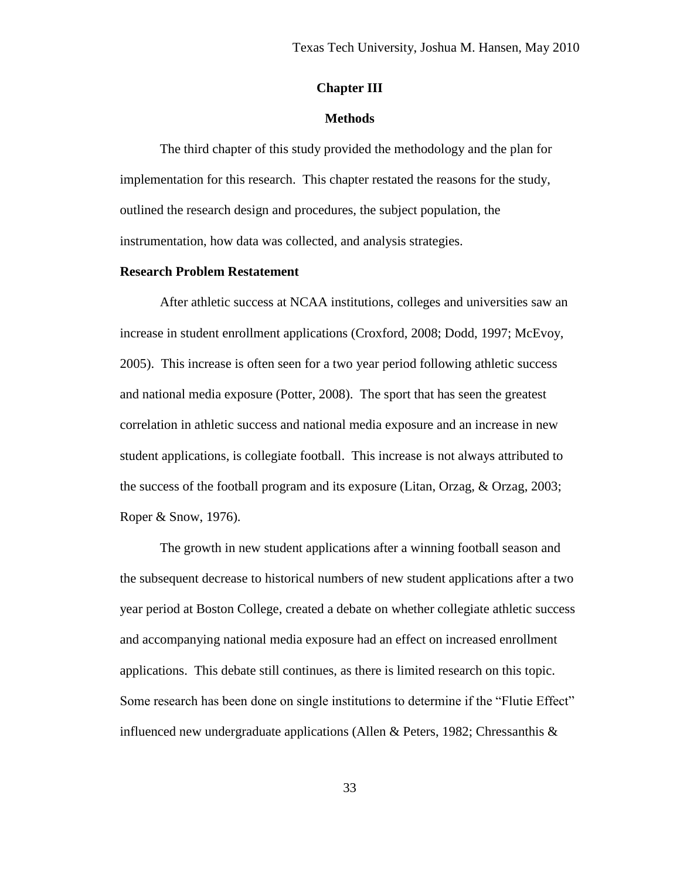# Chapter III

## Methods

The third chapter of this study provided the methodology and the plan for implementation for this research. This chapter restated the reasons for the study, outlined the research design and procedures, the subject population, the instrumentation, how data was collected, and analysis strategies.

### Research Problem Restatement

After athletic success at NCAA institutions, colleges and universities saw an increase in student enrollment applications (Croxford, 2008; Dodd, 1997; McEvoy, 2005). This increase is often seen for a two year period following athletic success and national media exposure (Potter, 2008). The sport that has seen the greatest correlation in athletic success and national media exposure and an increase in new student applications, is collegiate football. This increase is not always attributed to the success of the football program and its exposure (Litan, Orzag, & Orzag, 2003; Roper & Snow, 1976).

The growth in new student applications after a winning football season and the subsequent decrease to historical numbers of new student applications after a two year period at Boston College, created a debate on whether collegiate athletic success and accompanying national media exposure had an effect on increased enrollment applications. This debate still continues, as there is limited research on this topic. Some research has been done on single institutions to determine if the "Flutie Effect" influenced new undergraduate applications (Allen & Peters, 1982; Chressanthis &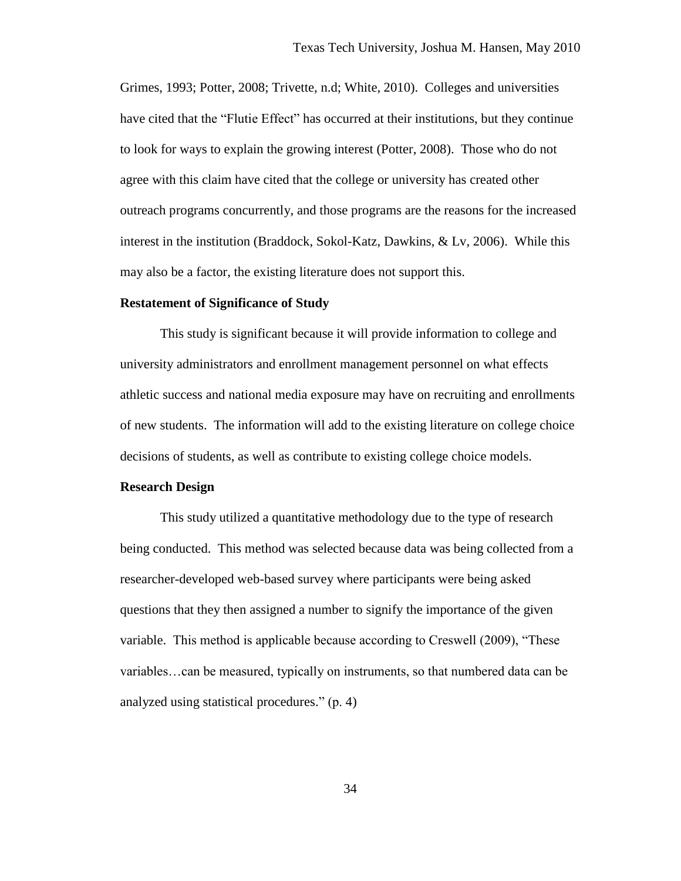Grimes, 1993; Potter, 2008; Trivette, n.d; White, 2010). Colleges and universities have cited that the "Flutie Effect" has occurred at their institutions, but they continue to look for ways to explain the growing interest (Potter, 2008). Those who do not agree with this claim have cited that the college or university has created other outreach programs concurrently, and those programs are the reasons for the increased interest in the institution (Braddock, Sokol-Katz, Dawkins, & Lv, 2006). While this may also be a factor, the existing literature does not support this.

**Restatement of Significance of Study**

This study is significant because it will provide information to college and university administrators and enrollment management personnel on what effects athletic success and national media exposure may have on recruiting and enrollments of new students. The information will add to the existing literature on college choice decisions of students, as well as contribute to existing college choice models.

**Research Design**

This study utilized a quantitative methodology due to the type of research being conducted. This method was selected because data was being collected from a researcher-developed web-based survey where participants were being asked questions that they then assigned a number to signify the importance of the given variable. This method is applicable because according to Creswell (2009), "These variables…can be measured, typically on instruments, so that numbered data can be analyzed using statistical procedures." (p. 4)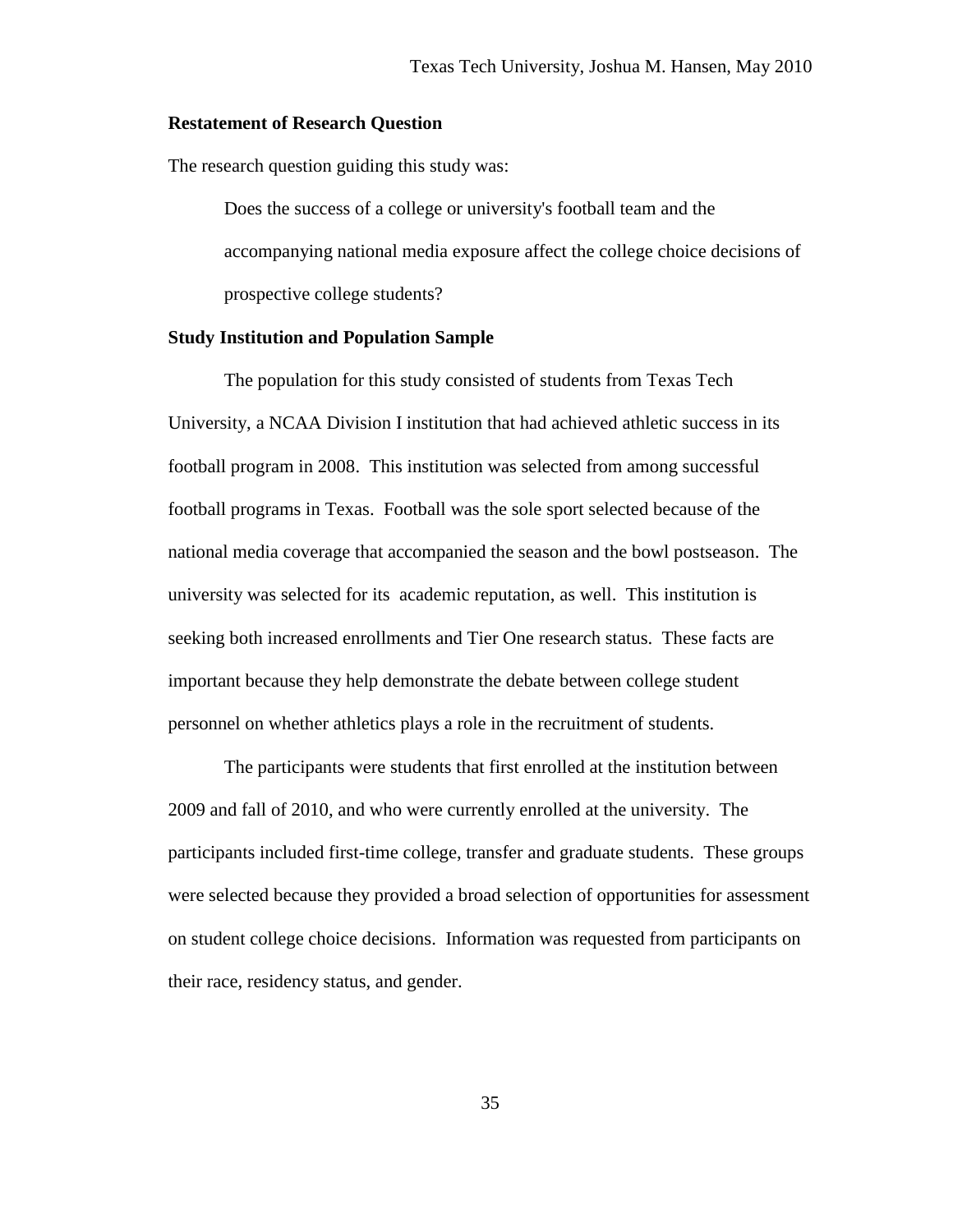**Restatement of Research Question**

The research question guiding this study was:

> Does the success of a college or university's football team and the accompanying national media exposure affect the college choice decisions of prospective college students?

**Study Institution and Population Sample**

The population for this study consisted of students from Texas Tech University, a NCAA Division I institution that had achieved athletic success in its football program in 2008. This institution was selected from among successful football programs in Texas. Football was the sole sport selected because of the national media coverage that accompanied the season and the bowl postseason. The university was selected for its academic reputation, as well. This institution is seeking both increased enrollments and Tier One research status. These facts are important because they help demonstrate the debate between college student personnel on whether athletics plays a role in the recruitment of students.

The participants were students that first enrolled at the institution between 2009 and fall of 2010, and who were currently enrolled at the university. The participants included first-time college, transfer and graduate students. These groups were selected because they provided a broad selection of opportunities for assessment on student college choice decisions. Information was requested from participants on their race, residency status, and gender.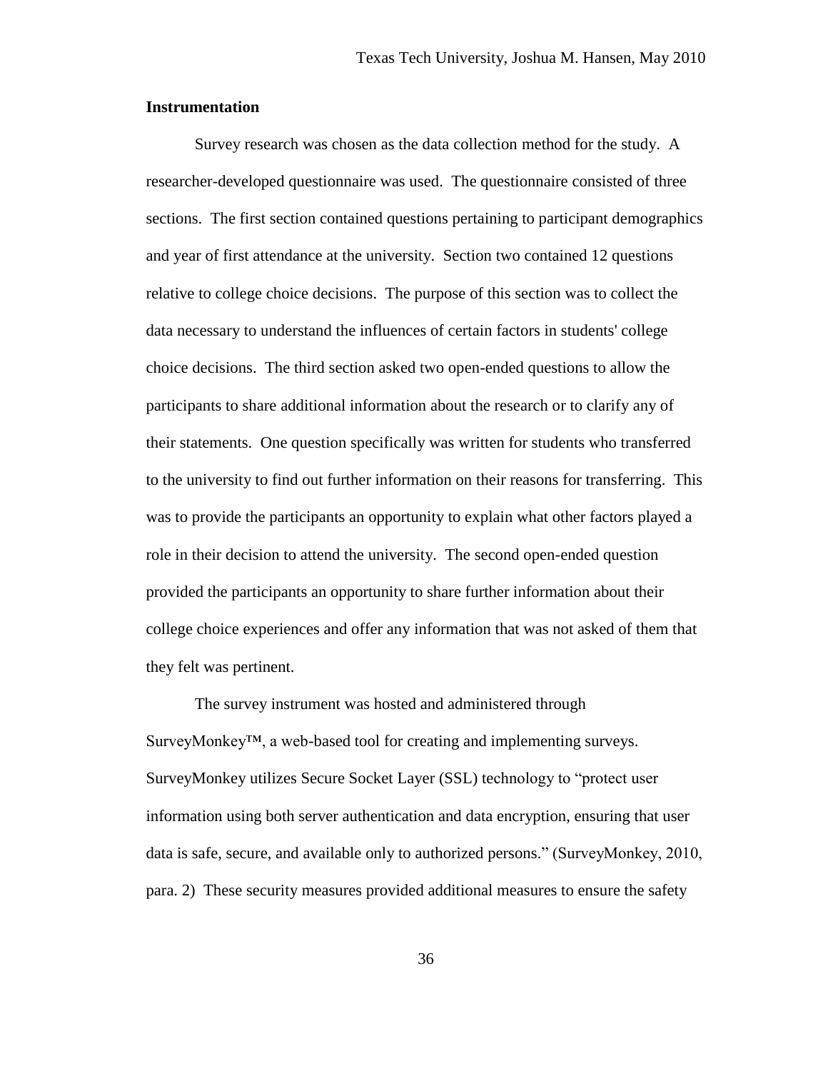**Instrumentation**

Survey research was chosen as the data collection method for the study. A researcher-developed questionnaire was used. The questionnaire consisted of three sections. The first section contained questions pertaining to participant demographics and year of first attendance at the university. Section two contained 12 questions relative to college choice decisions. The purpose of this section was to collect the data necessary to understand the influences of certain factors in students' college choice decisions. The third section asked two open-ended questions to allow the participants to share additional information about the research or to clarify any of their statements. One question specifically was written for students who transferred to the university to find out further information on their reasons for transferring. This was to provide the participants an opportunity to explain what other factors played a role in their decision to attend the university. The second open-ended question provided the participants an opportunity to share further information about their college choice experiences and offer any information that was not asked of them that they felt was pertinent.

The survey instrument was hosted and administered through SurveyMonkey™, a web-based tool for creating and implementing surveys. SurveyMonkey utilizes Secure Socket Layer (SSL) technology to "protect user information using both server authentication and data encryption, ensuring that user data is safe, secure, and available only to authorized persons." (SurveyMonkey, 2010, para. 2) These security measures provided additional measures to ensure the safety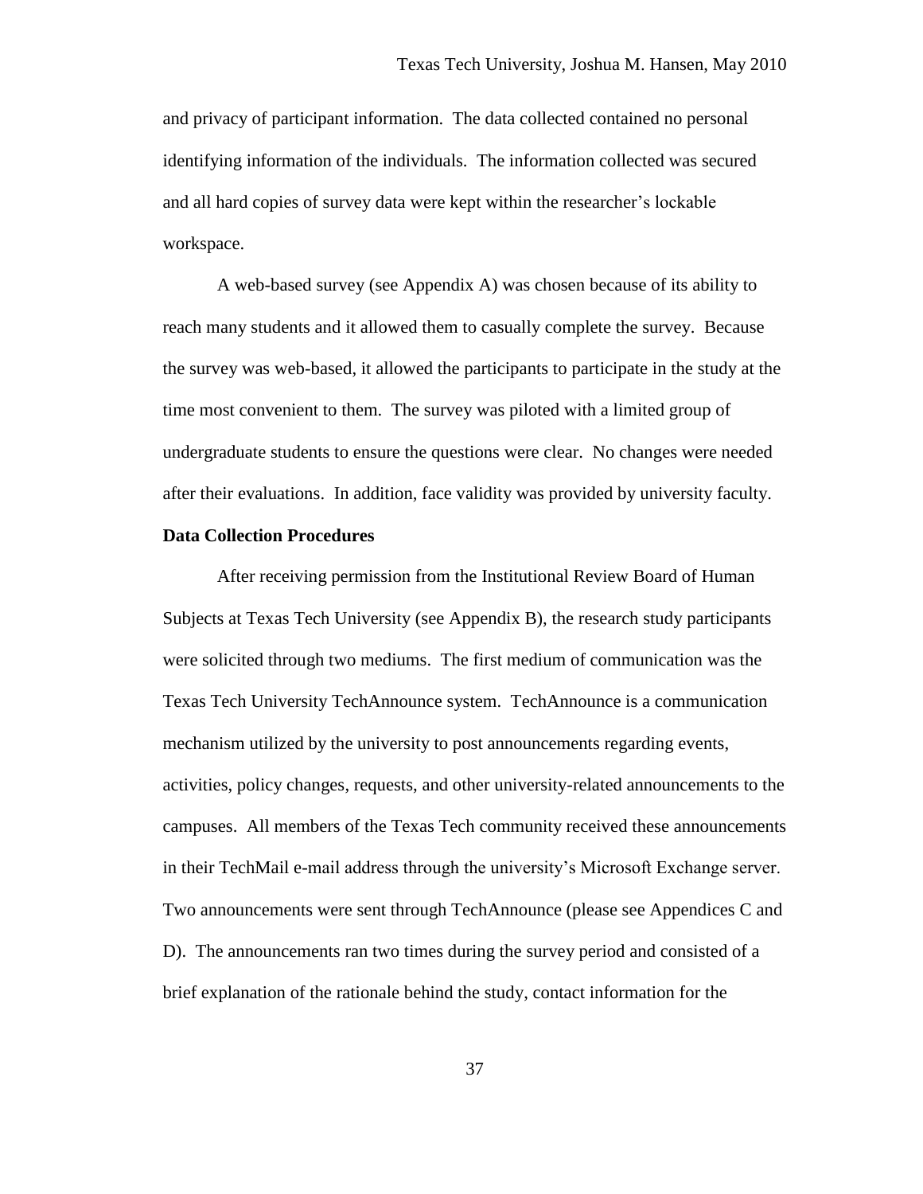and privacy of participant information. The data collected contained no personal identifying information of the individuals. The information collected was secured and all hard copies of survey data were kept within the researcher's lockable workspace.

A web-based survey (see Appendix A) was chosen because of its ability to reach many students and it allowed them to casually complete the survey. Because the survey was web-based, it allowed the participants to participate in the study at the time most convenient to them. The survey was piloted with a limited group of undergraduate students to ensure the questions were clear. No changes were needed after their evaluations. In addition, face validity was provided by university faculty.

**Data Collection Procedures**

After receiving permission from the Institutional Review Board of Human Subjects at Texas Tech University (see Appendix B), the research study participants were solicited through two mediums. The first medium of communication was the Texas Tech University TechAnnounce system. TechAnnounce is a communication mechanism utilized by the university to post announcements regarding events, activities, policy changes, requests, and other university-related announcements to the campuses. All members of the Texas Tech community received these announcements in their TechMail e-mail address through the university's Microsoft Exchange server. Two announcements were sent through TechAnnounce (please see Appendices C and D). The announcements ran two times during the survey period and consisted of a brief explanation of the rationale behind the study, contact information for the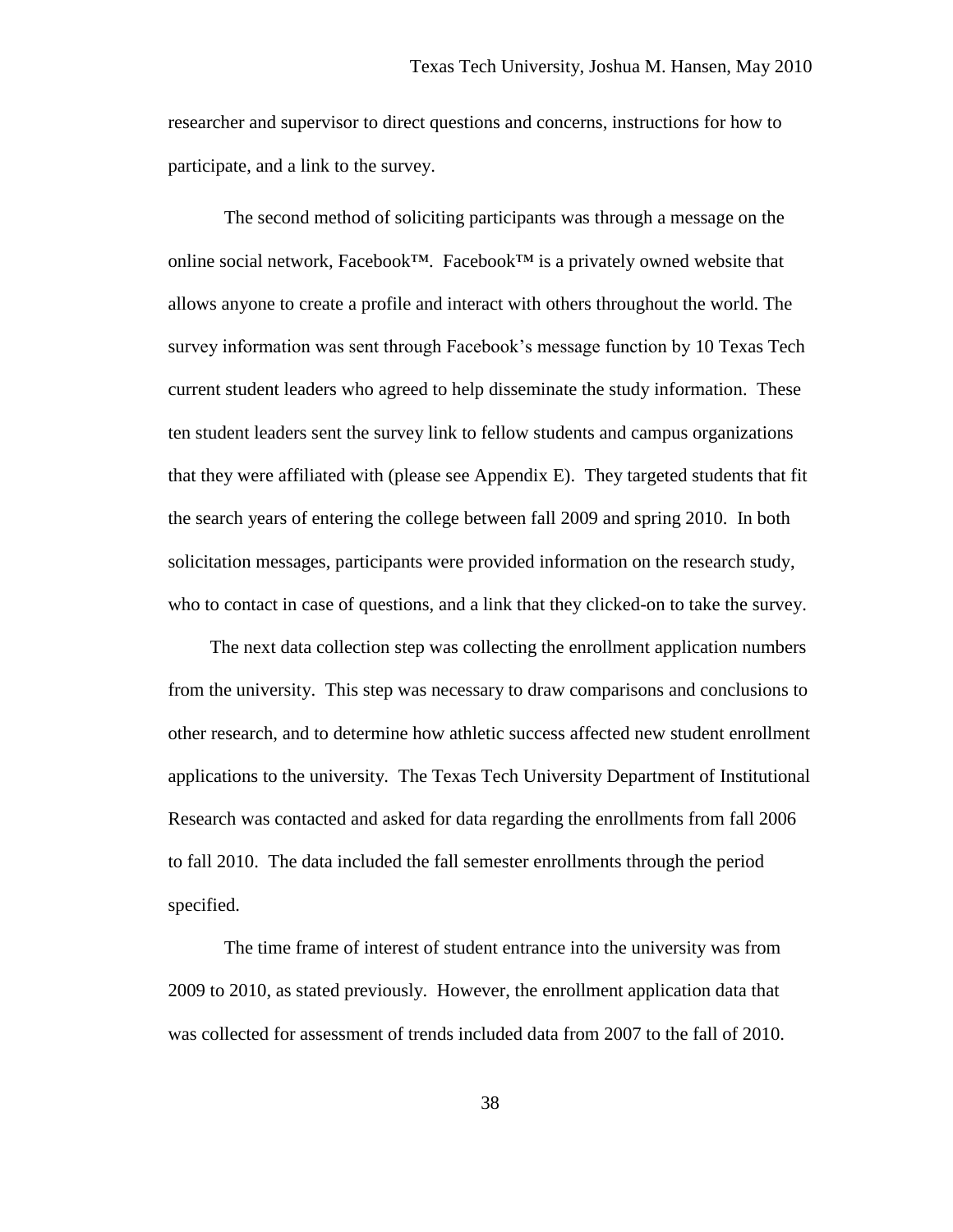researcher and supervisor to direct questions and concerns, instructions for how to participate, and a link to the survey.

The second method of soliciting participants was through a message on the online social network, Facebook™. Facebook™ is a privately owned website that allows anyone to create a profile and interact with others throughout the world. The survey information was sent through Facebook's message function by 10 Texas Tech current student leaders who agreed to help disseminate the study information. These ten student leaders sent the survey link to fellow students and campus organizations that they were affiliated with (please see Appendix E). They targeted students that fit the search years of entering the college between fall 2009 and spring 2010. In both solicitation messages, participants were provided information on the research study, who to contact in case of questions, and a link that they clicked-on to take the survey.

The next data collection step was collecting the enrollment application numbers from the university. This step was necessary to draw comparisons and conclusions to other research, and to determine how athletic success affected new student enrollment applications to the university. The Texas Tech University Department of Institutional Research was contacted and asked for data regarding the enrollments from fall 2006 to fall 2010. The data included the fall semester enrollments through the period specified.

The time frame of interest of student entrance into the university was from 2009 to 2010, as stated previously. However, the enrollment application data that was collected for assessment of trends included data from 2007 to the fall of 2010.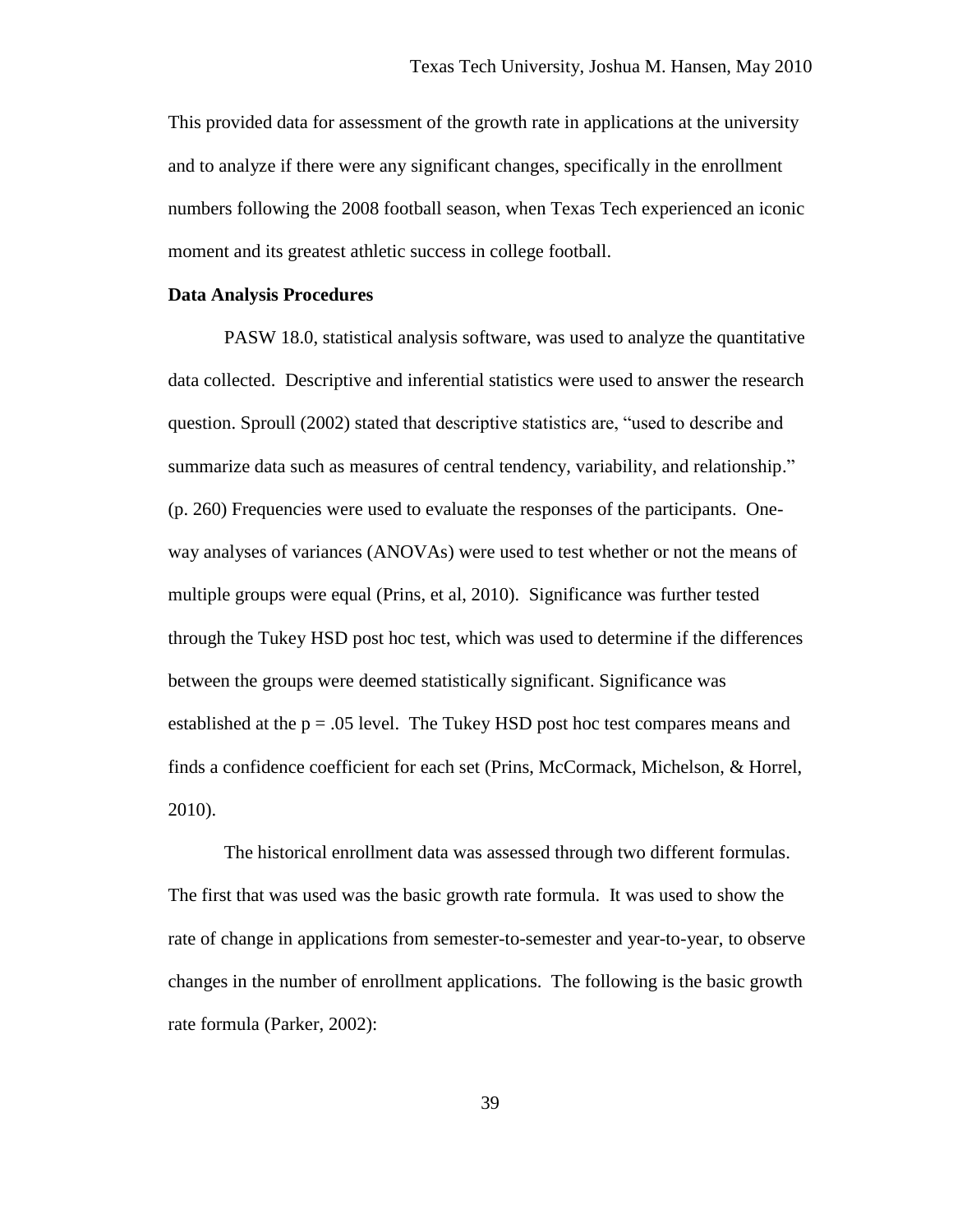This provided data for assessment of the growth rate in applications at the university and to analyze if there were any significant changes, specifically in the enrollment numbers following the 2008 football season, when Texas Tech experienced an iconic moment and its greatest athletic success in college football.

**Data Analysis Procedures**

PASW 18.0, statistical analysis software, was used to analyze the quantitative data collected. Descriptive and inferential statistics were used to answer the research question. Sproull (2002) stated that descriptive statistics are, "used to describe and summarize data such as measures of central tendency, variability, and relationship." (p. 260) Frequencies were used to evaluate the responses of the participants. One-way analyses of variances (ANOVAs) were used to test whether or not the means of multiple groups were equal (Prins, et al, 2010). Significance was further tested through the Tukey HSD post hoc test, which was used to determine if the differences between the groups were deemed statistically significant. Significance was established at the $p = .05$ level. The Tukey HSD post hoc test compares means and finds a confidence coefficient for each set (Prins, McCormack, Michelson, & Horrel, 2010).

The historical enrollment data was assessed through two different formulas. The first that was used was the basic growth rate formula. It was used to show the rate of change in applications from semester-to-semester and year-to-year, to observe changes in the number of enrollment applications. The following is the basic growth rate formula (Parker, 2002):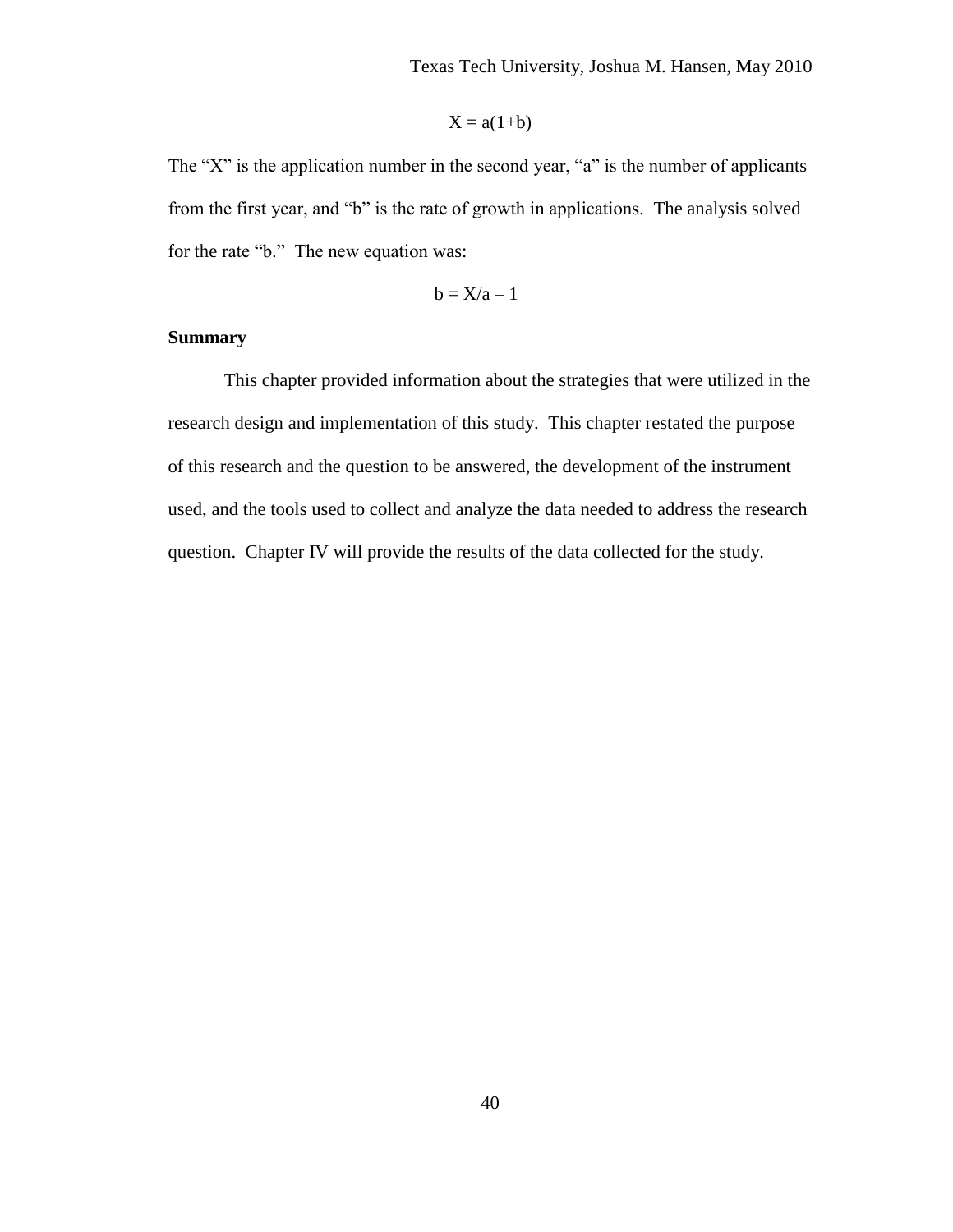$$X = a(1+b)$$

The "X" is the application number in the second year, "a" is the number of applicants from the first year, and "b" is the rate of growth in applications. The analysis solved for the rate "b." The new equation was:

$$b = X/a - 1$$

**Summary**

This chapter provided information about the strategies that were utilized in the research design and implementation of this study. This chapter restated the purpose of this research and the question to be answered, the development of the instrument used, and the tools used to collect and analyze the data needed to address the research question. Chapter IV will provide the results of the data collected for the study.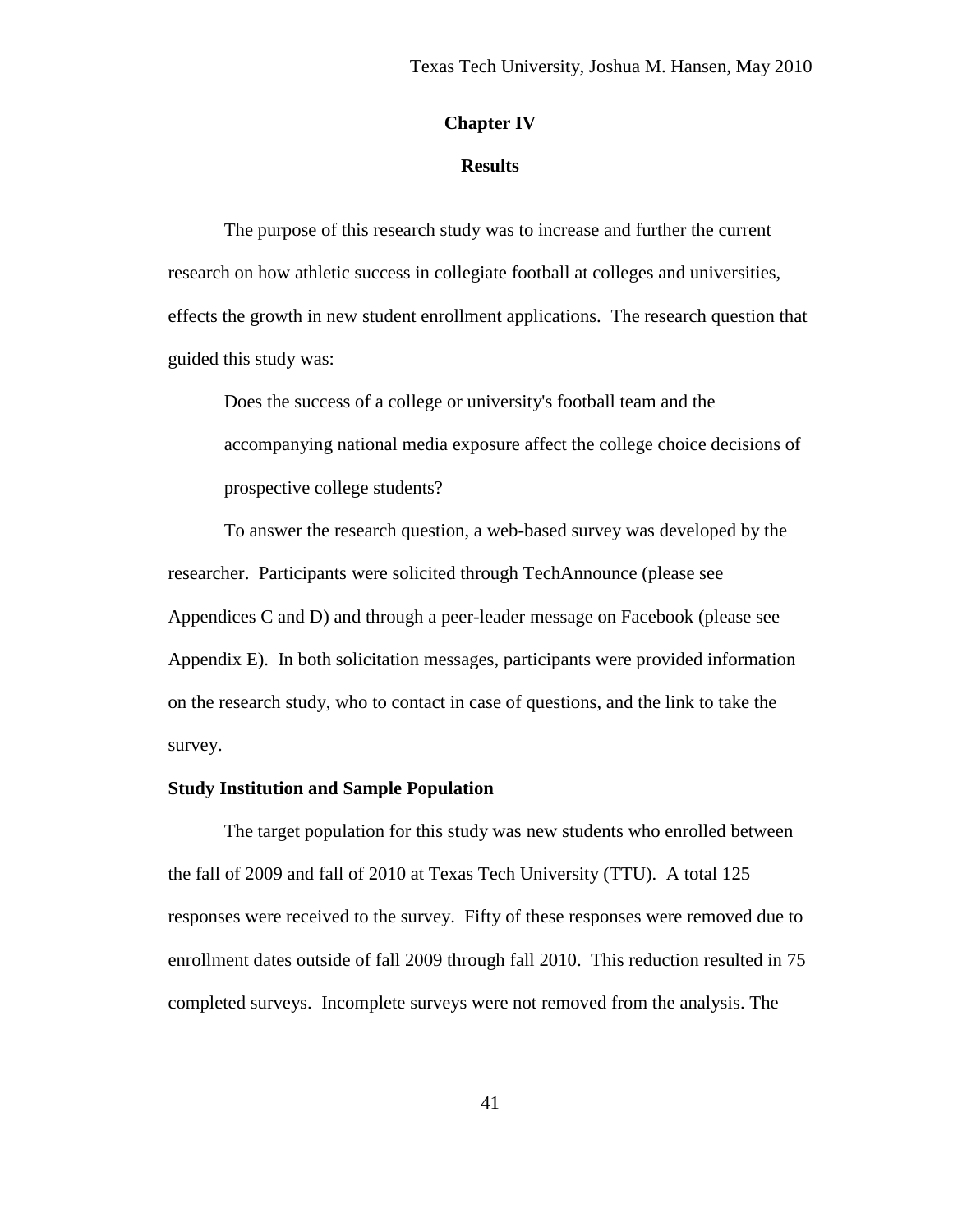# Chapter IV

## Results

The purpose of this research study was to increase and further the current research on how athletic success in collegiate football at colleges and universities, effects the growth in new student enrollment applications. The research question that guided this study was:

> Does the success of a college or university's football team and the accompanying national media exposure affect the college choice decisions of prospective college students?

To answer the research question, a web-based survey was developed by the researcher. Participants were solicited through TechAnnounce (please see Appendices C and D) and through a peer-leader message on Facebook (please see Appendix E). In both solicitation messages, participants were provided information on the research study, who to contact in case of questions, and the link to take the survey.

### Study Institution and Sample Population

The target population for this study was new students who enrolled between the fall of 2009 and fall of 2010 at Texas Tech University (TTU). A total 125 responses were received to the survey. Fifty of these responses were removed due to enrollment dates outside of fall 2009 through fall 2010. This reduction resulted in 75 completed surveys. Incomplete surveys were not removed from the analysis. The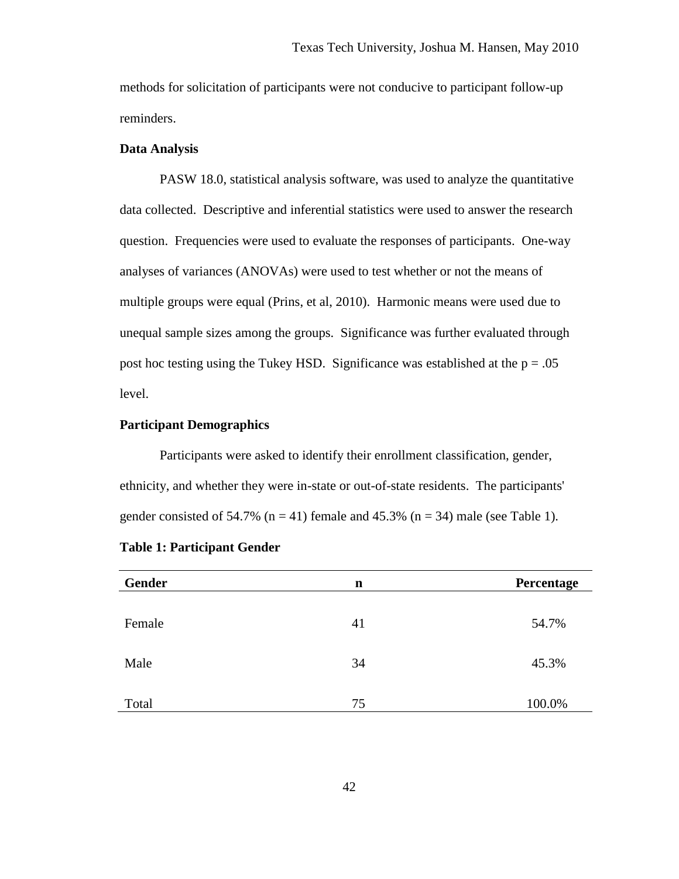methods for solicitation of participants were not conducive to participant follow-up reminders.

**Data Analysis**

PASW 18.0, statistical analysis software, was used to analyze the quantitative data collected. Descriptive and inferential statistics were used to answer the research question. Frequencies were used to evaluate the responses of participants. One-way analyses of variances (ANOVAs) were used to test whether or not the means of multiple groups were equal (Prins, et al, 2010). Harmonic means were used due to unequal sample sizes among the groups. Significance was further evaluated through post hoc testing using the Tukey HSD. Significance was established at the $p = .05$ level.

**Participant Demographics**

Participants were asked to identify their enrollment classification, gender, ethnicity, and whether they were in-state or out-of-state residents. The participants' gender consisted of 54.7% ($n = 41$) female and 45.3% ($n = 34$) male (see Table 1).

**Table 1: Participant Gender**

| Gender | n | Percentage |
|---|---|---|
| Female | 41 | 54.7% |
| Male | 34 | 45.3% |
| Total | 75 | 100.0% |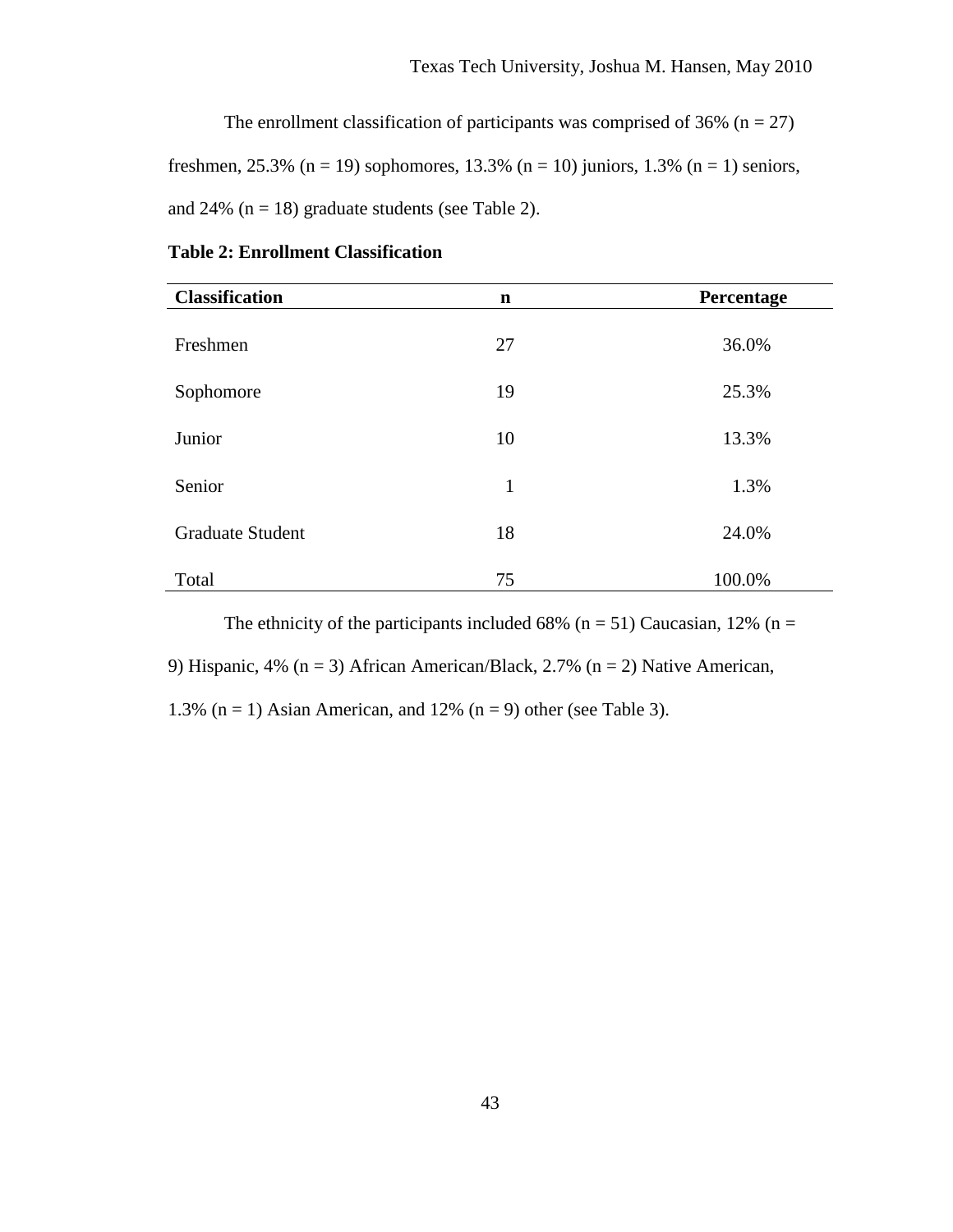The enrollment classification of participants was comprised of 36% (n = 27) freshmen, 25.3% (n = 19) sophomores, 13.3% (n = 10) juniors, 1.3% (n = 1) seniors, and 24% (n = 18) graduate students (see Table 2).

**Table 2: Enrollment Classification**

| Classification | n | Percentage |
|---|---|---|
| Freshmen | 27 | 36.0% |
| Sophomore | 19 | 25.3% |
| Junior | 10 | 13.3% |
| Senior | 1 | 1.3% |
| Graduate Student | 18 | 24.0% |
| Total | 75 | 100.0% |

The ethnicity of the participants included 68% (n = 51) Caucasian, 12% (n = 9) Hispanic, 4% (n = 3) African American/Black, 2.7% (n = 2) Native American, 1.3% (n = 1) Asian American, and 12% (n = 9) other (see Table 3).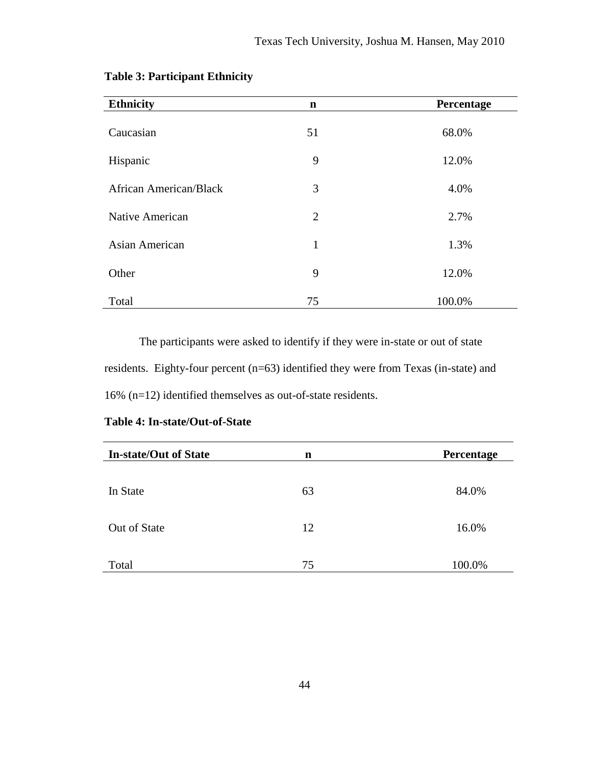**Table 3: Participant Ethnicity**

| Ethnicity | n | Percentage |
|---|---|---|
| Caucasian | 51 | 68.0% |
| Hispanic | 9 | 12.0% |
| African American/Black | 3 | 4.0% |
| Native American | 2 | 2.7% |
| Asian American | 1 | 1.3% |
| Other | 9 | 12.0% |
| Total | 75 | 100.0% |

The participants were asked to identify if they were in-state or out of state residents. Eighty-four percent (n=63) identified they were from Texas (in-state) and 16% (n=12) identified themselves as out-of-state residents.

**Table 4: In-state/Out-of-State**

| In-state/Out of State | n | Percentage |
|---|---|---|
| In State | 63 | 84.0% |
| Out of State | 12 | 16.0% |
| Total | 75 | 100.0% |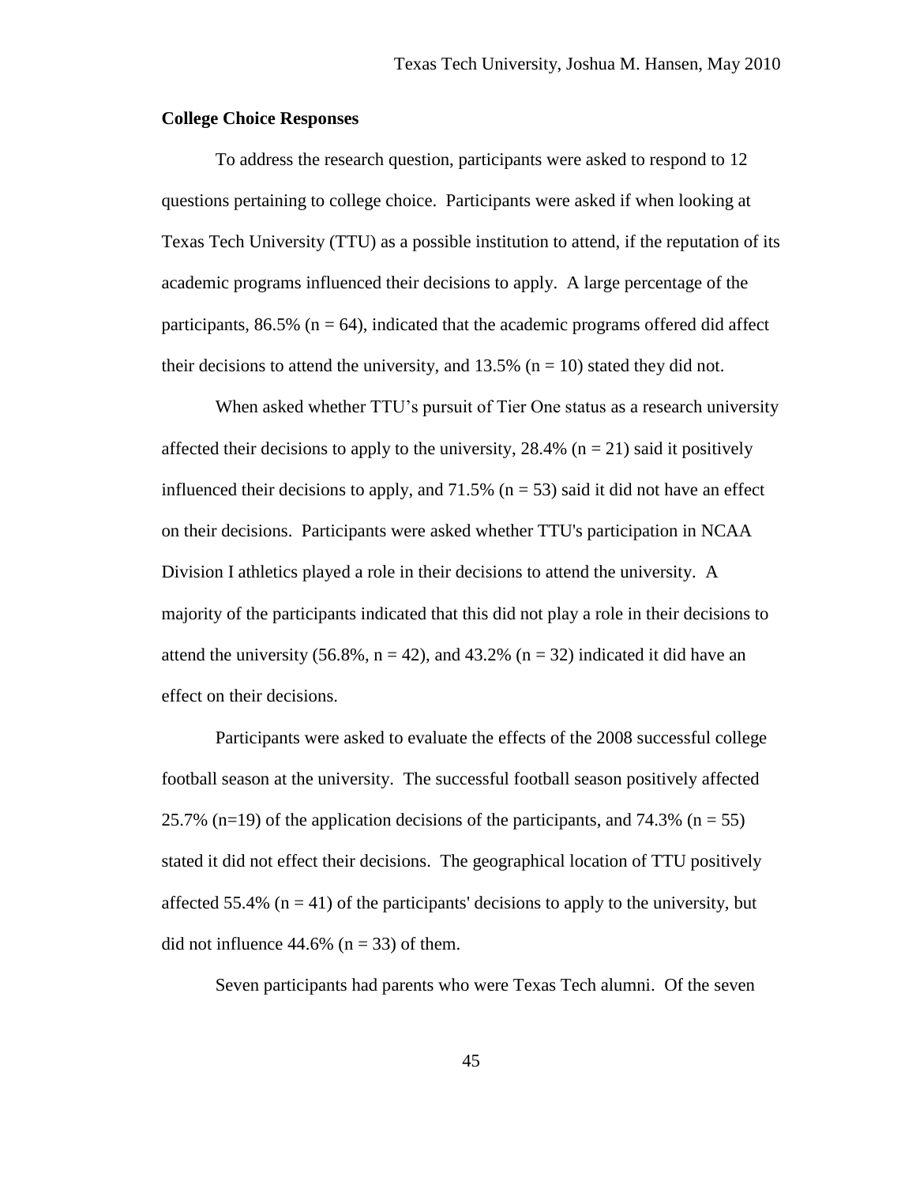**College Choice Responses**

To address the research question, participants were asked to respond to 12 questions pertaining to college choice. Participants were asked if when looking at Texas Tech University (TTU) as a possible institution to attend, if the reputation of its academic programs influenced their decisions to apply. A large percentage of the participants, 86.5% ($n = 64$), indicated that the academic programs offered did affect their decisions to attend the university, and 13.5% ($n = 10$) stated they did not.

When asked whether TTU's pursuit of Tier One status as a research university affected their decisions to apply to the university, 28.4% ($n = 21$) said it positively influenced their decisions to apply, and 71.5% ($n = 53$) said it did not have an effect on their decisions. Participants were asked whether TTU's participation in NCAA Division I athletics played a role in their decisions to attend the university. A majority of the participants indicated that this did not play a role in their decisions to attend the university (56.8%, $n = 42$), and 43.2% ($n = 32$) indicated it did have an effect on their decisions.

Participants were asked to evaluate the effects of the 2008 successful college football season at the university. The successful football season positively affected 25.7% ($n=19$) of the application decisions of the participants, and 74.3% ($n = 55$) stated it did not effect their decisions. The geographical location of TTU positively affected 55.4% ($n = 41$) of the participants' decisions to apply to the university, but did not influence 44.6% ($n = 33$) of them.

Seven participants had parents who were Texas Tech alumni. Of the seven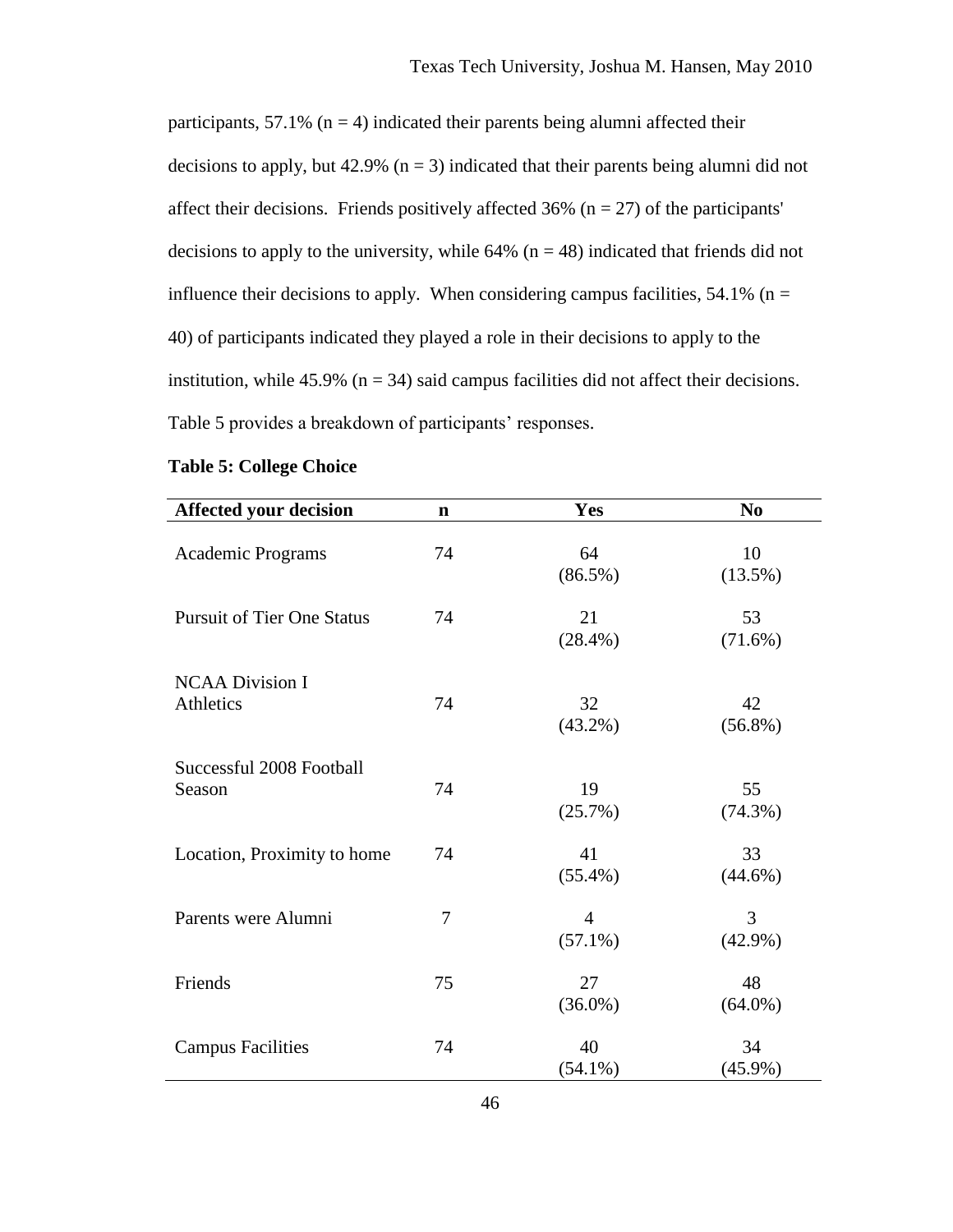participants, 57.1% (n = 4) indicated their parents being alumni affected their decisions to apply, but 42.9% (n = 3) indicated that their parents being alumni did not affect their decisions. Friends positively affected 36% (n = 27) of the participants' decisions to apply to the university, while 64% (n = 48) indicated that friends did not influence their decisions to apply. When considering campus facilities, 54.1% (n = 40) of participants indicated they played a role in their decisions to apply to the institution, while 45.9% (n = 34) said campus facilities did not affect their decisions. Table 5 provides a breakdown of participants' responses.

**Table 5: College Choice**

| Affected your decision | n | Yes | No |
|---|---|---|---|
| Academic Programs | 74 | 64 (86.5%) | 10 (13.5%) |
| Pursuit of Tier One Status | 74 | 21 (28.4%) | 53 (71.6%) |
| NCAA Division I Athletics | 74 | 32 (43.2%) | 42 (56.8%) |
| Successful 2008 Football Season | 74 | 19 (25.7%) | 55 (74.3%) |
| Location, Proximity to home | 74 | 41 (55.4%) | 33 (44.6%) |
| Parents were Alumni | 7 | 4 (57.1%) | 3 (42.9%) |
| Friends | 75 | 27 (36.0%) | 48 (64.0%) |
| Campus Facilities | 74 | 40 (54.1%) | 34 (45.9%) |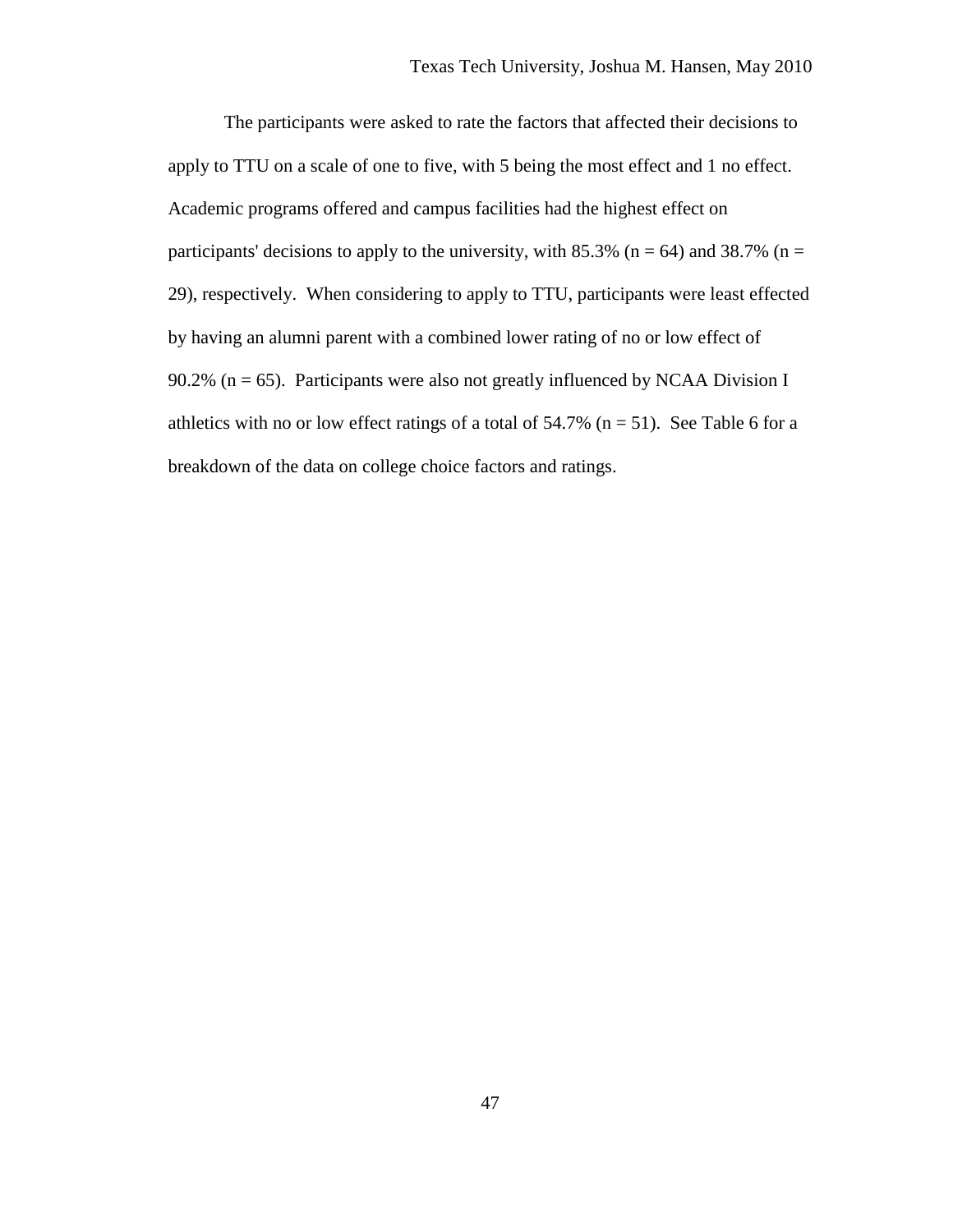The participants were asked to rate the factors that affected their decisions to apply to TTU on a scale of one to five, with 5 being the most effect and 1 no effect. Academic programs offered and campus facilities had the highest effect on participants' decisions to apply to the university, with 85.3% (n = 64) and 38.7% (n = 29), respectively. When considering to apply to TTU, participants were least effected by having an alumni parent with a combined lower rating of no or low effect of 90.2% (n = 65). Participants were also not greatly influenced by NCAA Division I athletics with no or low effect ratings of a total of 54.7% (n = 51). See Table 6 for a breakdown of the data on college choice factors and ratings.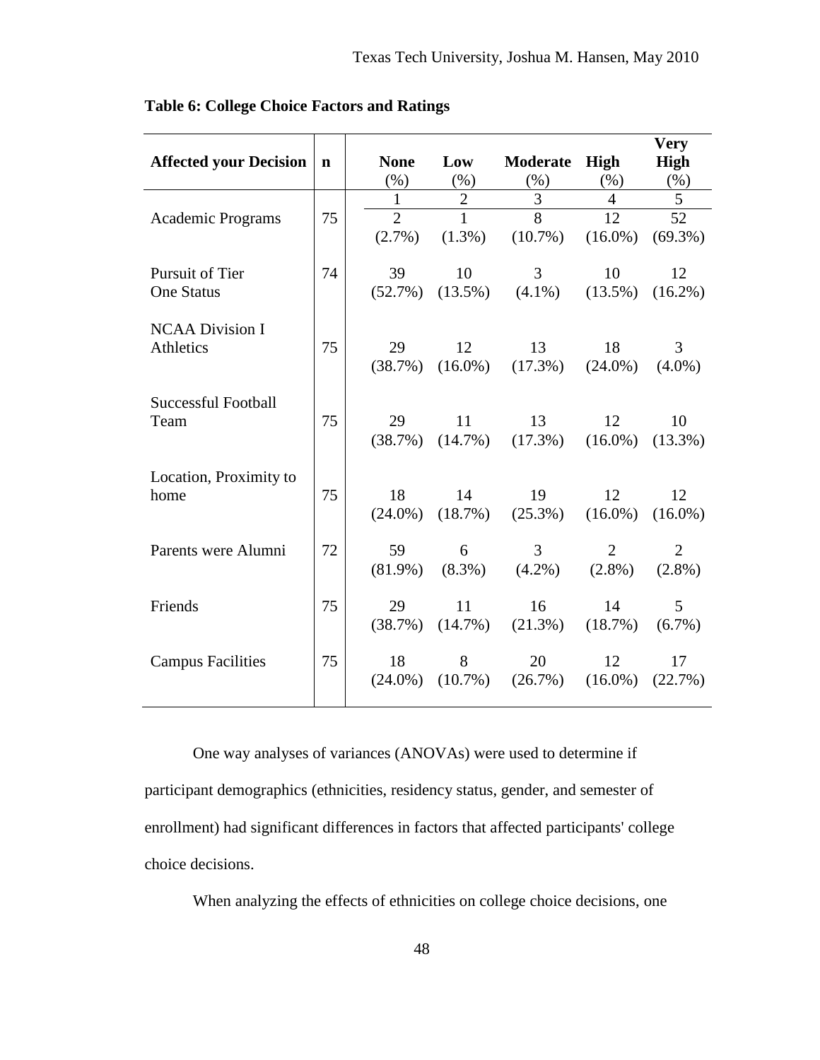**Table 6: College Choice Factors and Ratings**

| Affected your Decision | n | None (%) | Low (%) | Moderate (%) | High (%) | Very High (%) |
|---|---|---|---|---|---|---|
| | | 1 | 2 | 3 | 4 | 5 |
| Academic Programs | 75 | 2 (2.7%) | 1 (1.3%) | 8 (10.7%) | 12 (16.0%) | 52 (69.3%) |
| Pursuit of Tier One Status | 74 | 39 (52.7%) | 10 (13.5%) | 3 (4.1%) | 10 (13.5%) | 12 (16.2%) |
| NCAA Division I Athletics | 75 | 29 (38.7%) | 12 (16.0%) | 13 (17.3%) | 18 (24.0%) | 3 (4.0%) |
| Successful Football Team | 75 | 29 (38.7%) | 11 (14.7%) | 13 (17.3%) | 12 (16.0%) | 10 (13.3%) |
| Location, Proximity to home | 75 | 18 (24.0%) | 14 (18.7%) | 19 (25.3%) | 12 (16.0%) | 12 (16.0%) |
| Parents were Alumni | 72 | 59 (81.9%) | 6 (8.3%) | 3 (4.2%) | 2 (2.8%) | 2 (2.8%) |
| Friends | 75 | 29 (38.7%) | 11 (14.7%) | 16 (21.3%) | 14 (18.7%) | 5 (6.7%) |
| Campus Facilities | 75 | 18 (24.0%) | 8 (10.7%) | 20 (26.7%) | 12 (16.0%) | 17 (22.7%) |

One way analyses of variances (ANOVAs) were used to determine if participant demographics (ethnicities, residency status, gender, and semester of enrollment) had significant differences in factors that affected participants' college choice decisions.

When analyzing the effects of ethnicities on college choice decisions, one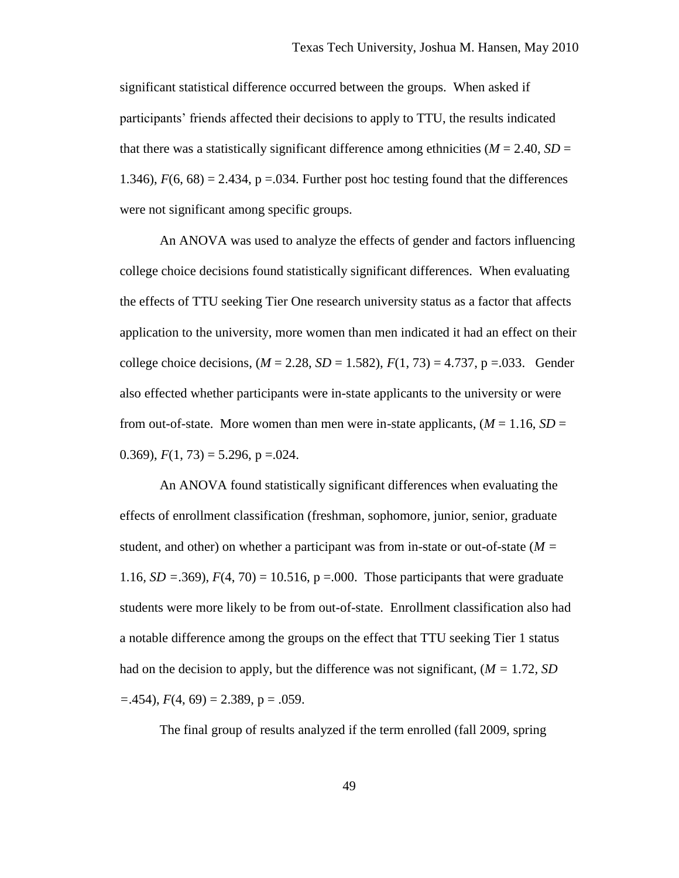significant statistical difference occurred between the groups. When asked if participants' friends affected their decisions to apply to TTU, the results indicated that there was a statistically significant difference among ethnicities ($M$ = 2.40, $SD$ = 1.346), $F(6, 68) = 2.434$, p =.034. Further post hoc testing found that the differences were not significant among specific groups.

An ANOVA was used to analyze the effects of gender and factors influencing college choice decisions found statistically significant differences. When evaluating the effects of TTU seeking Tier One research university status as a factor that affects application to the university, more women than men indicated it had an effect on their college choice decisions, ($M$ = 2.28, $SD$ = 1.582), $F(1, 73) = 4.737$, p =.033. Gender also effected whether participants were in-state applicants to the university or were from out-of-state. More women than men were in-state applicants, ($M$ = 1.16, $SD$ = 0.369), $F(1, 73) = 5.296$, p =.024.

An ANOVA found statistically significant differences when evaluating the effects of enrollment classification (freshman, sophomore, junior, senior, graduate student, and other) on whether a participant was from in-state or out-of-state ($M$ = 1.16, $SD$ =.369), $F(4, 70) = 10.516$, p =.000. Those participants that were graduate students were more likely to be from out-of-state. Enrollment classification also had a notable difference among the groups on the effect that TTU seeking Tier 1 status had on the decision to apply, but the difference was not significant, ($M$ = 1.72, $SD$ =.454), $F(4, 69) = 2.389$, p = .059.

The final group of results analyzed if the term enrolled (fall 2009, spring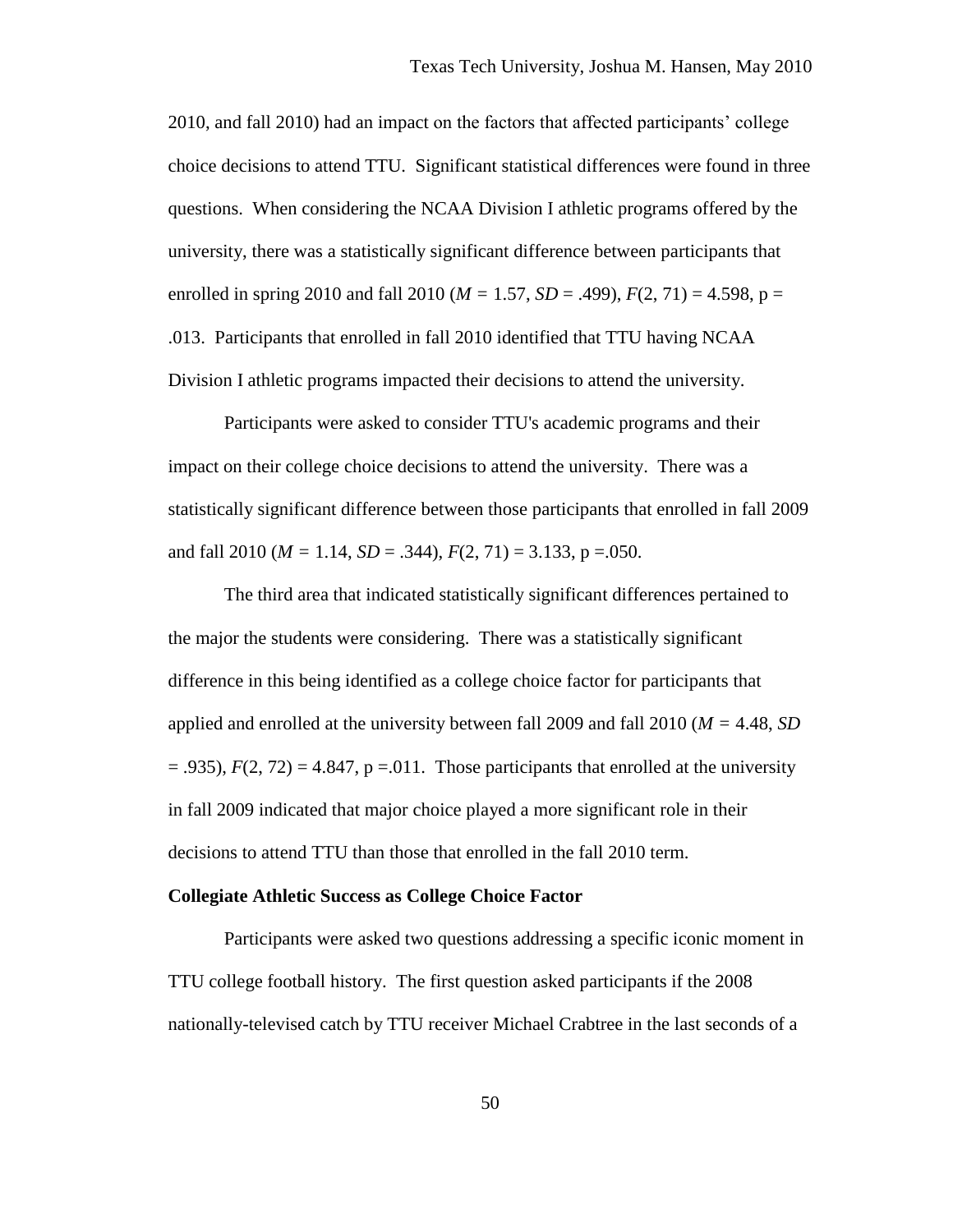2010, and fall 2010) had an impact on the factors that affected participants' college choice decisions to attend TTU. Significant statistical differences were found in three questions. When considering the NCAA Division I athletic programs offered by the university, there was a statistically significant difference between participants that enrolled in spring 2010 and fall 2010 ($M = 1.57$, $SD = .499$), $F(2, 71) = 4.598$, $p = .013$. Participants that enrolled in fall 2010 identified that TTU having NCAA Division I athletic programs impacted their decisions to attend the university.

Participants were asked to consider TTU's academic programs and their impact on their college choice decisions to attend the university. There was a statistically significant difference between those participants that enrolled in fall 2009 and fall 2010 ($M = 1.14$, $SD = .344$), $F(2, 71) = 3.133$, $p = .050$.

The third area that indicated statistically significant differences pertained to the major the students were considering. There was a statistically significant difference in this being identified as a college choice factor for participants that applied and enrolled at the university between fall 2009 and fall 2010 ($M = 4.48$, $SD = .935$), $F(2, 72) = 4.847$, $p = .011$. Those participants that enrolled at the university in fall 2009 indicated that major choice played a more significant role in their decisions to attend TTU than those that enrolled in the fall 2010 term.

**Collegiate Athletic Success as College Choice Factor**

Participants were asked two questions addressing a specific iconic moment in TTU college football history. The first question asked participants if the 2008 nationally-televised catch by TTU receiver Michael Crabtree in the last seconds of a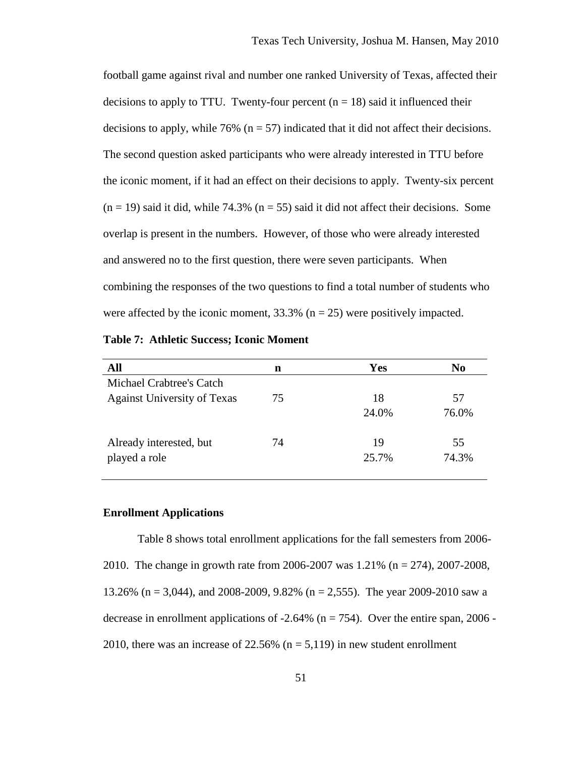football game against rival and number one ranked University of Texas, affected their decisions to apply to TTU. Twenty-four percent (n = 18) said it influenced their decisions to apply, while 76% (n = 57) indicated that it did not affect their decisions. The second question asked participants who were already interested in TTU before the iconic moment, if it had an effect on their decisions to apply. Twenty-six percent (n = 19) said it did, while 74.3% (n = 55) said it did not affect their decisions. Some overlap is present in the numbers. However, of those who were already interested and answered no to the first question, there were seven participants. When combining the responses of the two questions to find a total number of students who were affected by the iconic moment, 33.3% (n = 25) were positively impacted.

**Table 7: Athletic Success; Iconic Moment**

| All | n | Yes | No |
|---|---|---|---|
| Michael Crabtree's Catch Against University of Texas | 75 | 18<br>24.0% | 57<br>76.0% |
| Already interested, but played a role | 74 | 19<br>25.7% | 55<br>74.3% |

**Enrollment Applications**

Table 8 shows total enrollment applications for the fall semesters from 2006-2010. The change in growth rate from 2006-2007 was 1.21% (n = 274), 2007-2008, 13.26% (n = 3,044), and 2008-2009, 9.82% (n = 2,555). The year 2009-2010 saw a decrease in enrollment applications of -2.64% (n = 754). Over the entire span, 2006 - 2010, there was an increase of 22.56% (n = 5,119) in new student enrollment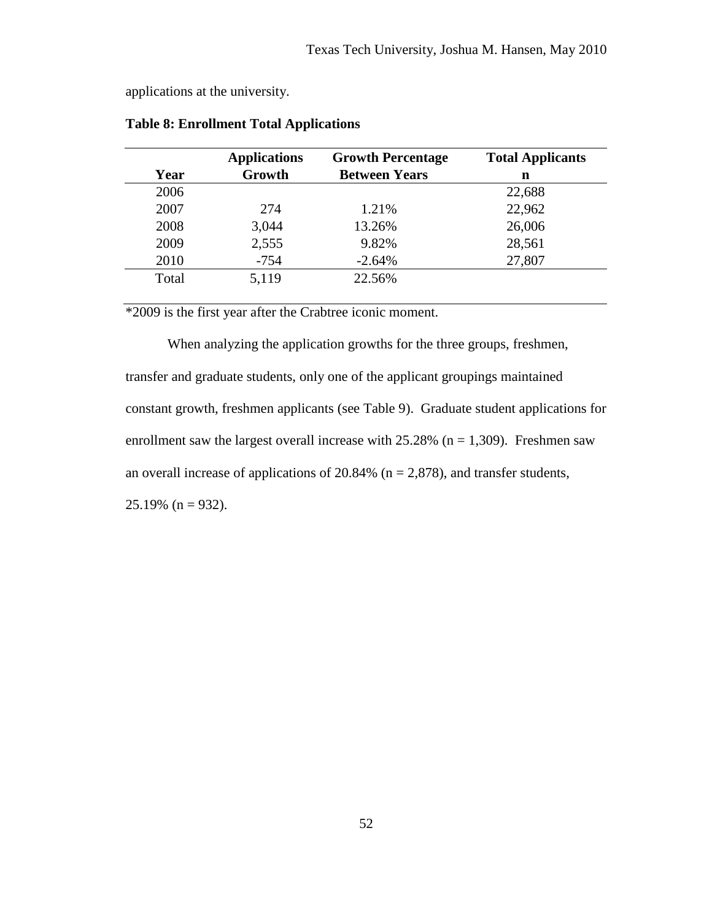applications at the university.

**Table 8: Enrollment Total Applications**

| Year | Applications Growth | Growth Percentage Between Years | Total Applicants n |
|---|---|---|---|
| 2006 | | | 22,688 |
| 2007 | 274 | 1.21% | 22,962 |
| 2008 | 3,044 | 13.26% | 26,006 |
| 2009 | 2,555 | 9.82% | 28,561 |
| 2010 | -754 | -2.64% | 27,807 |
| Total | 5,119 | 22.56% | |

*2009 is the first year after the Crabtree iconic moment.

When analyzing the application growths for the three groups, freshmen, transfer and graduate students, only one of the applicant groupings maintained constant growth, freshmen applicants (see Table 9). Graduate student applications for enrollment saw the largest overall increase with 25.28% (n = 1,309). Freshmen saw an overall increase of applications of 20.84% (n = 2,878), and transfer students, 25.19% (n = 932).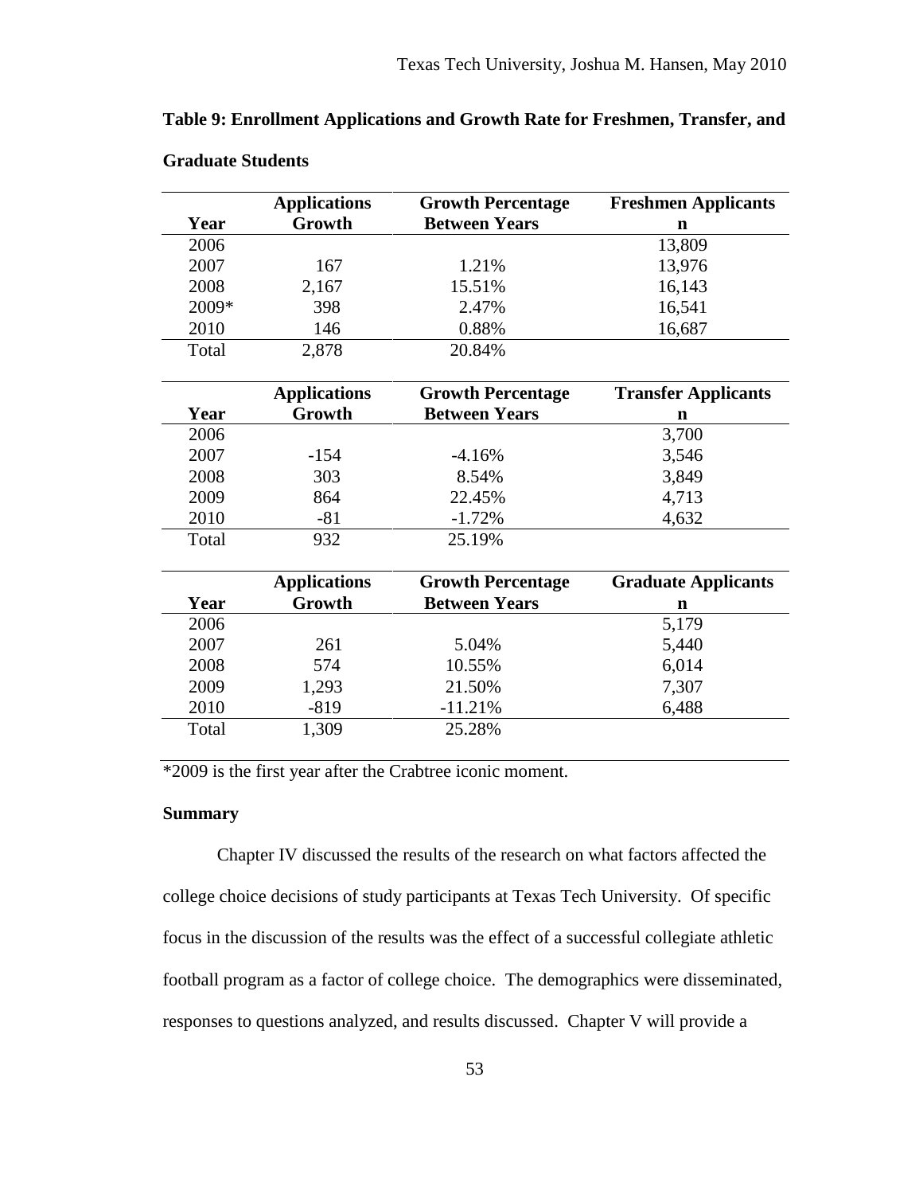**Table 9: Enrollment Applications and Growth Rate for Freshmen, Transfer, and Graduate Students**

| Year | Applications Growth | Growth Percentage Between Years | Freshmen Applicants n |
|---|---|---|---|
| 2006 | | | 13,809 |
| 2007 | 167 | 1.21% | 13,976 |
| 2008 | 2,167 | 15.51% | 16,143 |
| 2009* | 398 | 2.47% | 16,541 |
| 2010 | 146 | 0.88% | 16,687 |
| Total | 2,878 | 20.84% | |

| Year | Applications Growth | Growth Percentage Between Years | Transfer Applicants n |
|---|---|---|---|
| 2006 | | | 3,700 |
| 2007 | -154 | -4.16% | 3,546 |
| 2008 | 303 | 8.54% | 3,849 |
| 2009 | 864 | 22.45% | 4,713 |
| 2010 | -81 | -1.72% | 4,632 |
| Total | 932 | 25.19% | |

| Year | Applications Growth | Growth Percentage Between Years | Graduate Applicants n |
|---|---|---|---|
| 2006 | | | 5,179 |
| 2007 | 261 | 5.04% | 5,440 |
| 2008 | 574 | 10.55% | 6,014 |
| 2009 | 1,293 | 21.50% | 7,307 |
| 2010 | -819 | -11.21% | 6,488 |
| Total | 1,309 | 25.28% | |

*2009 is the first year after the Crabtree iconic moment.

## Summary

Chapter IV discussed the results of the research on what factors affected the college choice decisions of study participants at Texas Tech University. Of specific focus in the discussion of the results was the effect of a successful collegiate athletic football program as a factor of college choice. The demographics were disseminated, responses to questions analyzed, and results discussed. Chapter V will provide a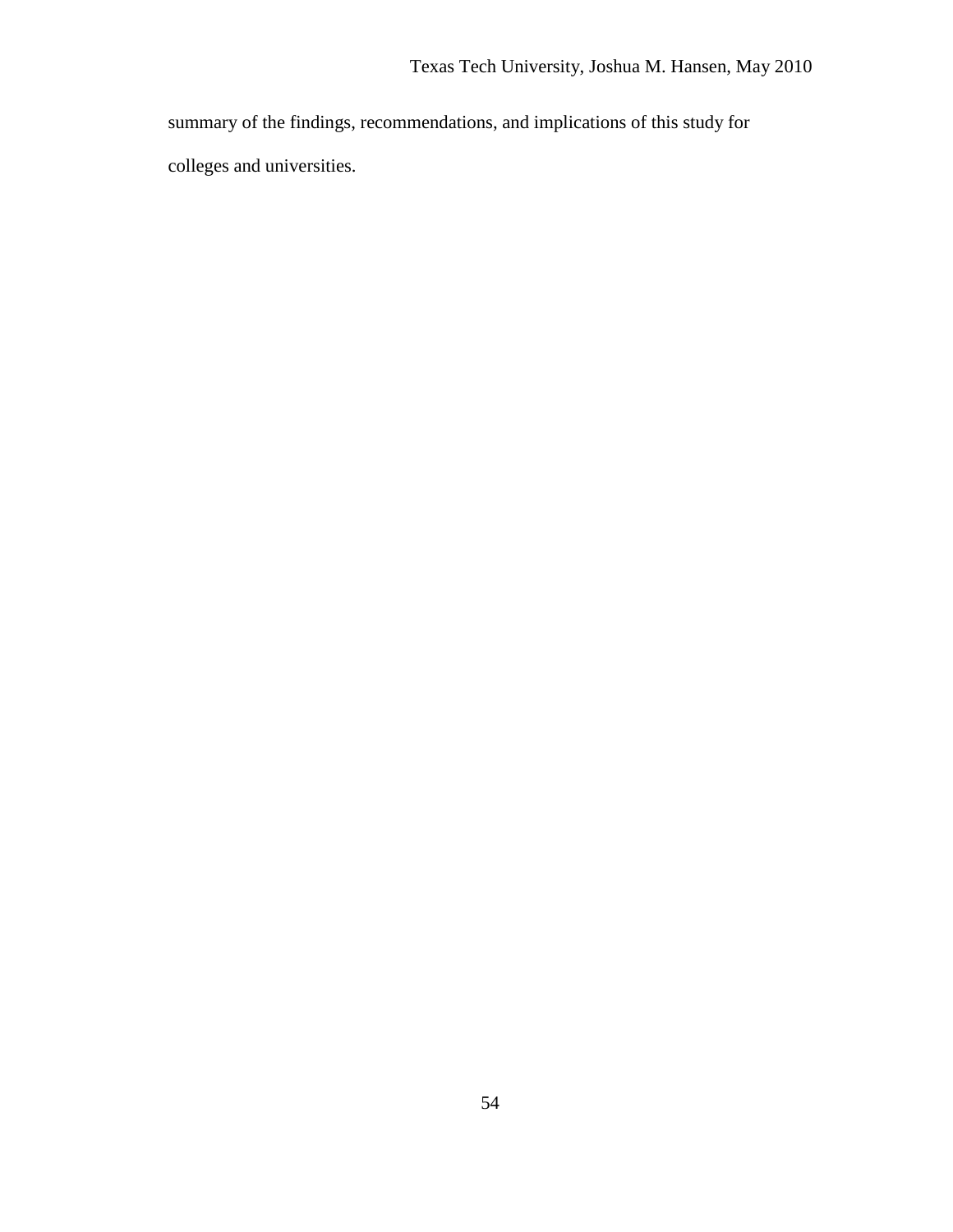summary of the findings, recommendations, and implications of this study for colleges and universities.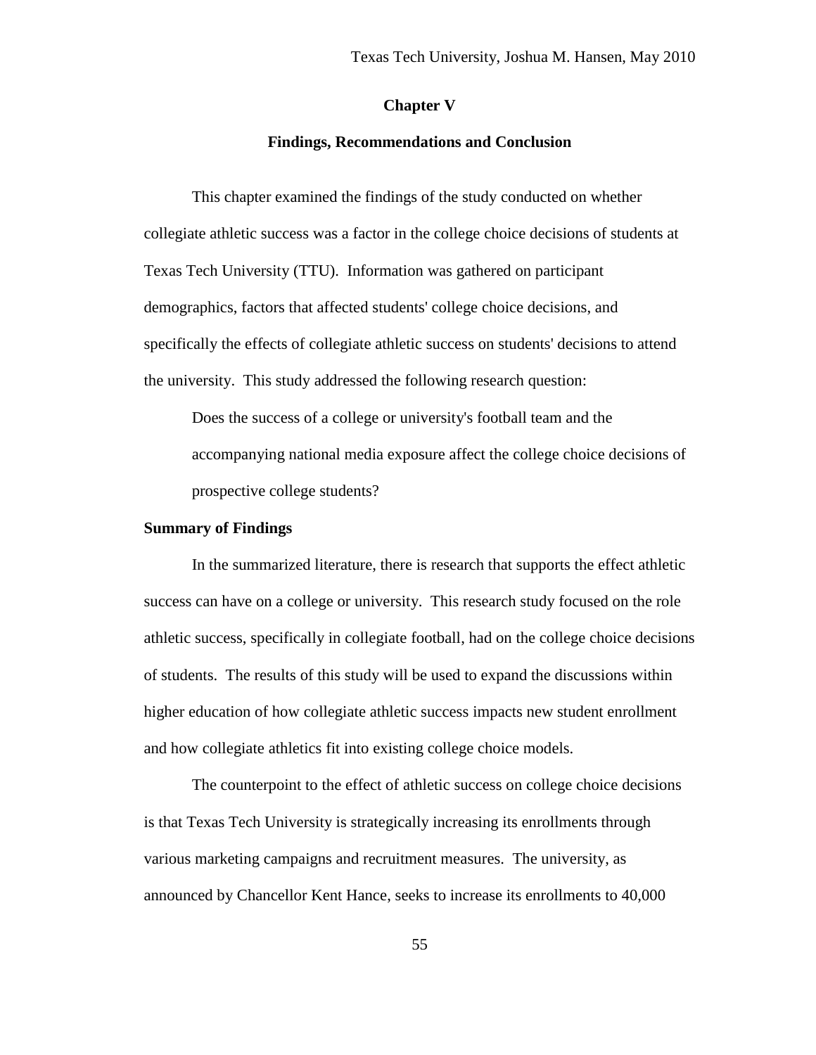# Chapter V

## Findings, Recommendations and Conclusion

This chapter examined the findings of the study conducted on whether collegiate athletic success was a factor in the college choice decisions of students at Texas Tech University (TTU). Information was gathered on participant demographics, factors that affected students' college choice decisions, and specifically the effects of collegiate athletic success on students' decisions to attend the university. This study addressed the following research question:

> Does the success of a college or university's football team and the accompanying national media exposure affect the college choice decisions of prospective college students?

### Summary of Findings

In the summarized literature, there is research that supports the effect athletic success can have on a college or university. This research study focused on the role athletic success, specifically in collegiate football, had on the college choice decisions of students. The results of this study will be used to expand the discussions within higher education of how collegiate athletic success impacts new student enrollment and how collegiate athletics fit into existing college choice models.

The counterpoint to the effect of athletic success on college choice decisions is that Texas Tech University is strategically increasing its enrollments through various marketing campaigns and recruitment measures. The university, as announced by Chancellor Kent Hance, seeks to increase its enrollments to 40,000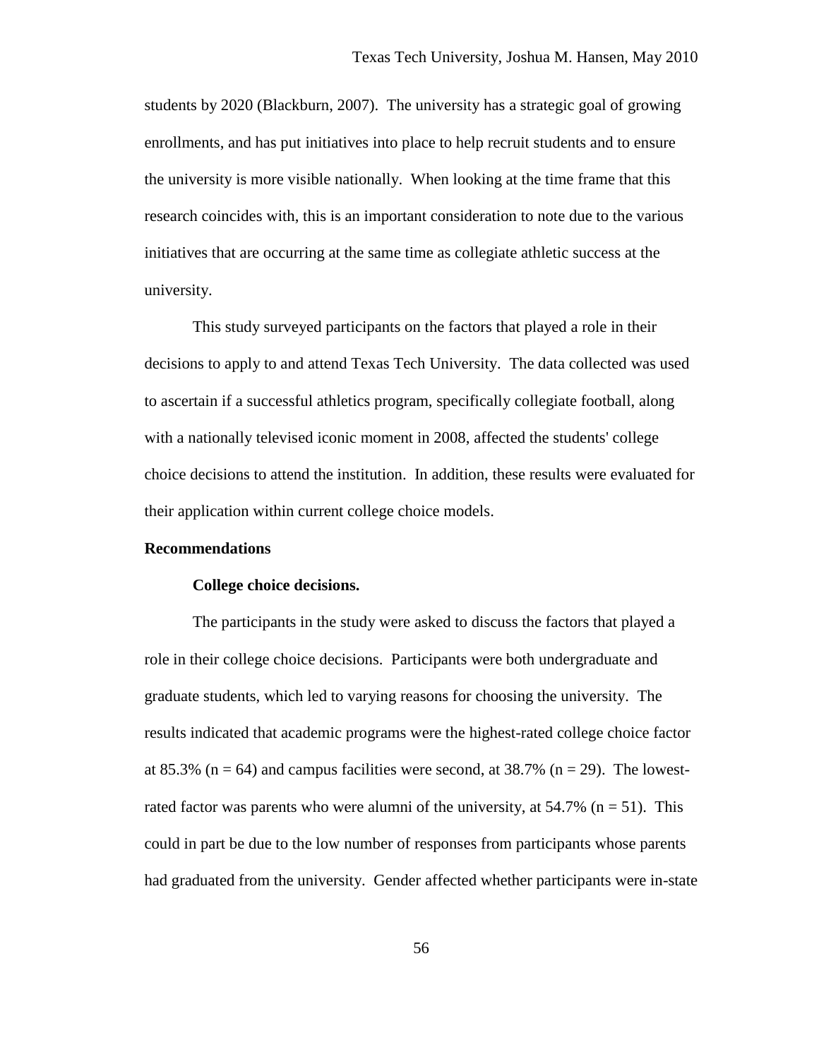students by 2020 (Blackburn, 2007). The university has a strategic goal of growing enrollments, and has put initiatives into place to help recruit students and to ensure the university is more visible nationally. When looking at the time frame that this research coincides with, this is an important consideration to note due to the various initiatives that are occurring at the same time as collegiate athletic success at the university.

This study surveyed participants on the factors that played a role in their decisions to apply to and attend Texas Tech University. The data collected was used to ascertain if a successful athletics program, specifically collegiate football, along with a nationally televised iconic moment in 2008, affected the students' college choice decisions to attend the institution. In addition, these results were evaluated for their application within current college choice models.

## Recommendations

### College choice decisions.

The participants in the study were asked to discuss the factors that played a role in their college choice decisions. Participants were both undergraduate and graduate students, which led to varying reasons for choosing the university. The results indicated that academic programs were the highest-rated college choice factor at 85.3% ($n = 64$) and campus facilities were second, at 38.7% ($n = 29$). The lowest-rated factor was parents who were alumni of the university, at 54.7% ($n = 51$). This could in part be due to the low number of responses from participants whose parents had graduated from the university. Gender affected whether participants were in-state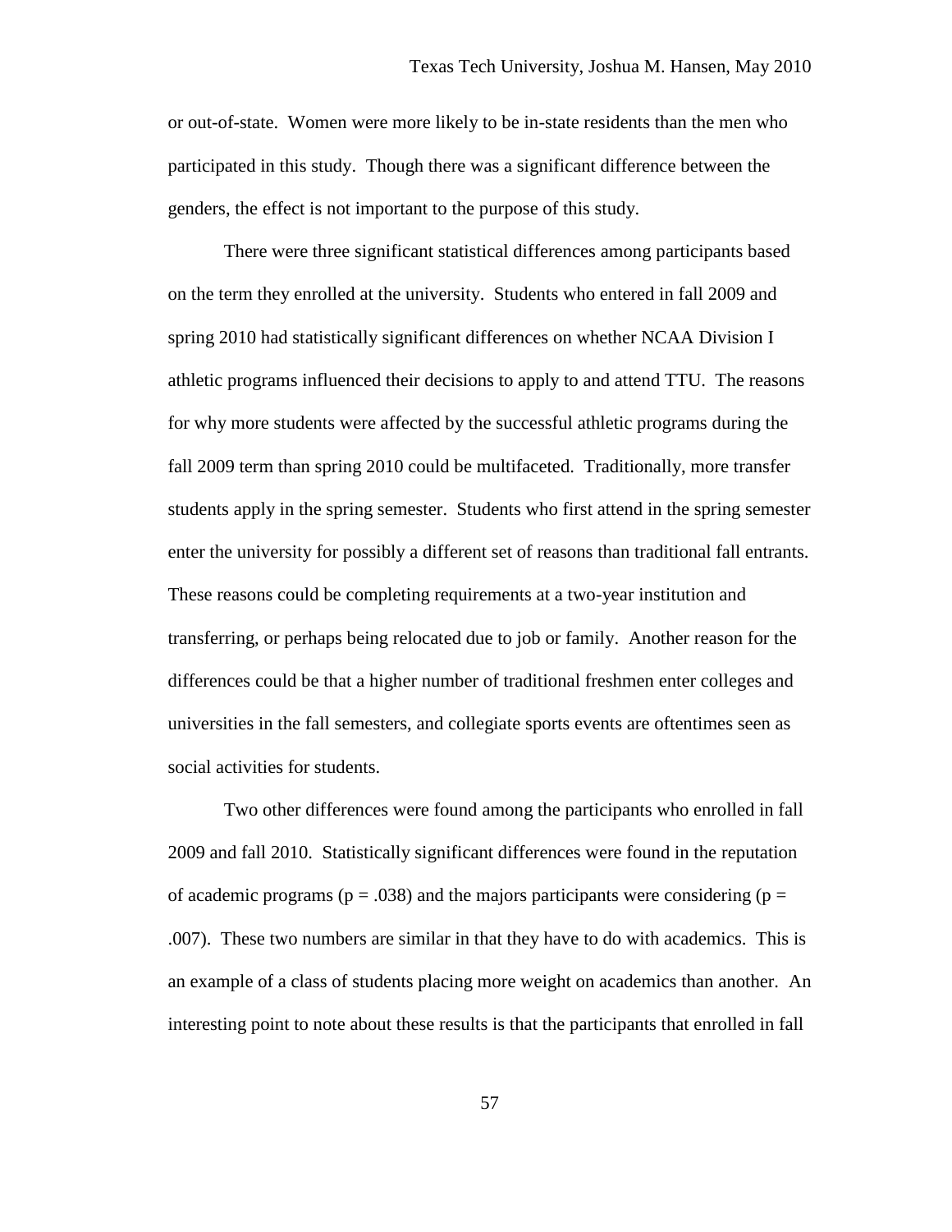or out-of-state. Women were more likely to be in-state residents than the men who participated in this study. Though there was a significant difference between the genders, the effect is not important to the purpose of this study.

There were three significant statistical differences among participants based on the term they enrolled at the university. Students who entered in fall 2009 and spring 2010 had statistically significant differences on whether NCAA Division I athletic programs influenced their decisions to apply to and attend TTU. The reasons for why more students were affected by the successful athletic programs during the fall 2009 term than spring 2010 could be multifaceted. Traditionally, more transfer students apply in the spring semester. Students who first attend in the spring semester enter the university for possibly a different set of reasons than traditional fall entrants. These reasons could be completing requirements at a two-year institution and transferring, or perhaps being relocated due to job or family. Another reason for the differences could be that a higher number of traditional freshmen enter colleges and universities in the fall semesters, and collegiate sports events are oftentimes seen as social activities for students.

Two other differences were found among the participants who enrolled in fall 2009 and fall 2010. Statistically significant differences were found in the reputation of academic programs ($p = .038$) and the majors participants were considering ($p = .007$). These two numbers are similar in that they have to do with academics. This is an example of a class of students placing more weight on academics than another. An interesting point to note about these results is that the participants that enrolled in fall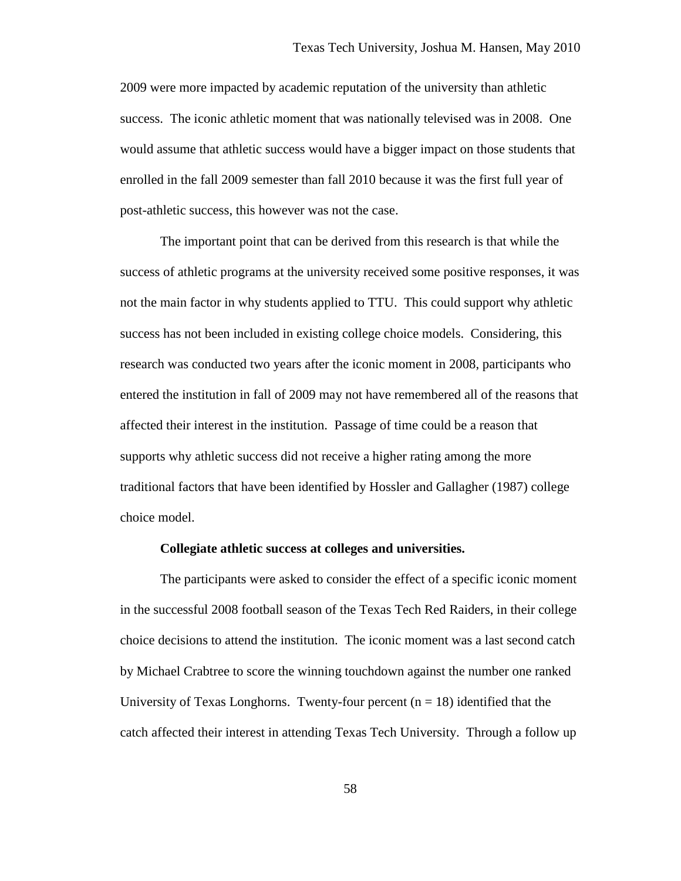2009 were more impacted by academic reputation of the university than athletic success. The iconic athletic moment that was nationally televised was in 2008. One would assume that athletic success would have a bigger impact on those students that enrolled in the fall 2009 semester than fall 2010 because it was the first full year of post-athletic success, this however was not the case.

The important point that can be derived from this research is that while the success of athletic programs at the university received some positive responses, it was not the main factor in why students applied to TTU. This could support why athletic success has not been included in existing college choice models. Considering, this research was conducted two years after the iconic moment in 2008, participants who entered the institution in fall of 2009 may not have remembered all of the reasons that affected their interest in the institution. Passage of time could be a reason that supports why athletic success did not receive a higher rating among the more traditional factors that have been identified by Hossler and Gallagher (1987) college choice model.

**Collegiate athletic success at colleges and universities.**

The participants were asked to consider the effect of a specific iconic moment in the successful 2008 football season of the Texas Tech Red Raiders, in their college choice decisions to attend the institution. The iconic moment was a last second catch by Michael Crabtree to score the winning touchdown against the number one ranked University of Texas Longhorns. Twenty-four percent ($n = 18$) identified that the catch affected their interest in attending Texas Tech University. Through a follow up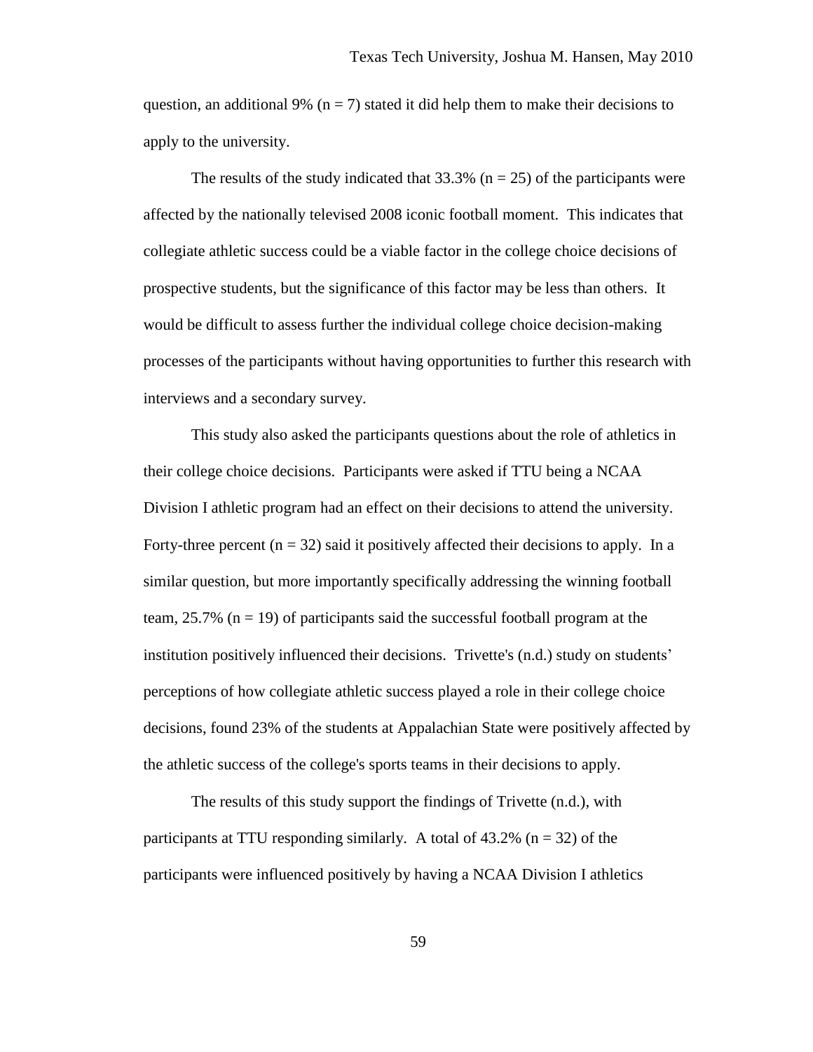question, an additional 9% ($n = 7$) stated it did help them to make their decisions to apply to the university.

The results of the study indicated that 33.3% ($n = 25$) of the participants were affected by the nationally televised 2008 iconic football moment. This indicates that collegiate athletic success could be a viable factor in the college choice decisions of prospective students, but the significance of this factor may be less than others. It would be difficult to assess further the individual college choice decision-making processes of the participants without having opportunities to further this research with interviews and a secondary survey.

This study also asked the participants questions about the role of athletics in their college choice decisions. Participants were asked if TTU being a NCAA Division I athletic program had an effect on their decisions to attend the university. Forty-three percent ($n = 32$) said it positively affected their decisions to apply. In a similar question, but more importantly specifically addressing the winning football team, 25.7% ($n = 19$) of participants said the successful football program at the institution positively influenced their decisions. Trivette's (n.d.) study on students' perceptions of how collegiate athletic success played a role in their college choice decisions, found 23% of the students at Appalachian State were positively affected by the athletic success of the college's sports teams in their decisions to apply.

The results of this study support the findings of Trivette (n.d.), with participants at TTU responding similarly. A total of 43.2% ($n = 32$) of the participants were influenced positively by having a NCAA Division I athletics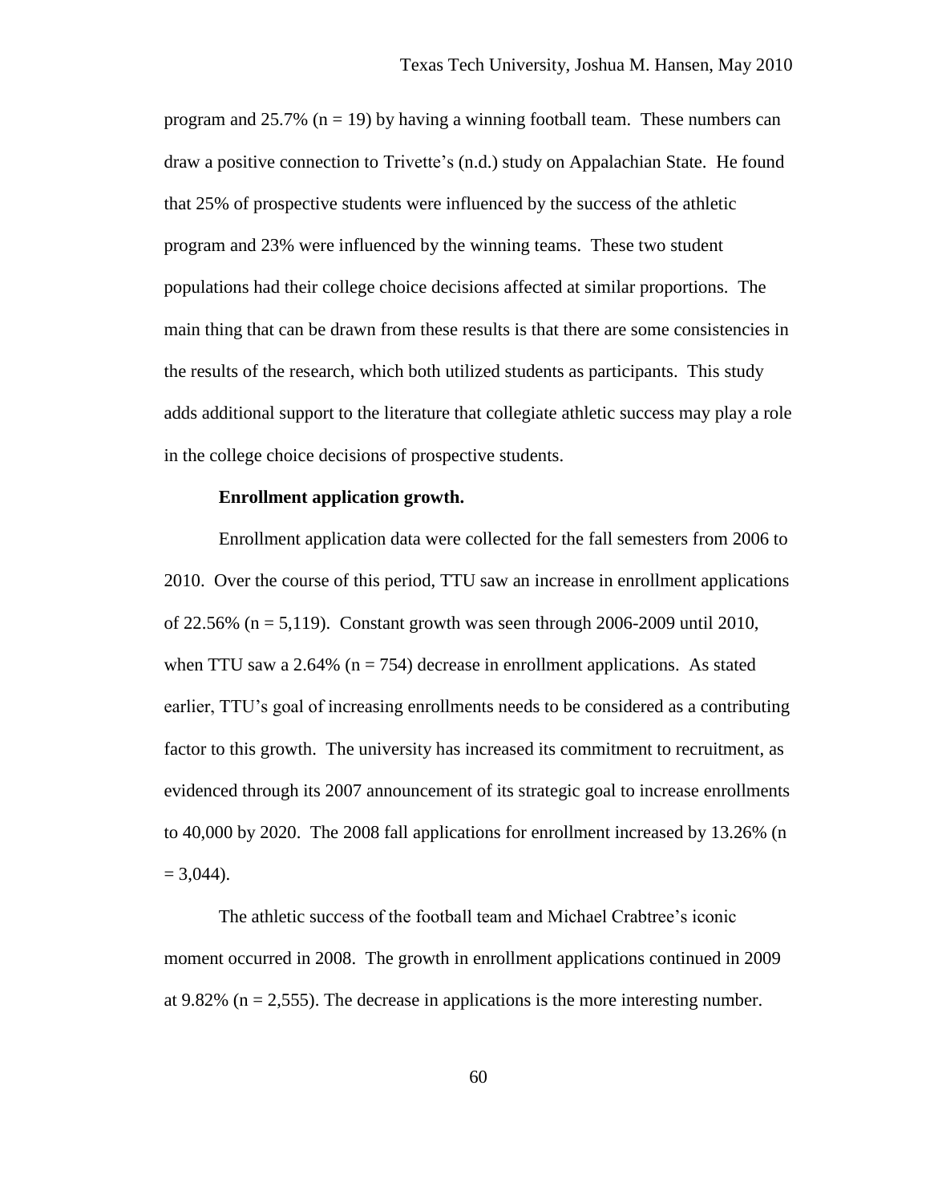program and 25.7% ($n = 19$) by having a winning football team. These numbers can draw a positive connection to Trivette's (n.d.) study on Appalachian State. He found that 25% of prospective students were influenced by the success of the athletic program and 23% were influenced by the winning teams. These two student populations had their college choice decisions affected at similar proportions. The main thing that can be drawn from these results is that there are some consistencies in the results of the research, which both utilized students as participants. This study adds additional support to the literature that collegiate athletic success may play a role in the college choice decisions of prospective students.

**Enrollment application growth.**

Enrollment application data were collected for the fall semesters from 2006 to 2010. Over the course of this period, TTU saw an increase in enrollment applications of 22.56% ($n = 5{,}119$). Constant growth was seen through 2006-2009 until 2010, when TTU saw a 2.64% ($n = 754$) decrease in enrollment applications. As stated earlier, TTU's goal of increasing enrollments needs to be considered as a contributing factor to this growth. The university has increased its commitment to recruitment, as evidenced through its 2007 announcement of its strategic goal to increase enrollments to 40,000 by 2020. The 2008 fall applications for enrollment increased by 13.26% ($n = 3{,}044$).

The athletic success of the football team and Michael Crabtree's iconic moment occurred in 2008. The growth in enrollment applications continued in 2009 at 9.82% ($n = 2{,}555$). The decrease in applications is the more interesting number.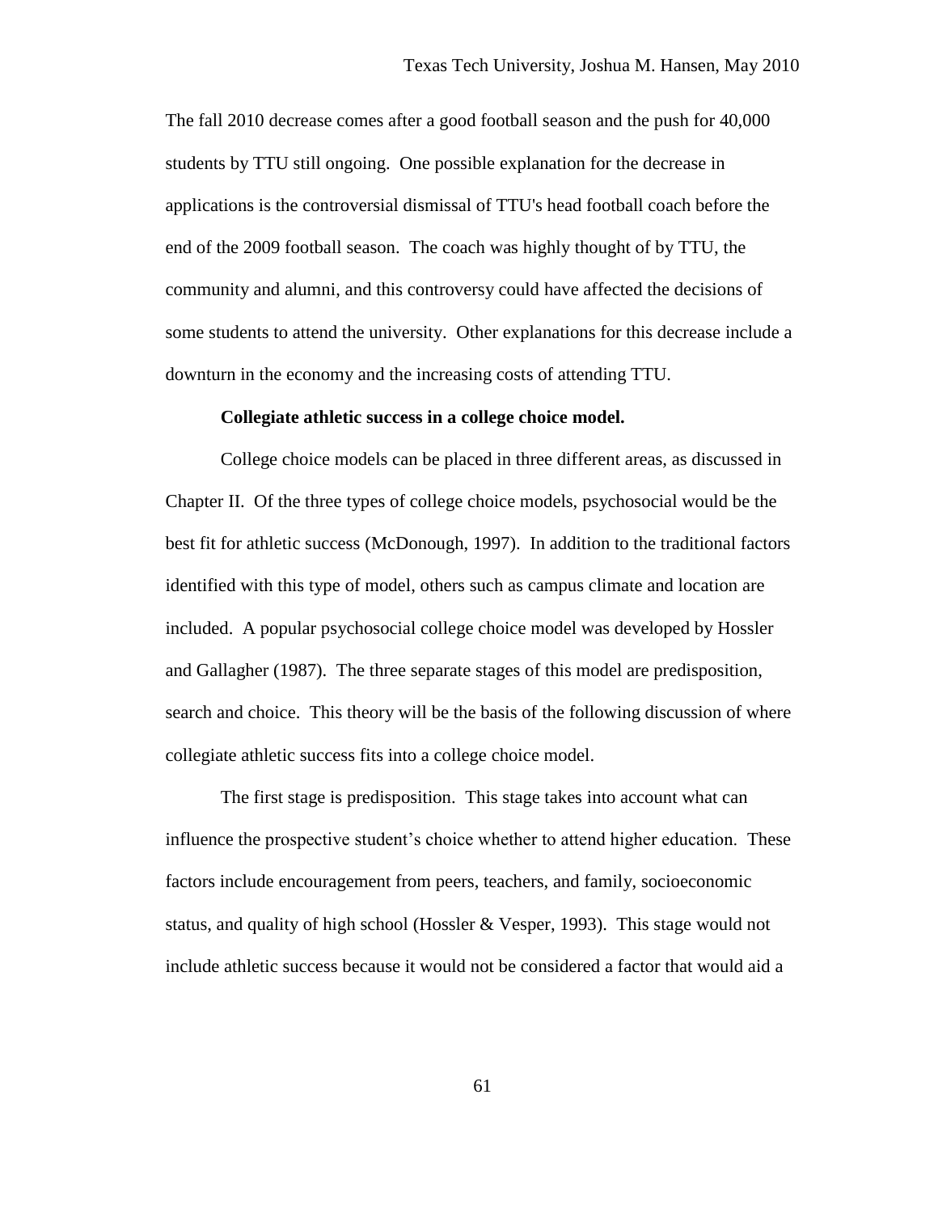The fall 2010 decrease comes after a good football season and the push for 40,000 students by TTU still ongoing. One possible explanation for the decrease in applications is the controversial dismissal of TTU's head football coach before the end of the 2009 football season. The coach was highly thought of by TTU, the community and alumni, and this controversy could have affected the decisions of some students to attend the university. Other explanations for this decrease include a downturn in the economy and the increasing costs of attending TTU.

**Collegiate athletic success in a college choice model.**

College choice models can be placed in three different areas, as discussed in Chapter II. Of the three types of college choice models, psychosocial would be the best fit for athletic success (McDonough, 1997). In addition to the traditional factors identified with this type of model, others such as campus climate and location are included. A popular psychosocial college choice model was developed by Hossler and Gallagher (1987). The three separate stages of this model are predisposition, search and choice. This theory will be the basis of the following discussion of where collegiate athletic success fits into a college choice model.

The first stage is predisposition. This stage takes into account what can influence the prospective student's choice whether to attend higher education. These factors include encouragement from peers, teachers, and family, socioeconomic status, and quality of high school (Hossler & Vesper, 1993). This stage would not include athletic success because it would not be considered a factor that would aid a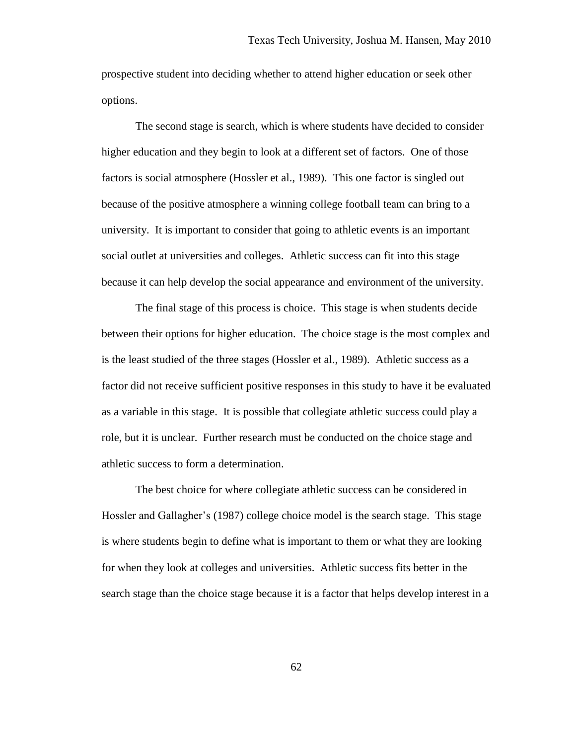prospective student into deciding whether to attend higher education or seek other options.

The second stage is search, which is where students have decided to consider higher education and they begin to look at a different set of factors. One of those factors is social atmosphere (Hossler et al., 1989). This one factor is singled out because of the positive atmosphere a winning college football team can bring to a university. It is important to consider that going to athletic events is an important social outlet at universities and colleges. Athletic success can fit into this stage because it can help develop the social appearance and environment of the university.

The final stage of this process is choice. This stage is when students decide between their options for higher education. The choice stage is the most complex and is the least studied of the three stages (Hossler et al., 1989). Athletic success as a factor did not receive sufficient positive responses in this study to have it be evaluated as a variable in this stage. It is possible that collegiate athletic success could play a role, but it is unclear. Further research must be conducted on the choice stage and athletic success to form a determination.

The best choice for where collegiate athletic success can be considered in Hossler and Gallagher's (1987) college choice model is the search stage. This stage is where students begin to define what is important to them or what they are looking for when they look at colleges and universities. Athletic success fits better in the search stage than the choice stage because it is a factor that helps develop interest in a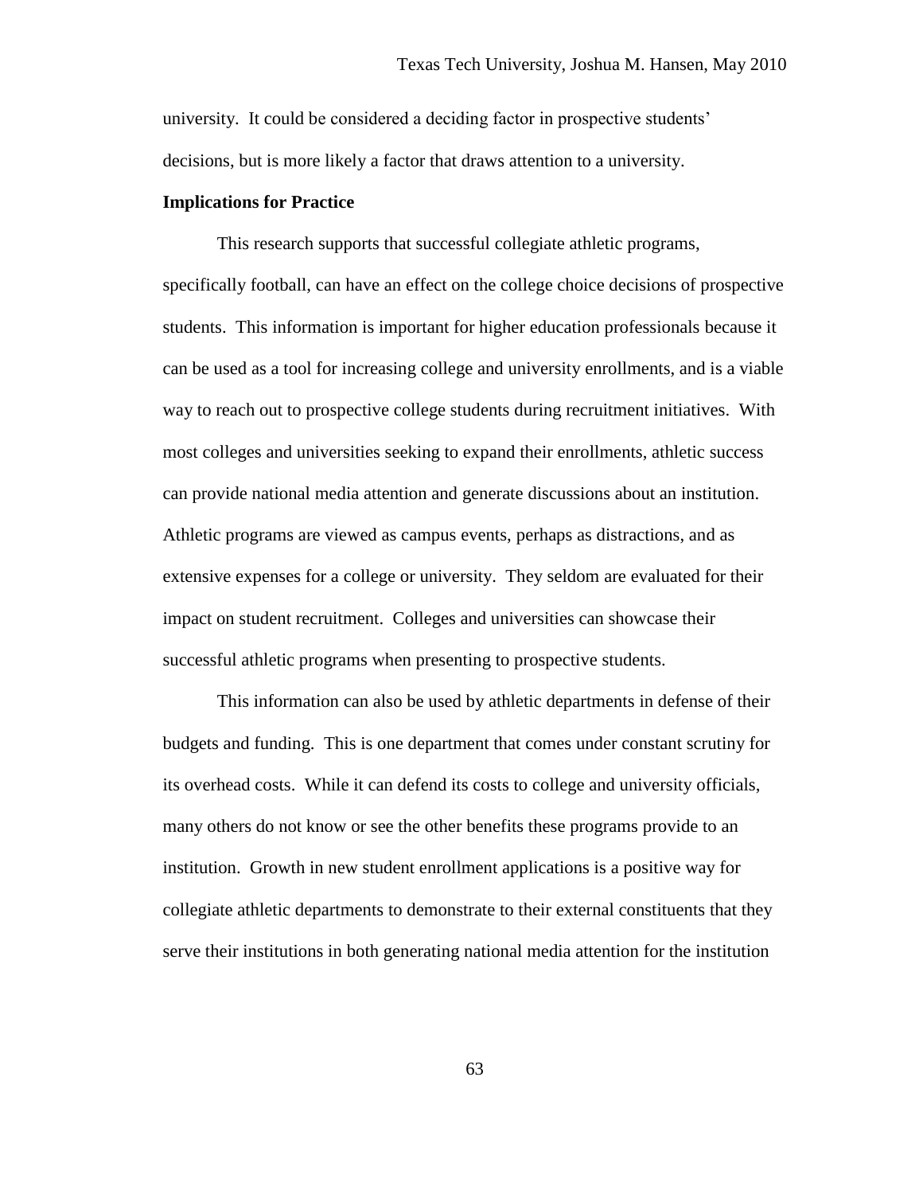university. It could be considered a deciding factor in prospective students' decisions, but is more likely a factor that draws attention to a university.

**Implications for Practice**

This research supports that successful collegiate athletic programs, specifically football, can have an effect on the college choice decisions of prospective students. This information is important for higher education professionals because it can be used as a tool for increasing college and university enrollments, and is a viable way to reach out to prospective college students during recruitment initiatives. With most colleges and universities seeking to expand their enrollments, athletic success can provide national media attention and generate discussions about an institution. Athletic programs are viewed as campus events, perhaps as distractions, and as extensive expenses for a college or university. They seldom are evaluated for their impact on student recruitment. Colleges and universities can showcase their successful athletic programs when presenting to prospective students.

This information can also be used by athletic departments in defense of their budgets and funding. This is one department that comes under constant scrutiny for its overhead costs. While it can defend its costs to college and university officials, many others do not know or see the other benefits these programs provide to an institution. Growth in new student enrollment applications is a positive way for collegiate athletic departments to demonstrate to their external constituents that they serve their institutions in both generating national media attention for the institution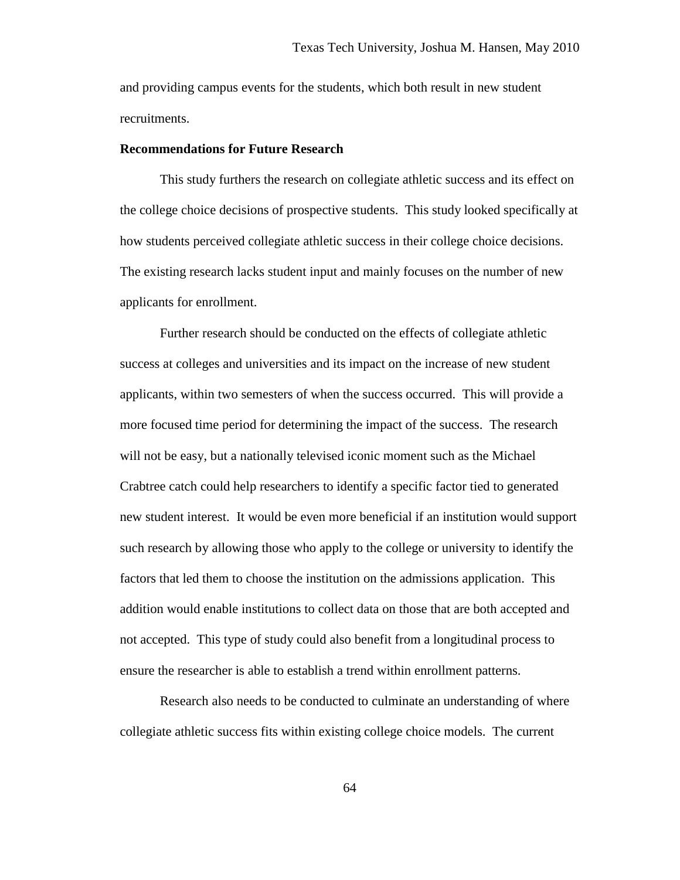and providing campus events for the students, which both result in new student recruitments.

**Recommendations for Future Research**

This study furthers the research on collegiate athletic success and its effect on the college choice decisions of prospective students. This study looked specifically at how students perceived collegiate athletic success in their college choice decisions. The existing research lacks student input and mainly focuses on the number of new applicants for enrollment.

Further research should be conducted on the effects of collegiate athletic success at colleges and universities and its impact on the increase of new student applicants, within two semesters of when the success occurred. This will provide a more focused time period for determining the impact of the success. The research will not be easy, but a nationally televised iconic moment such as the Michael Crabtree catch could help researchers to identify a specific factor tied to generated new student interest. It would be even more beneficial if an institution would support such research by allowing those who apply to the college or university to identify the factors that led them to choose the institution on the admissions application. This addition would enable institutions to collect data on those that are both accepted and not accepted. This type of study could also benefit from a longitudinal process to ensure the researcher is able to establish a trend within enrollment patterns.

Research also needs to be conducted to culminate an understanding of where collegiate athletic success fits within existing college choice models. The current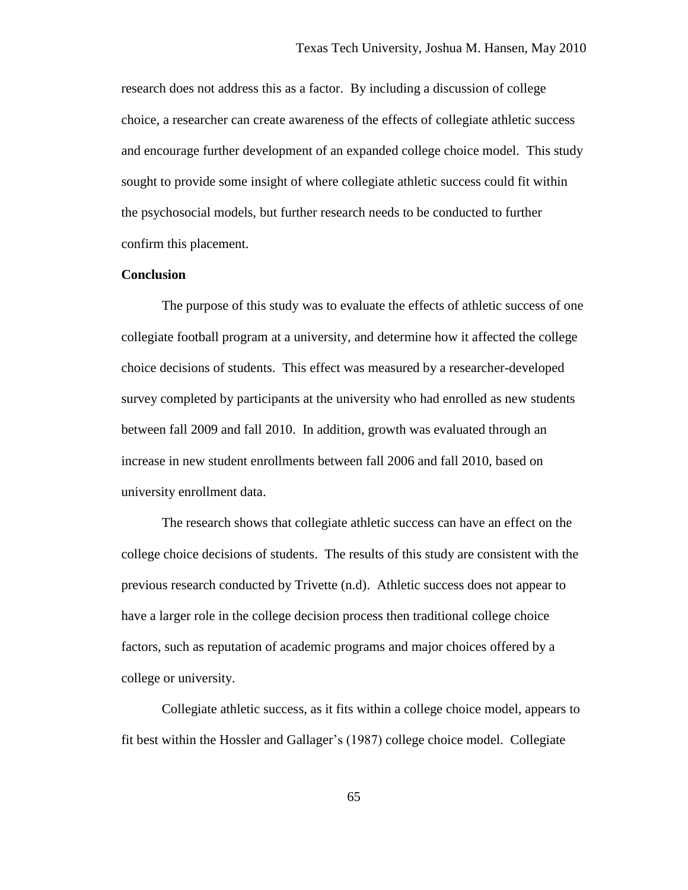research does not address this as a factor. By including a discussion of college choice, a researcher can create awareness of the effects of collegiate athletic success and encourage further development of an expanded college choice model. This study sought to provide some insight of where collegiate athletic success could fit within the psychosocial models, but further research needs to be conducted to further confirm this placement.

**Conclusion**

The purpose of this study was to evaluate the effects of athletic success of one collegiate football program at a university, and determine how it affected the college choice decisions of students. This effect was measured by a researcher-developed survey completed by participants at the university who had enrolled as new students between fall 2009 and fall 2010. In addition, growth was evaluated through an increase in new student enrollments between fall 2006 and fall 2010, based on university enrollment data.

The research shows that collegiate athletic success can have an effect on the college choice decisions of students. The results of this study are consistent with the previous research conducted by Trivette (n.d). Athletic success does not appear to have a larger role in the college decision process then traditional college choice factors, such as reputation of academic programs and major choices offered by a college or university.

Collegiate athletic success, as it fits within a college choice model, appears to fit best within the Hossler and Gallager's (1987) college choice model. Collegiate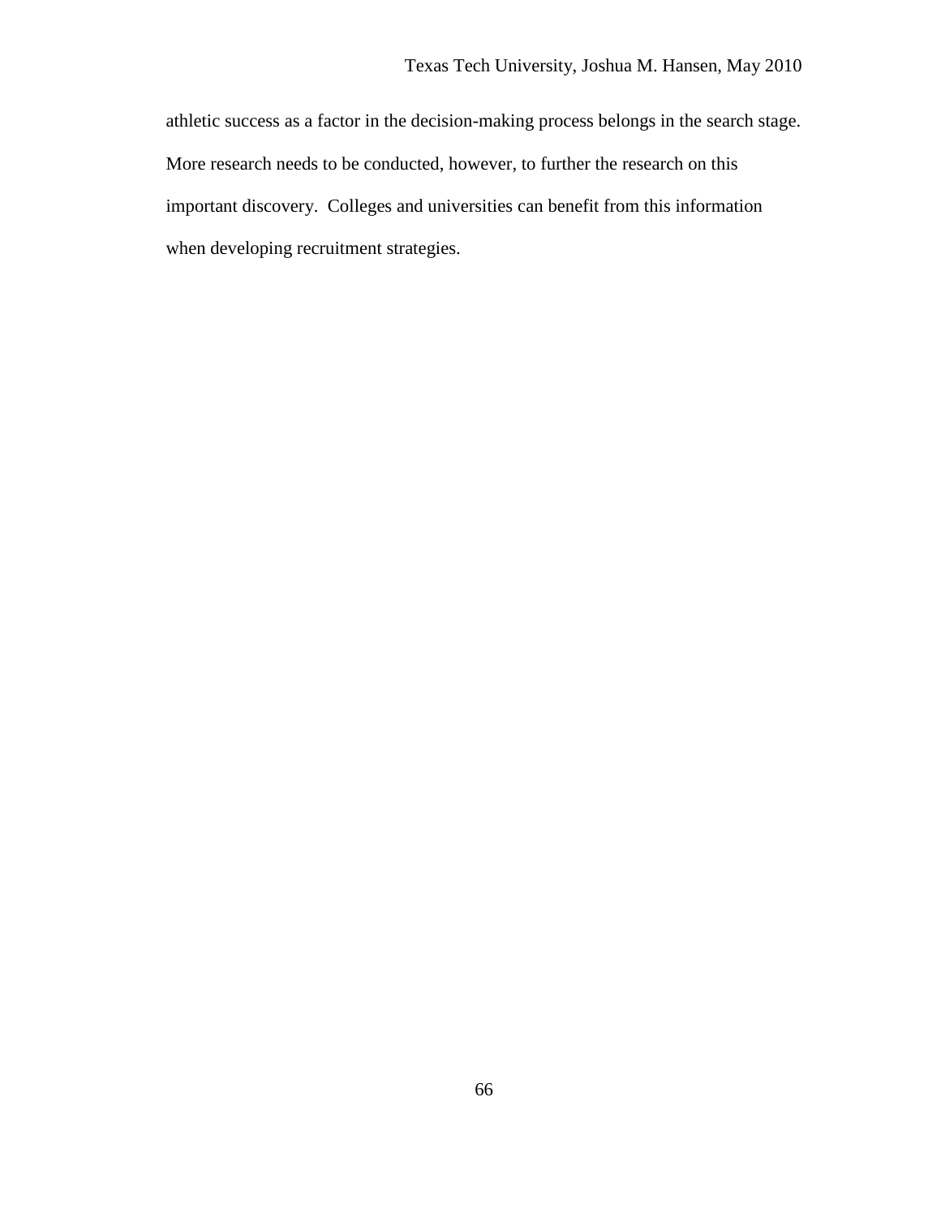athletic success as a factor in the decision-making process belongs in the search stage. More research needs to be conducted, however, to further the research on this important discovery. Colleges and universities can benefit from this information when developing recruitment strategies.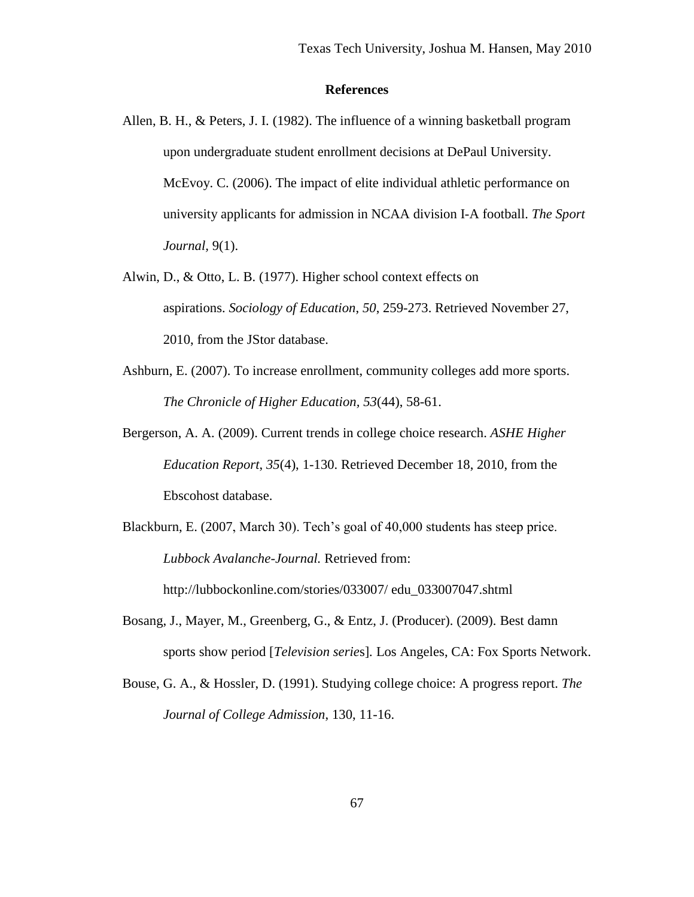# References

Allen, B. H., & Peters, J. I. (1982). The influence of a winning basketball program upon undergraduate student enrollment decisions at DePaul University. McEvoy. C. (2006). The impact of elite individual athletic performance on university applicants for admission in NCAA division I-A football. *The Sport Journal*, 9(1).

Alwin, D., & Otto, L. B. (1977). Higher school context effects on aspirations. *Sociology of Education*, *50*, 259-273. Retrieved November 27, 2010, from the JStor database.

Ashburn, E. (2007). To increase enrollment, community colleges add more sports. *The Chronicle of Higher Education*, *53*(44), 58-61.

Bergerson, A. A. (2009). Current trends in college choice research. *ASHE Higher Education Report*, *35*(4), 1-130. Retrieved December 18, 2010, from the Ebscohost database.

Blackburn, E. (2007, March 30). Tech's goal of 40,000 students has steep price. *Lubbock Avalanche-Journal.* Retrieved from: http://lubbockonline.com/stories/033007/ edu_033007047.shtml

Bosang, J., Mayer, M., Greenberg, G., & Entz, J. (Producer). (2009). Best damn sports show period [*Television series*]. Los Angeles, CA: Fox Sports Network.

Bouse, G. A., & Hossler, D. (1991). Studying college choice: A progress report. *The Journal of College Admission*, 130, 11-16.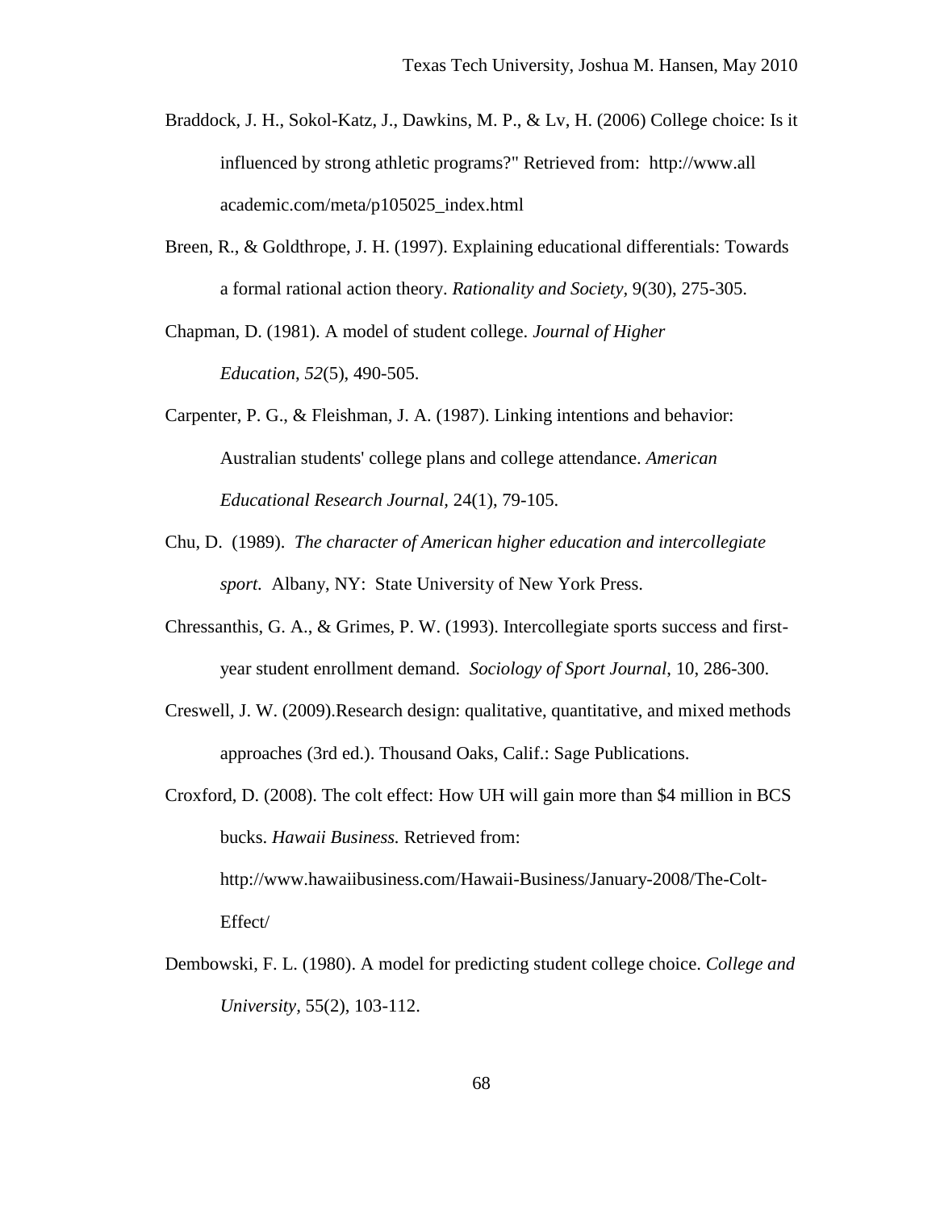Braddock, J. H., Sokol-Katz, J., Dawkins, M. P., & Lv, H. (2006) College choice: Is it influenced by strong athletic programs?" Retrieved from: http://www.all academic.com/meta/p105025_index.html

Breen, R., & Goldthrope, J. H. (1997). Explaining educational differentials: Towards a formal rational action theory. *Rationality and Society*, 9(30), 275-305.

Chapman, D. (1981). A model of student college. *Journal of Higher Education*, *52*(5), 490-505.

Carpenter, P. G., & Fleishman, J. A. (1987). Linking intentions and behavior: Australian students' college plans and college attendance. *American Educational Research Journal*, 24(1), 79-105.

Chu, D. (1989). *The character of American higher education and intercollegiate sport.* Albany, NY: State University of New York Press.

Chressanthis, G. A., & Grimes, P. W. (1993). Intercollegiate sports success and first-year student enrollment demand. *Sociology of Sport Journal*, 10, 286-300.

Creswell, J. W. (2009).Research design: qualitative, quantitative, and mixed methods approaches (3rd ed.). Thousand Oaks, Calif.: Sage Publications.

Croxford, D. (2008). The colt effect: How UH will gain more than $4 million in BCS bucks. *Hawaii Business.* Retrieved from: http://www.hawaiibusiness.com/Hawaii-Business/January-2008/The-Colt-Effect/

Dembowski, F. L. (1980). A model for predicting student college choice. *College and University*, 55(2), 103-112.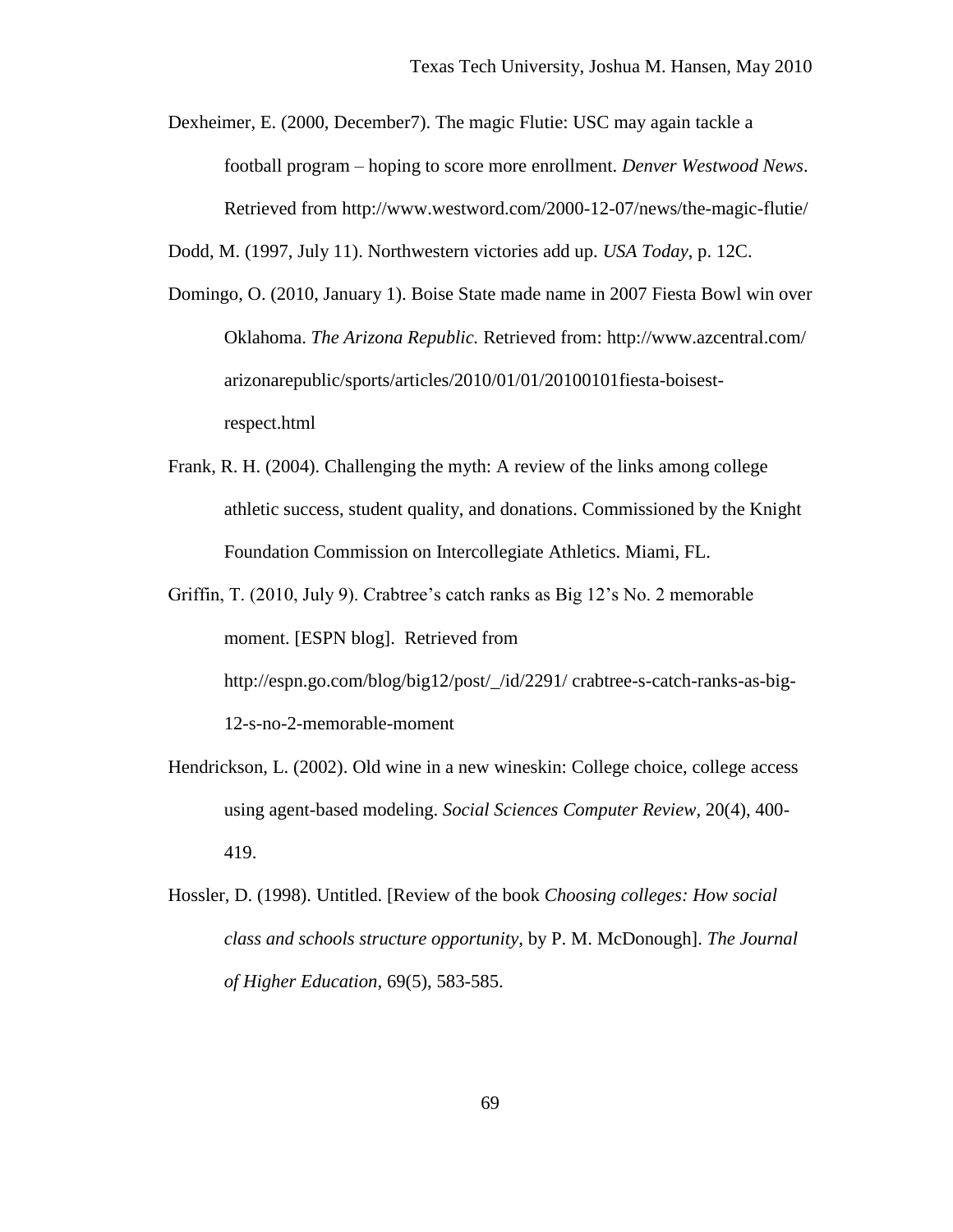Dexheimer, E. (2000, December7). The magic Flutie: USC may again tackle a football program – hoping to score more enrollment. *Denver Westwood News*. Retrieved from http://www.westword.com/2000-12-07/news/the-magic-flutie/

Dodd, M. (1997, July 11). Northwestern victories add up. *USA Today*, p. 12C.

Domingo, O. (2010, January 1). Boise State made name in 2007 Fiesta Bowl win over Oklahoma. *The Arizona Republic.* Retrieved from: http://www.azcentral.com/arizonarepublic/sports/articles/2010/01/01/20100101fiesta-boisest-respect.html

Frank, R. H. (2004). Challenging the myth: A review of the links among college athletic success, student quality, and donations. Commissioned by the Knight Foundation Commission on Intercollegiate Athletics. Miami, FL.

Griffin, T. (2010, July 9). Crabtree's catch ranks as Big 12's No. 2 memorable moment. [ESPN blog]. Retrieved from http://espn.go.com/blog/big12/post/_/id/2291/ crabtree-s-catch-ranks-as-big-12-s-no-2-memorable-moment

Hendrickson, L. (2002). Old wine in a new wineskin: College choice, college access using agent-based modeling. *Social Sciences Computer Review*, 20(4), 400-419.

Hossler, D. (1998). Untitled. [Review of the book *Choosing colleges: How social class and schools structure opportunity*, by P. M. McDonough]. *The Journal of Higher Education*, 69(5), 583-585.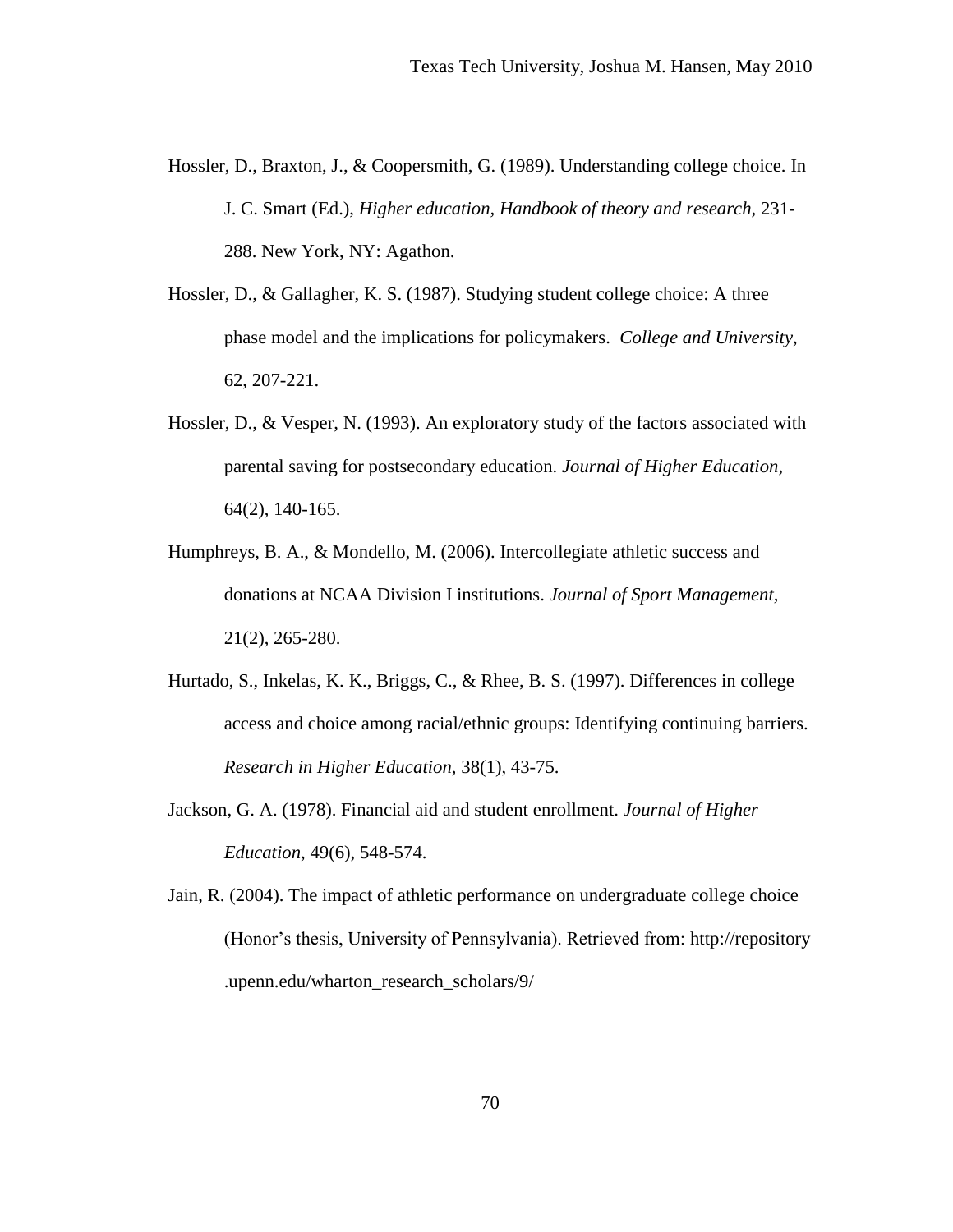Hossler, D., Braxton, J., & Coopersmith, G. (1989). Understanding college choice. In J. C. Smart (Ed.), *Higher education, Handbook of theory and research*, 231-288. New York, NY: Agathon.

Hossler, D., & Gallagher, K. S. (1987). Studying student college choice: A three phase model and the implications for policymakers. *College and University*, 62, 207-221.

Hossler, D., & Vesper, N. (1993). An exploratory study of the factors associated with parental saving for postsecondary education. *Journal of Higher Education*, 64(2), 140-165.

Humphreys, B. A., & Mondello, M. (2006). Intercollegiate athletic success and donations at NCAA Division I institutions. *Journal of Sport Management,* 21(2), 265-280.

Hurtado, S., Inkelas, K. K., Briggs, C., & Rhee, B. S. (1997). Differences in college access and choice among racial/ethnic groups: Identifying continuing barriers. *Research in Higher Education,* 38(1), 43-75.

Jackson, G. A. (1978). Financial aid and student enrollment. *Journal of Higher Education*, 49(6), 548-574.

Jain, R. (2004). The impact of athletic performance on undergraduate college choice (Honor's thesis, University of Pennsylvania). Retrieved from: http://repository .upenn.edu/wharton_research_scholars/9/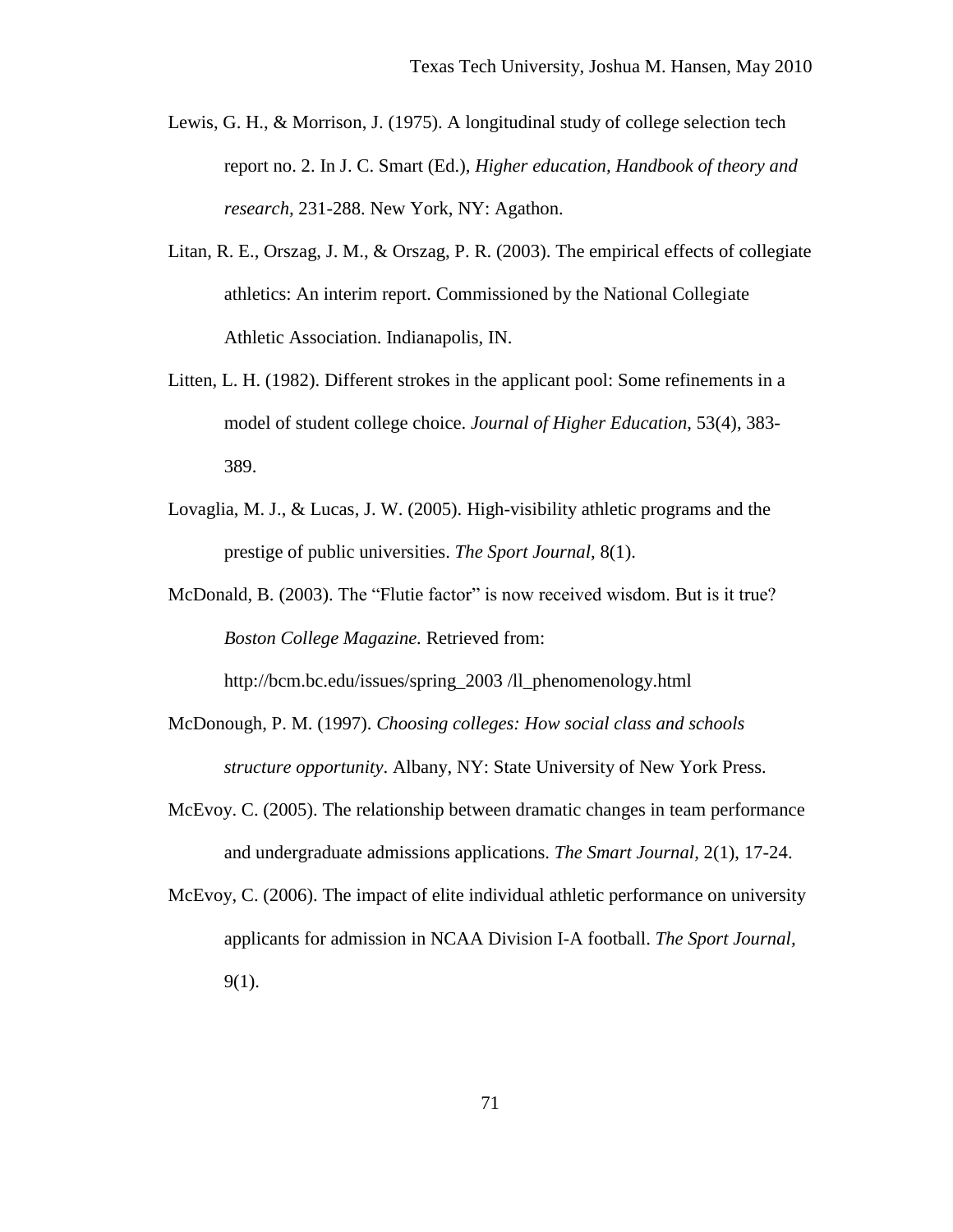Lewis, G. H., & Morrison, J. (1975). A longitudinal study of college selection tech report no. 2. In J. C. Smart (Ed.), *Higher education, Handbook of theory and research*, 231-288. New York, NY: Agathon.

Litan, R. E., Orszag, J. M., & Orszag, P. R. (2003). The empirical effects of collegiate athletics: An interim report. Commissioned by the National Collegiate Athletic Association. Indianapolis, IN.

Litten, L. H. (1982). Different strokes in the applicant pool: Some refinements in a model of student college choice. *Journal of Higher Education*, 53(4), 383-389.

Lovaglia, M. J., & Lucas, J. W. (2005). High-visibility athletic programs and the prestige of public universities. *The Sport Journal*, 8(1).

McDonald, B. (2003). The "Flutie factor" is now received wisdom. But is it true? *Boston College Magazine*. Retrieved from: http://bcm.bc.edu/issues/spring_2003 /ll_phenomenology.html

McDonough, P. M. (1997). *Choosing colleges: How social class and schools structure opportunity*. Albany, NY: State University of New York Press.

McEvoy. C. (2005). The relationship between dramatic changes in team performance and undergraduate admissions applications. *The Smart Journal*, 2(1), 17-24.

McEvoy, C. (2006). The impact of elite individual athletic performance on university applicants for admission in NCAA Division I-A football. *The Sport Journal*, 9(1).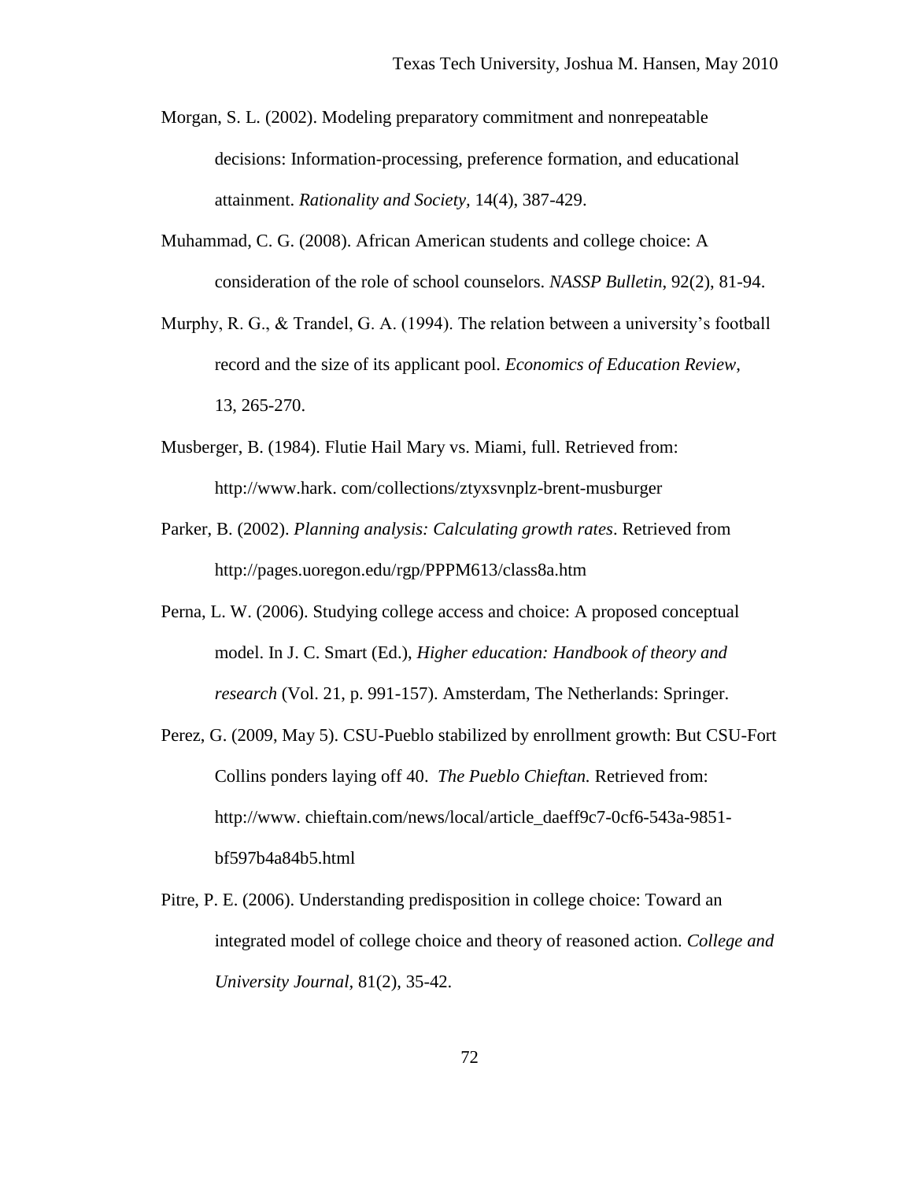Morgan, S. L. (2002). Modeling preparatory commitment and nonrepeatable decisions: Information-processing, preference formation, and educational attainment. *Rationality and Society*, 14(4), 387-429.

Muhammad, C. G. (2008). African American students and college choice: A consideration of the role of school counselors. *NASSP Bulletin*, 92(2), 81-94.

Murphy, R. G., & Trandel, G. A. (1994). The relation between a university's football record and the size of its applicant pool. *Economics of Education Review*, 13, 265-270.

Musberger, B. (1984). Flutie Hail Mary vs. Miami, full. Retrieved from: http://www.hark. com/collections/ztyxsvnplz-brent-musburger

Parker, B. (2002). *Planning analysis: Calculating growth rates*. Retrieved from http://pages.uoregon.edu/rgp/PPPM613/class8a.htm

Perna, L. W. (2006). Studying college access and choice: A proposed conceptual model. In J. C. Smart (Ed.), *Higher education: Handbook of theory and research* (Vol. 21, p. 991-157). Amsterdam, The Netherlands: Springer.

Perez, G. (2009, May 5). CSU-Pueblo stabilized by enrollment growth: But CSU-Fort Collins ponders laying off 40. *The Pueblo Chieftan.* Retrieved from: http://www. chieftain.com/news/local/article_daeff9c7-0cf6-543a-9851-bf597b4a84b5.html

Pitre, P. E. (2006). Understanding predisposition in college choice: Toward an integrated model of college choice and theory of reasoned action. *College and University Journal*, 81(2), 35-42.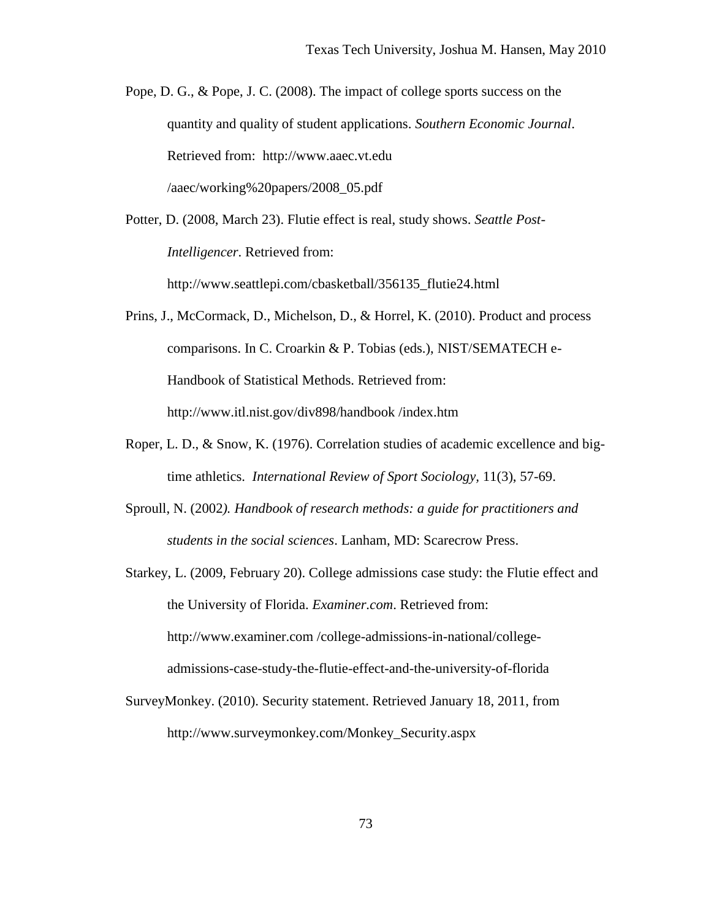Pope, D. G., & Pope, J. C. (2008). The impact of college sports success on the quantity and quality of student applications. *Southern Economic Journal*. Retrieved from: http://www.aaec.vt.edu /aaec/working%20papers/2008_05.pdf

Potter, D. (2008, March 23). Flutie effect is real, study shows. *Seattle Post-Intelligencer*. Retrieved from: http://www.seattlepi.com/cbasketball/356135_flutie24.html

Prins, J., McCormack, D., Michelson, D., & Horrel, K. (2010). Product and process comparisons. In C. Croarkin & P. Tobias (eds.), NIST/SEMATECH e-Handbook of Statistical Methods. Retrieved from: http://www.itl.nist.gov/div898/handbook /index.htm

Roper, L. D., & Snow, K. (1976). Correlation studies of academic excellence and big-time athletics. *International Review of Sport Sociology,* 11(3), 57-69.

Sproull, N. (2002*). Handbook of research methods: a guide for practitioners and students in the social sciences*. Lanham, MD: Scarecrow Press.

Starkey, L. (2009, February 20). College admissions case study: the Flutie effect and the University of Florida. *Examiner.com*. Retrieved from: http://www.examiner.com /college-admissions-in-national/college-admissions-case-study-the-flutie-effect-and-the-university-of-florida

SurveyMonkey. (2010). Security statement. Retrieved January 18, 2011, from http://www.surveymonkey.com/Monkey_Security.aspx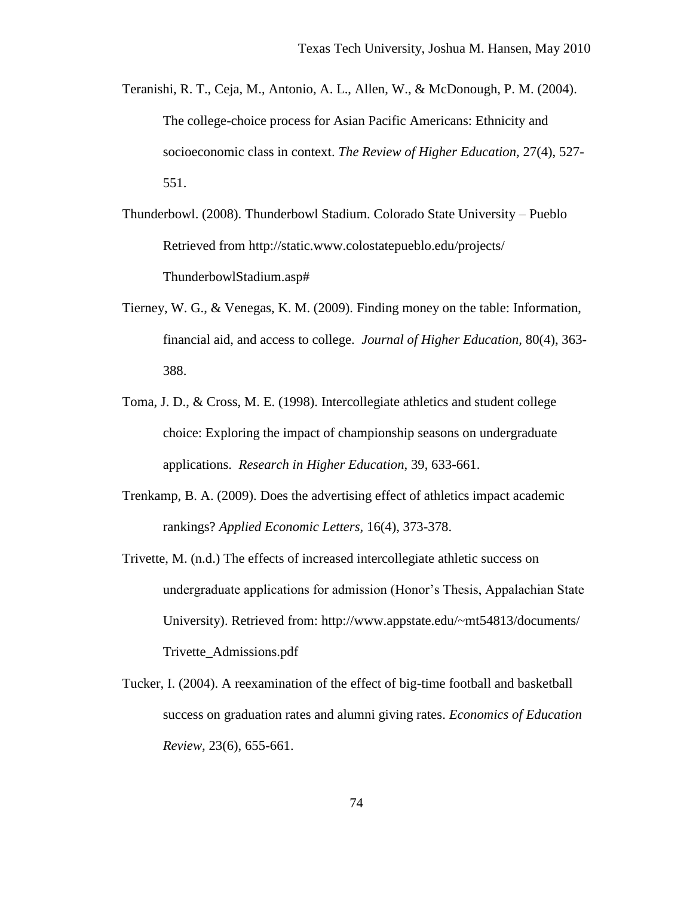Teranishi, R. T., Ceja, M., Antonio, A. L., Allen, W., & McDonough, P. M. (2004). The college-choice process for Asian Pacific Americans: Ethnicity and socioeconomic class in context. *The Review of Higher Education,* 27(4), 527-551.

Thunderbowl. (2008). Thunderbowl Stadium. Colorado State University – Pueblo Retrieved from http://static.www.colostatepueblo.edu/projects/ThunderbowlStadium.asp#

Tierney, W. G., & Venegas, K. M. (2009). Finding money on the table: Information, financial aid, and access to college. *Journal of Higher Education,* 80(4), 363-388.

Toma, J. D., & Cross, M. E. (1998). Intercollegiate athletics and student college choice: Exploring the impact of championship seasons on undergraduate applications. *Research in Higher Education,* 39, 633-661.

Trenkamp, B. A. (2009). Does the advertising effect of athletics impact academic rankings? *Applied Economic Letters,* 16(4), 373-378.

Trivette, M. (n.d.) The effects of increased intercollegiate athletic success on undergraduate applications for admission (Honor's Thesis, Appalachian State University). Retrieved from: http://www.appstate.edu/~mt54813/documents/Trivette_Admissions.pdf

Tucker, I. (2004). A reexamination of the effect of big-time football and basketball success on graduation rates and alumni giving rates. *Economics of Education Review,* 23(6), 655-661.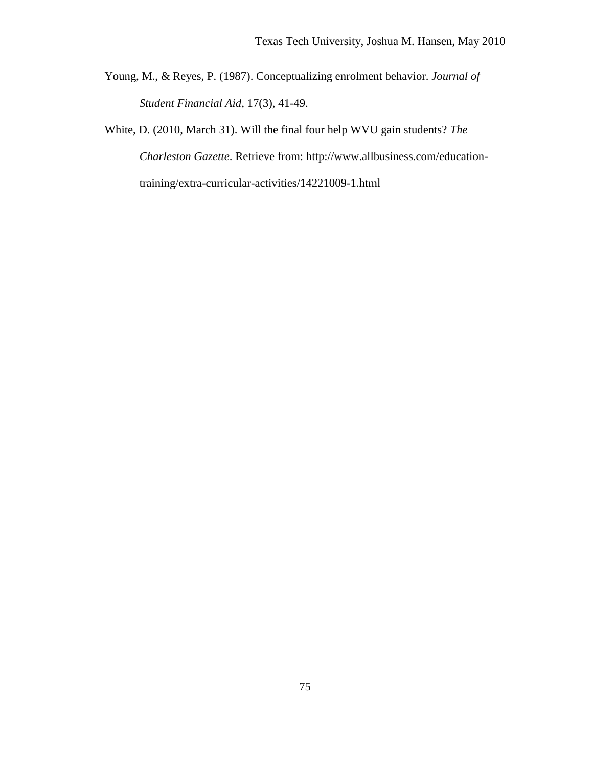Young, M., & Reyes, P. (1987). Conceptualizing enrolment behavior. *Journal of Student Financial Aid*, 17(3), 41-49.

White, D. (2010, March 31). Will the final four help WVU gain students? *The Charleston Gazette*. Retrieve from: http://www.allbusiness.com/education-training/extra-curricular-activities/14221009-1.html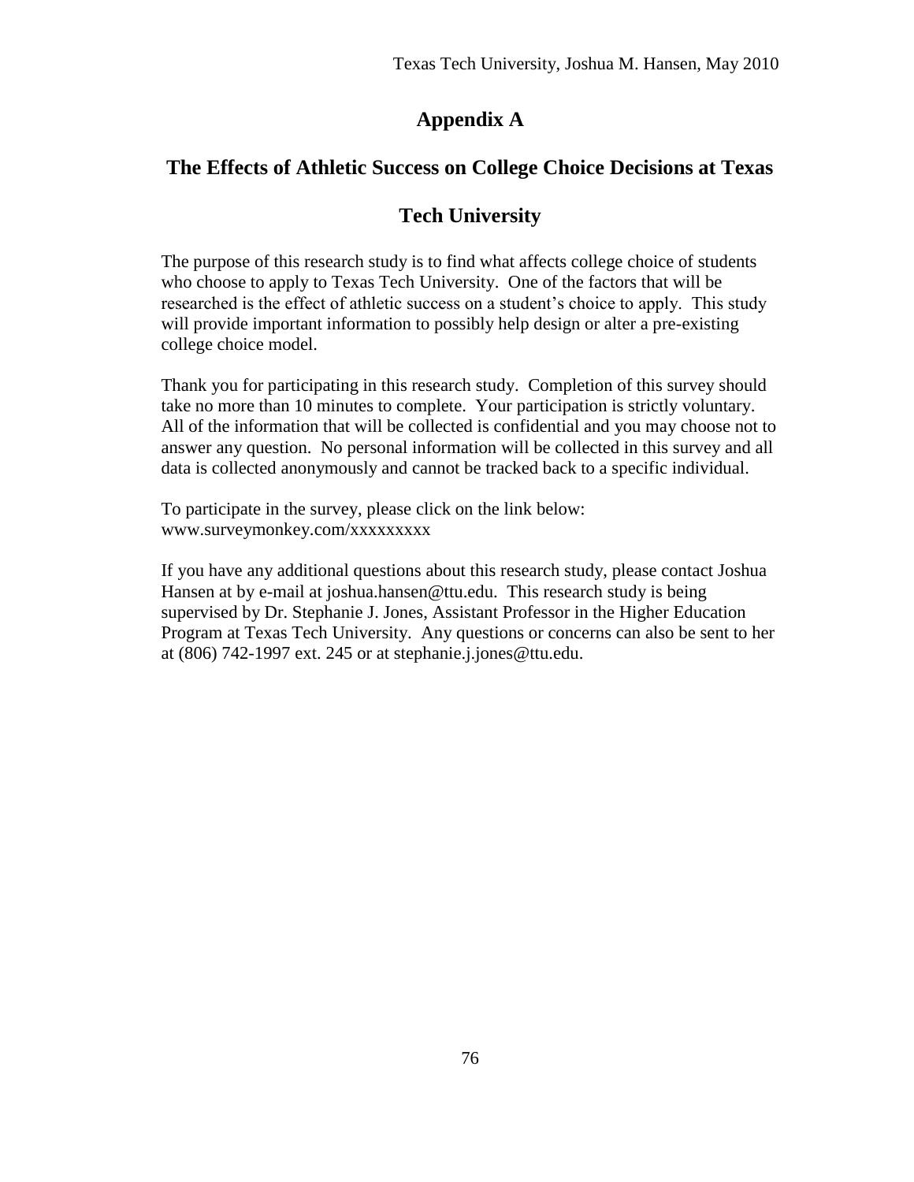# Appendix A

## The Effects of Athletic Success on College Choice Decisions at Texas Tech University

The purpose of this research study is to find what affects college choice of students who choose to apply to Texas Tech University. One of the factors that will be researched is the effect of athletic success on a student's choice to apply. This study will provide important information to possibly help design or alter a pre-existing college choice model.

Thank you for participating in this research study. Completion of this survey should take no more than 10 minutes to complete. Your participation is strictly voluntary. All of the information that will be collected is confidential and you may choose not to answer any question. No personal information will be collected in this survey and all data is collected anonymously and cannot be tracked back to a specific individual.

To participate in the survey, please click on the link below:
www.surveymonkey.com/xxxxxxxxx

If you have any additional questions about this research study, please contact Joshua Hansen at by e-mail at joshua.hansen@ttu.edu. This research study is being supervised by Dr. Stephanie J. Jones, Assistant Professor in the Higher Education Program at Texas Tech University. Any questions or concerns can also be sent to her at (806) 742-1997 ext. 245 or at stephanie.j.jones@ttu.edu.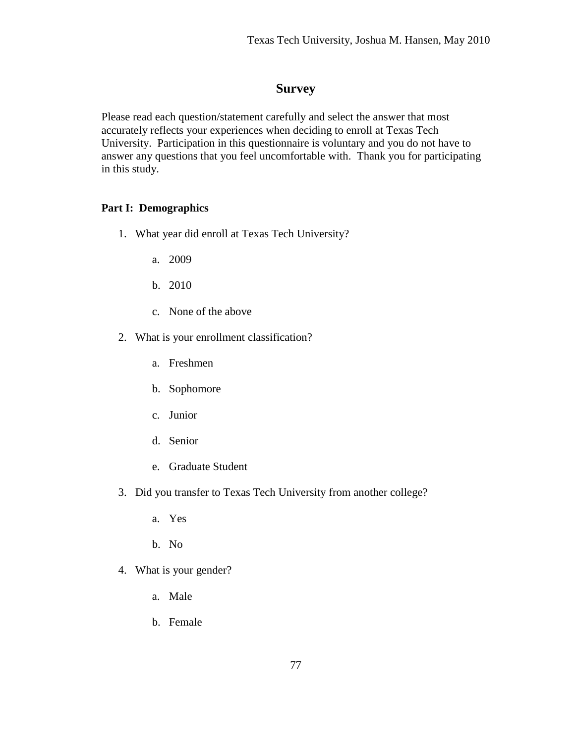# Survey

Please read each question/statement carefully and select the answer that most accurately reflects your experiences when deciding to enroll at Texas Tech University. Participation in this questionnaire is voluntary and you do not have to answer any questions that you feel uncomfortable with. Thank you for participating in this study.

**Part I: Demographics**

1. What year did enroll at Texas Tech University?

    a. 2009

    b. 2010

    c. None of the above

2. What is your enrollment classification?

    a. Freshmen

    b. Sophomore

    c. Junior

    d. Senior

    e. Graduate Student

3. Did you transfer to Texas Tech University from another college?

    a. Yes

    b. No

4. What is your gender?

    a. Male

    b. Female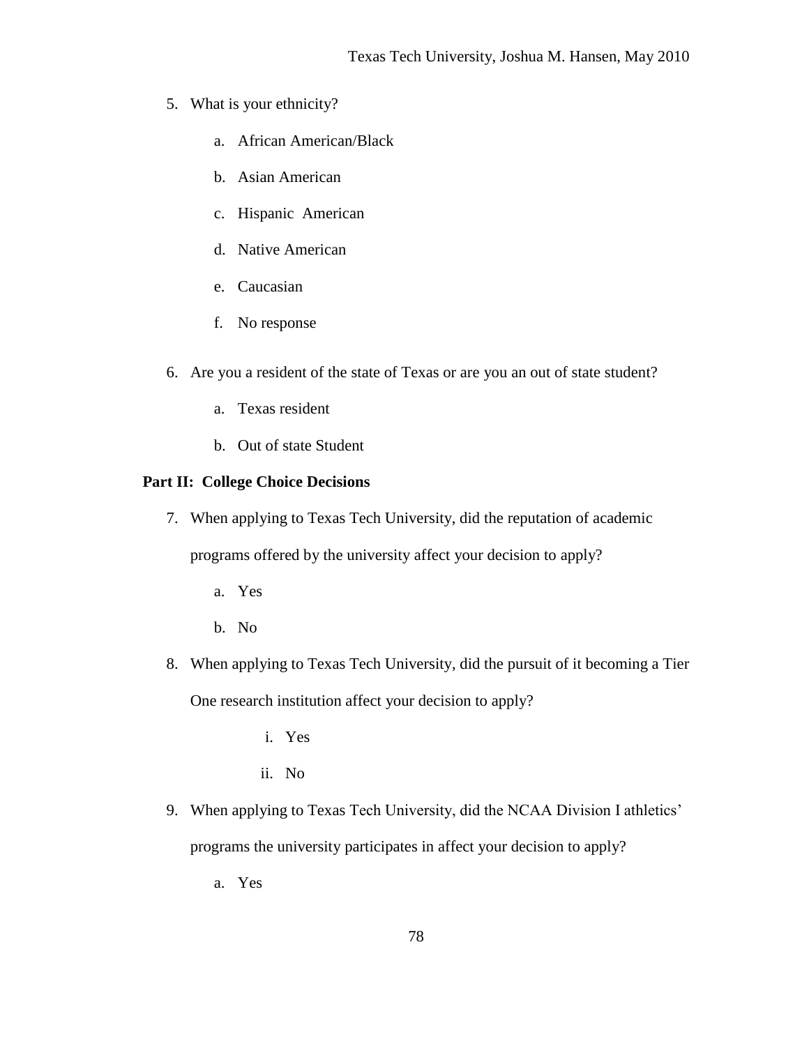5. What is your ethnicity?

    a. African American/Black

    b. Asian American

    c. Hispanic American

    d. Native American

    e. Caucasian

    f. No response

6. Are you a resident of the state of Texas or are you an out of state student?

    a. Texas resident

    b. Out of state Student

**Part II: College Choice Decisions**

7. When applying to Texas Tech University, did the reputation of academic programs offered by the university affect your decision to apply?

    a. Yes

    b. No

8. When applying to Texas Tech University, did the pursuit of it becoming a Tier One research institution affect your decision to apply?

    i. Yes

    ii. No

9. When applying to Texas Tech University, did the NCAA Division I athletics' programs the university participates in affect your decision to apply?

    a. Yes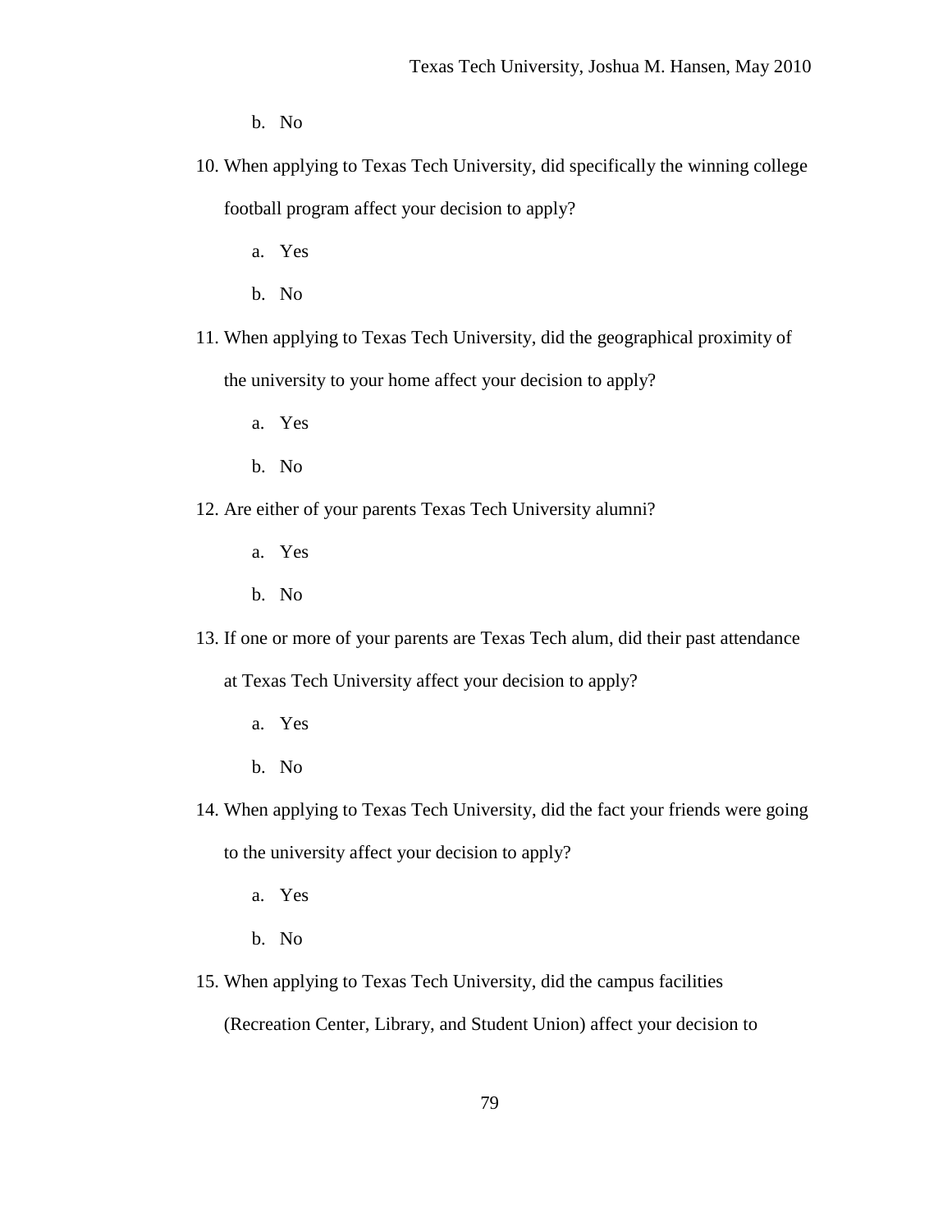b. No

10. When applying to Texas Tech University, did specifically the winning college football program affect your decision to apply?
    a. Yes
    b. No

11. When applying to Texas Tech University, did the geographical proximity of the university to your home affect your decision to apply?
    a. Yes
    b. No

12. Are either of your parents Texas Tech University alumni?
    a. Yes
    b. No

13. If one or more of your parents are Texas Tech alum, did their past attendance at Texas Tech University affect your decision to apply?
    a. Yes
    b. No

14. When applying to Texas Tech University, did the fact your friends were going to the university affect your decision to apply?
    a. Yes
    b. No

15. When applying to Texas Tech University, did the campus facilities (Recreation Center, Library, and Student Union) affect your decision to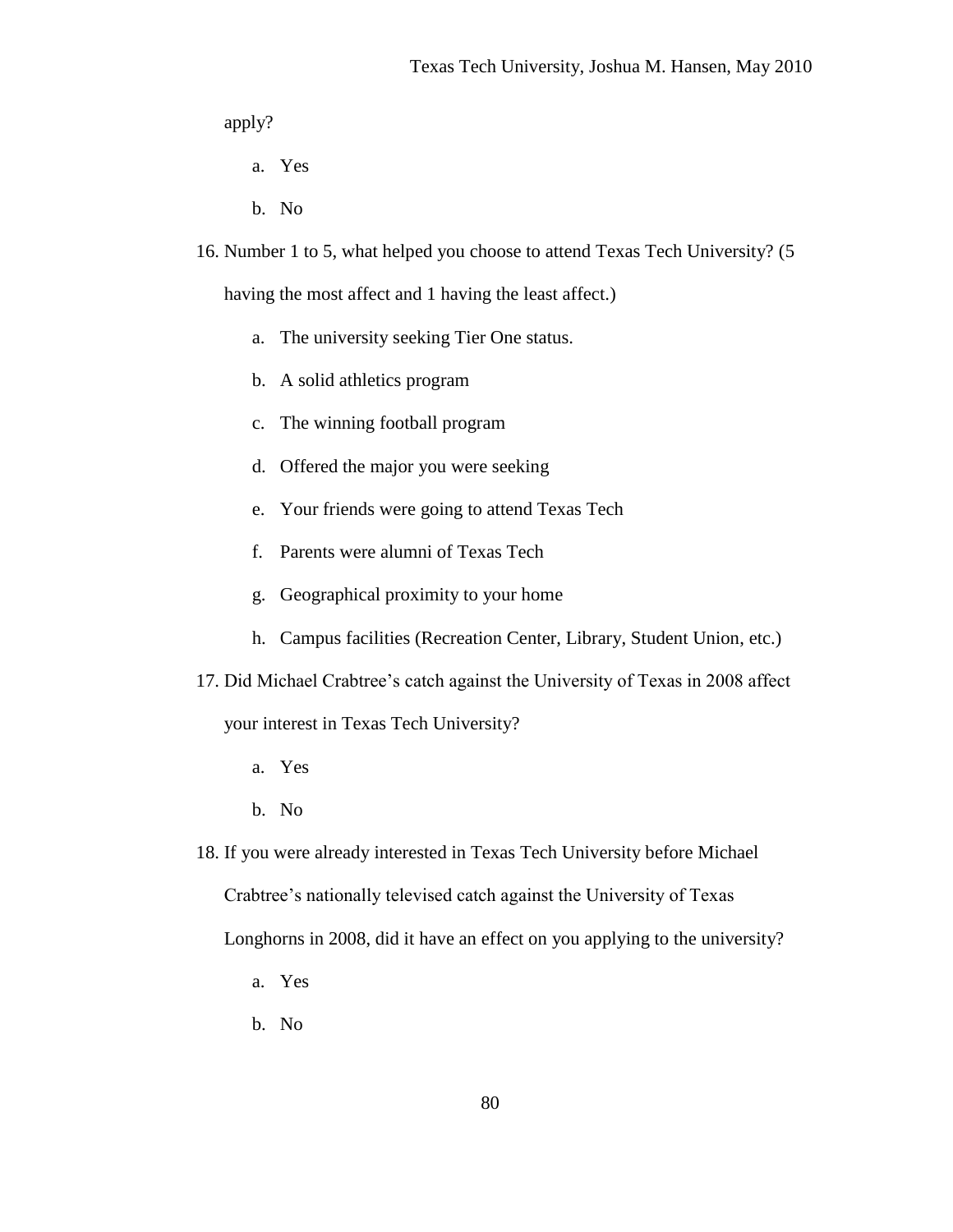apply?

   a. Yes
   b. No

16. Number 1 to 5, what helped you choose to attend Texas Tech University? (5 having the most affect and 1 having the least affect.)

   a. The university seeking Tier One status.
   b. A solid athletics program
   c. The winning football program
   d. Offered the major you were seeking
   e. Your friends were going to attend Texas Tech
   f. Parents were alumni of Texas Tech
   g. Geographical proximity to your home
   h. Campus facilities (Recreation Center, Library, Student Union, etc.)

17. Did Michael Crabtree's catch against the University of Texas in 2008 affect your interest in Texas Tech University?

   a. Yes
   b. No

18. If you were already interested in Texas Tech University before Michael Crabtree's nationally televised catch against the University of Texas Longhorns in 2008, did it have an effect on you applying to the university?

   a. Yes
   b. No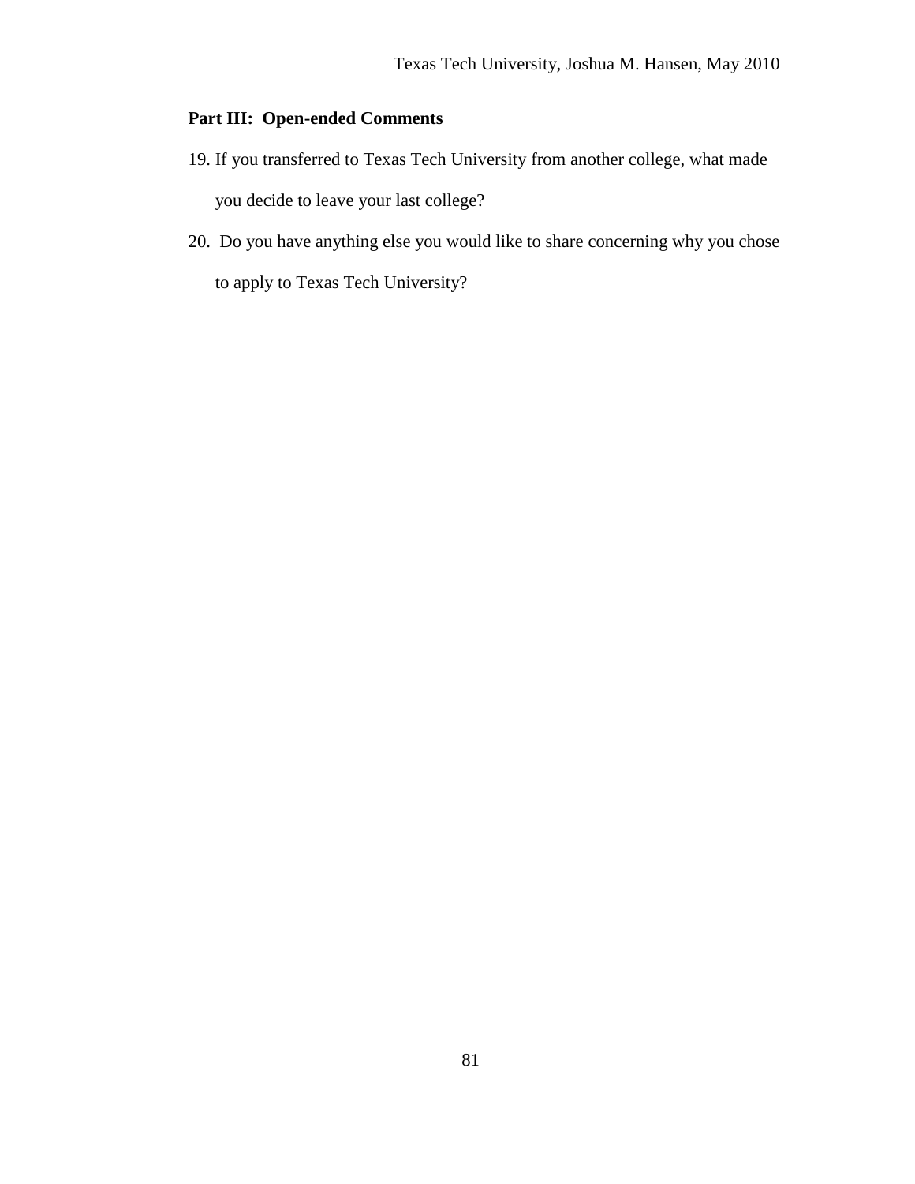**Part III: Open-ended Comments**

19. If you transferred to Texas Tech University from another college, what made you decide to leave your last college?

20. Do you have anything else you would like to share concerning why you chose to apply to Texas Tech University?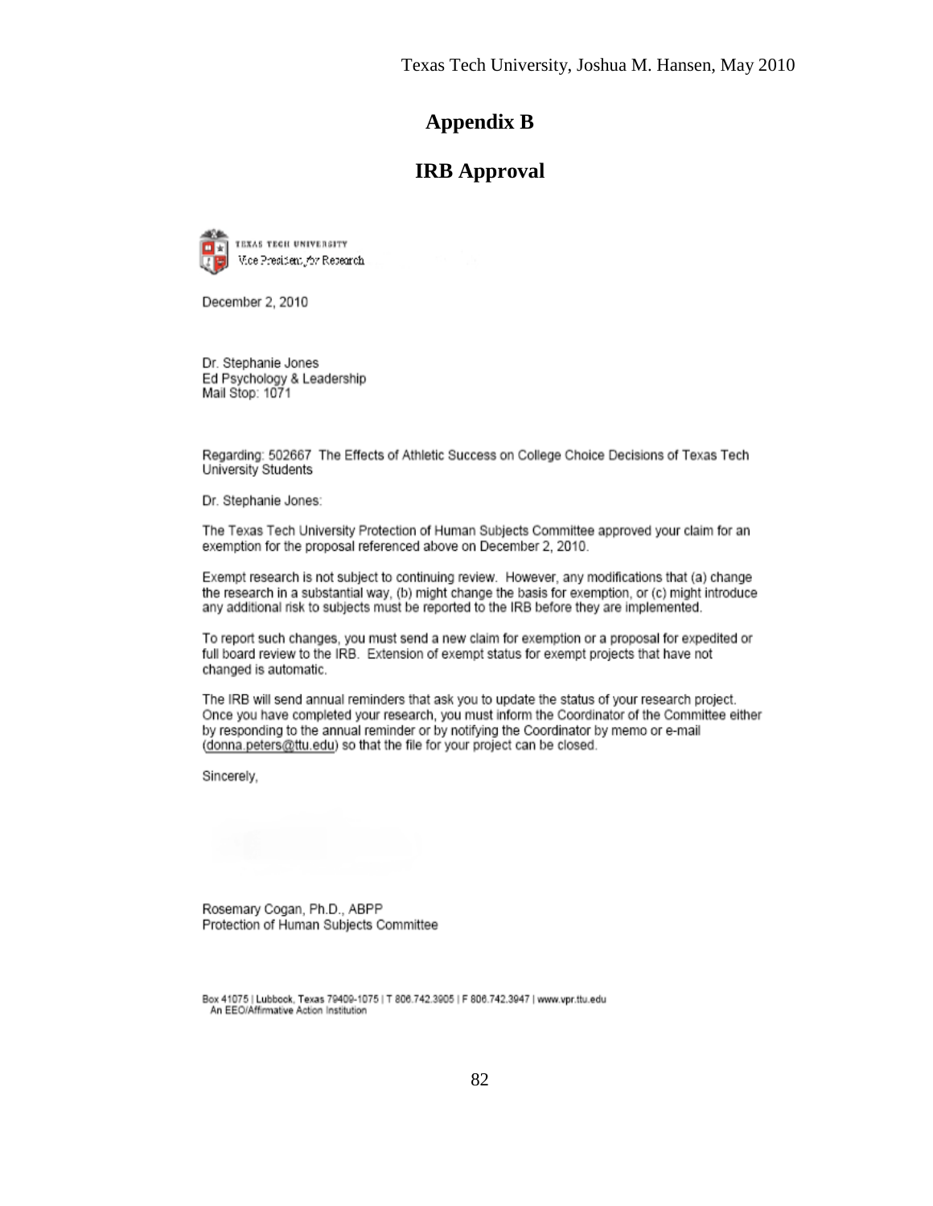# Appendix B

## IRB Approval

TEXAS TECH UNIVERSITY
Vice President for Research

December 2, 2010

Dr. Stephanie Jones
Ed Psychology & Leadership
Mail Stop: 1071

Regarding: 502667 The Effects of Athletic Success on College Choice Decisions of Texas Tech University Students

Dr. Stephanie Jones:

The Texas Tech University Protection of Human Subjects Committee approved your claim for an exemption for the proposal referenced above on December 2, 2010.

Exempt research is not subject to continuing review. However, any modifications that (a) change the research in a substantial way, (b) might change the basis for exemption, or (c) might introduce any additional risk to subjects must be reported to the IRB before they are implemented.

To report such changes, you must send a new claim for exemption or a proposal for expedited or full board review to the IRB. Extension of exempt status for exempt projects that have not changed is automatic.

The IRB will send annual reminders that ask you to update the status of your research project. Once you have completed your research, you must inform the Coordinator of the Committee either by responding to the annual reminder or by notifying the Coordinator by memo or e-mail (donna.peters@ttu.edu) so that the file for your project can be closed.

Sincerely,

Rosemary Cogan, Ph.D., ABPP
Protection of Human Subjects Committee

Box 41075 | Lubbock, Texas 79409-1075 | T 806.742.3905 | F 806.742.3947 | www.vpr.ttu.edu
An EEO/Affirmative Action Institution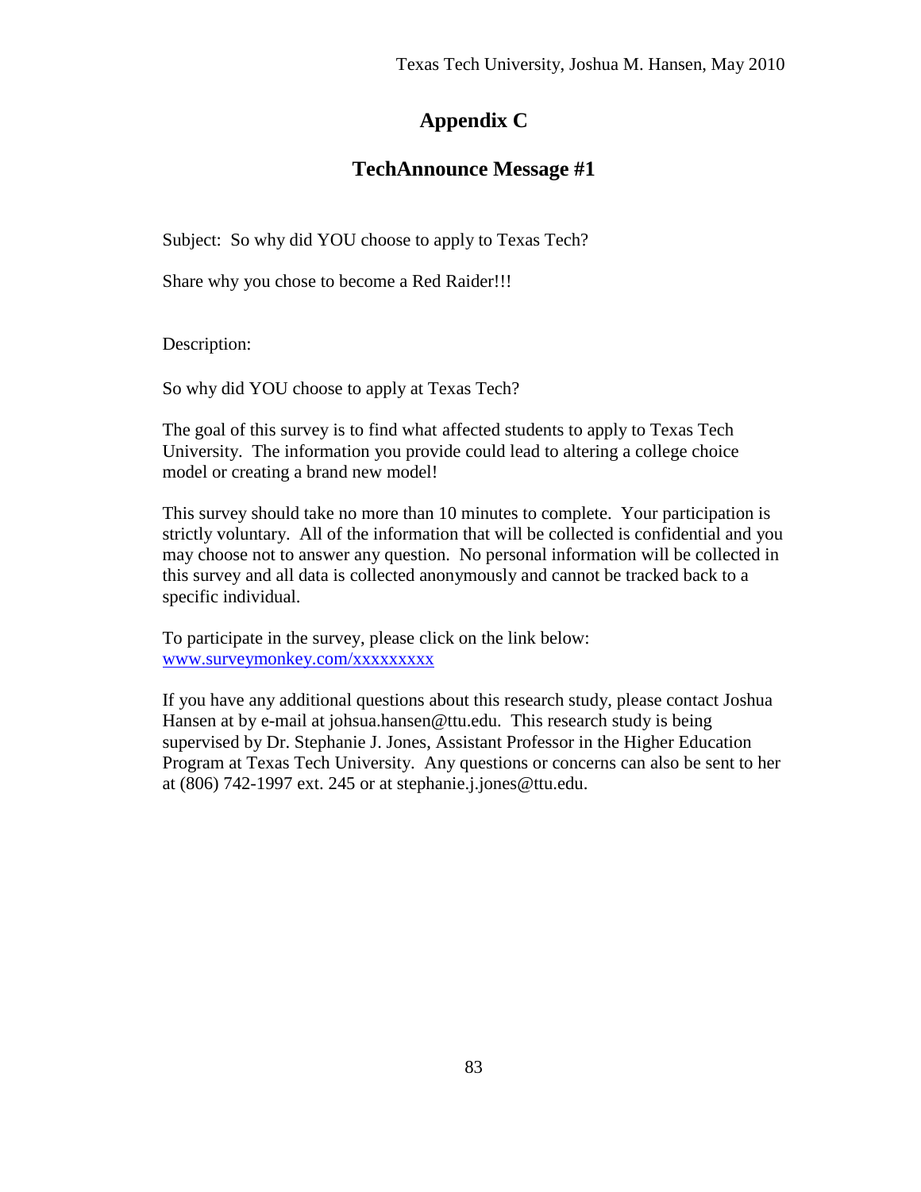# Appendix C

## TechAnnounce Message #1

Subject: So why did YOU choose to apply to Texas Tech?

Share why you chose to become a Red Raider!!!

Description:

So why did YOU choose to apply at Texas Tech?

The goal of this survey is to find what affected students to apply to Texas Tech University. The information you provide could lead to altering a college choice model or creating a brand new model!

This survey should take no more than 10 minutes to complete. Your participation is strictly voluntary. All of the information that will be collected is confidential and you may choose not to answer any question. No personal information will be collected in this survey and all data is collected anonymously and cannot be tracked back to a specific individual.

To participate in the survey, please click on the link below:
www.surveymonkey.com/xxxxxxxxx

If you have any additional questions about this research study, please contact Joshua Hansen at by e-mail at johsua.hansen@ttu.edu. This research study is being supervised by Dr. Stephanie J. Jones, Assistant Professor in the Higher Education Program at Texas Tech University. Any questions or concerns can also be sent to her at (806) 742-1997 ext. 245 or at stephanie.j.jones@ttu.edu.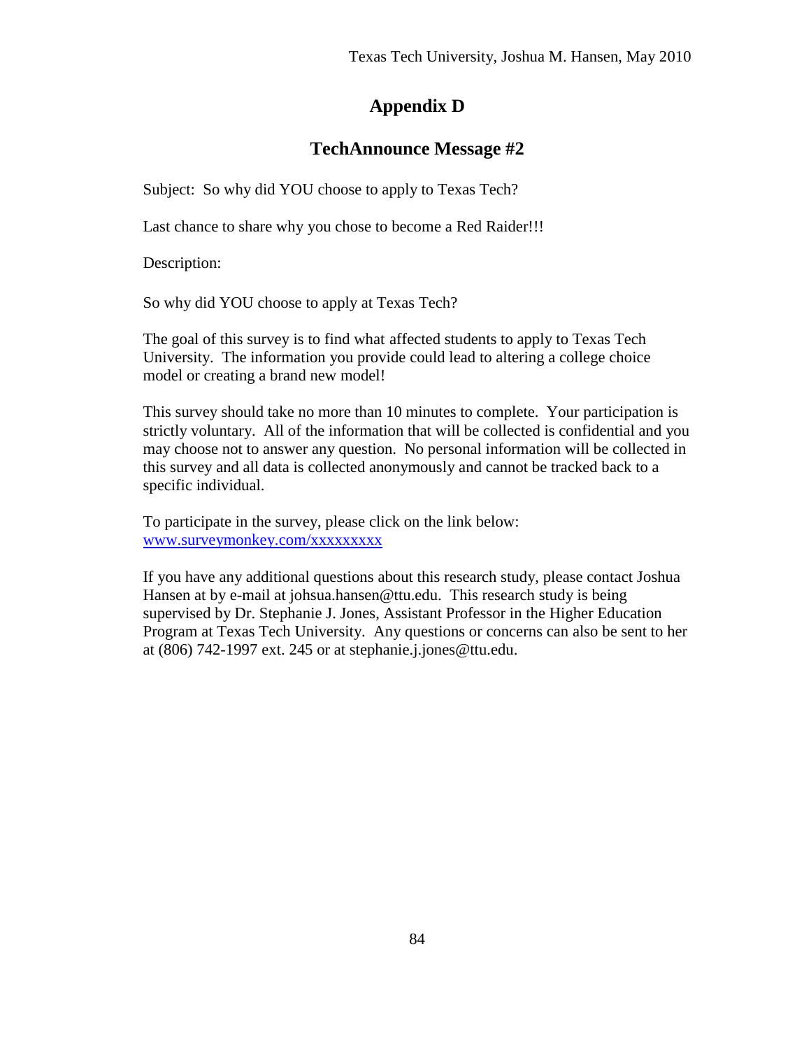# Appendix D

## TechAnnounce Message #2

Subject: So why did YOU choose to apply to Texas Tech?

Last chance to share why you chose to become a Red Raider!!!

Description:

So why did YOU choose to apply at Texas Tech?

The goal of this survey is to find what affected students to apply to Texas Tech University. The information you provide could lead to altering a college choice model or creating a brand new model!

This survey should take no more than 10 minutes to complete. Your participation is strictly voluntary. All of the information that will be collected is confidential and you may choose not to answer any question. No personal information will be collected in this survey and all data is collected anonymously and cannot be tracked back to a specific individual.

To participate in the survey, please click on the link below:
www.surveymonkey.com/xxxxxxxxx

If you have any additional questions about this research study, please contact Joshua Hansen at by e-mail at johsua.hansen@ttu.edu. This research study is being supervised by Dr. Stephanie J. Jones, Assistant Professor in the Higher Education Program at Texas Tech University. Any questions or concerns can also be sent to her at (806) 742-1997 ext. 245 or at stephanie.j.jones@ttu.edu.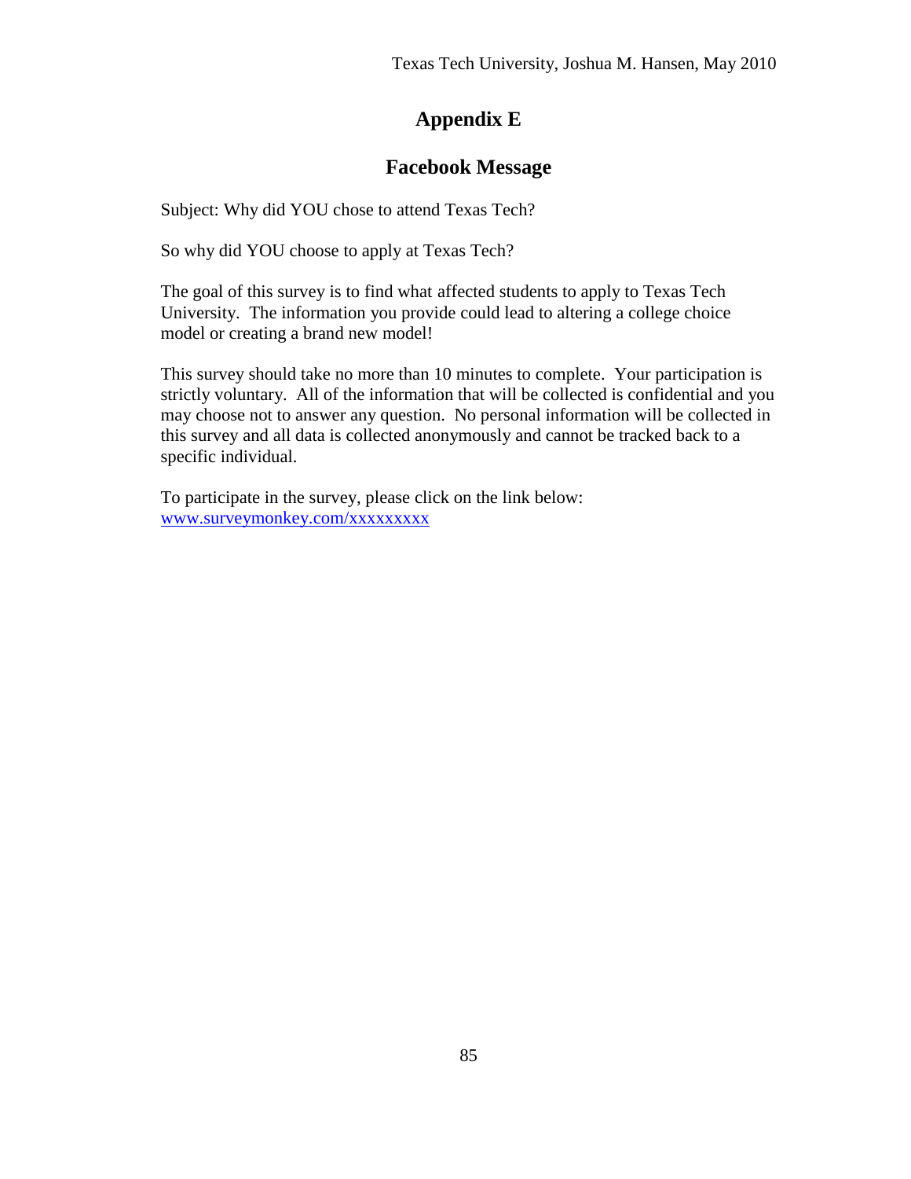# Appendix E

## Facebook Message

Subject: Why did YOU chose to attend Texas Tech?

So why did YOU choose to apply at Texas Tech?

The goal of this survey is to find what affected students to apply to Texas Tech University. The information you provide could lead to altering a college choice model or creating a brand new model!

This survey should take no more than 10 minutes to complete. Your participation is strictly voluntary. All of the information that will be collected is confidential and you may choose not to answer any question. No personal information will be collected in this survey and all data is collected anonymously and cannot be tracked back to a specific individual.

To participate in the survey, please click on the link below:
www.surveymonkey.com/xxxxxxxxx